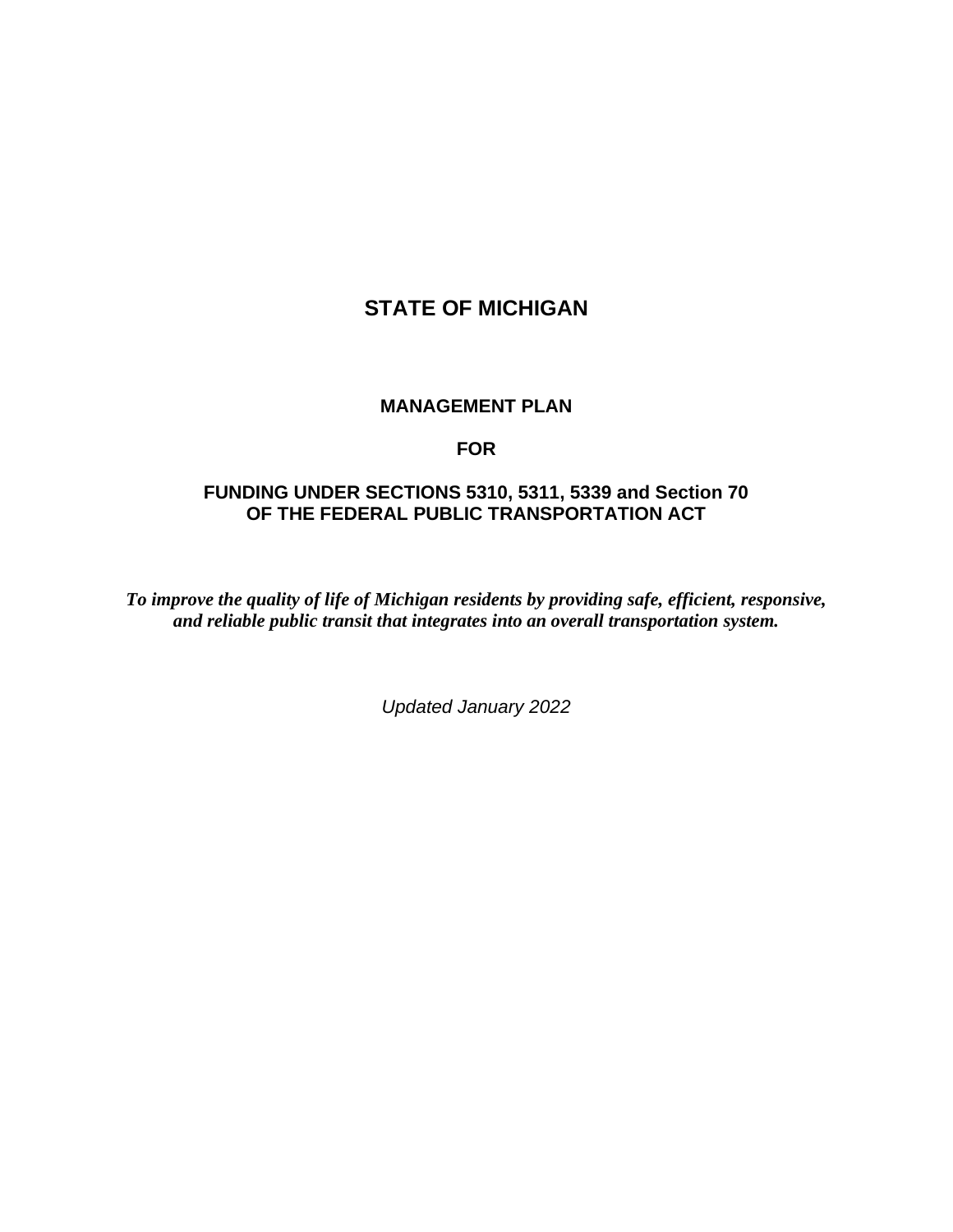# STATE OF MICHIGAN

## MANAGEMENT PLAN

## FOR

## FUNDING UNDER SECTIONS 5310, 5311, 5339 and Section 70 OF THE FEDERAL PUBLIC TRANSPORTATION ACT

***To improve the quality of life of Michigan residents by providing safe, efficient, responsive, and reliable public transit that integrates into an overall transportation system.***

*Updated January 2022*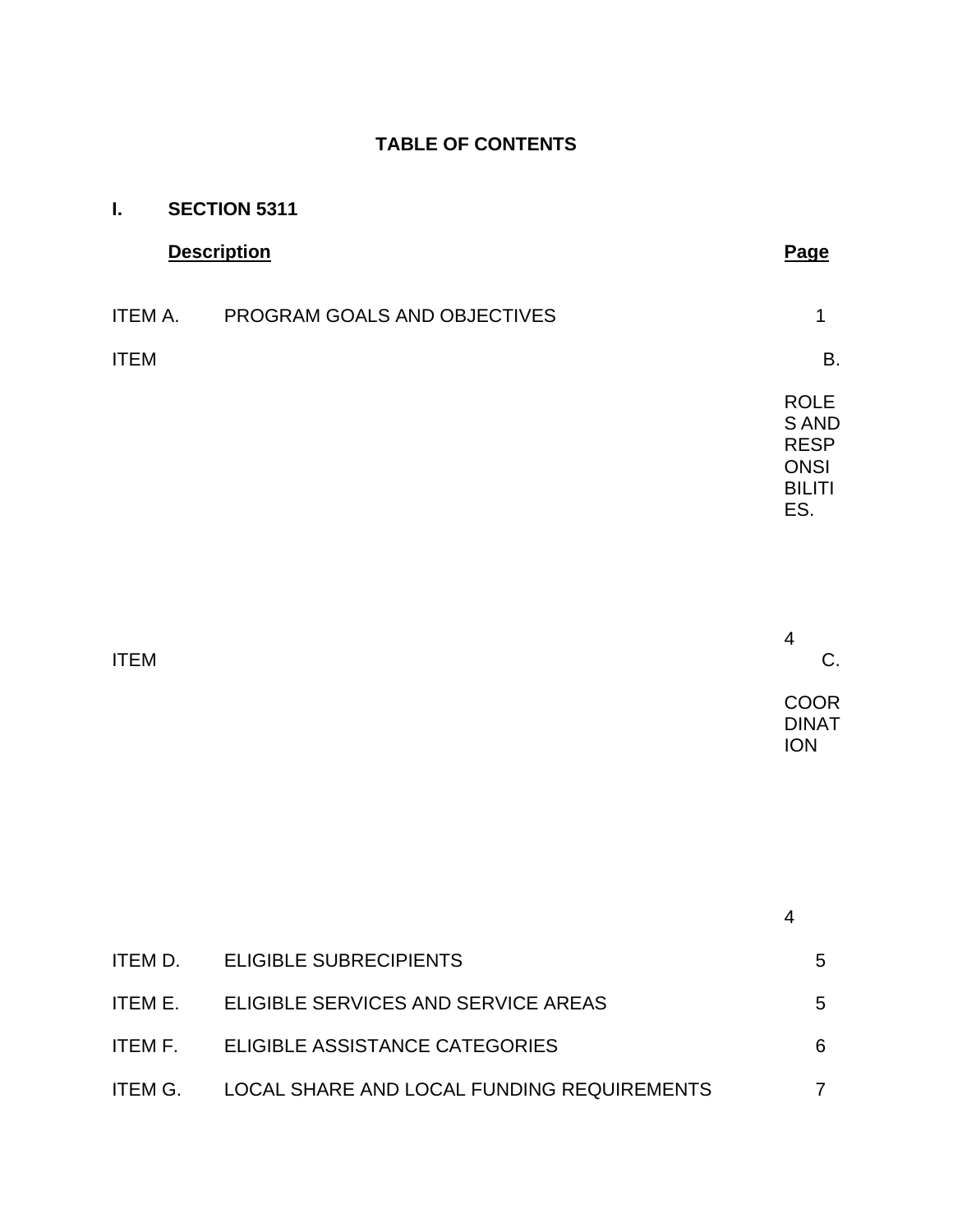**TABLE OF CONTENTS**

**I. SECTION 5311**

| | **Description** | **Page** |
|---|---|---|
| ITEM A. | PROGRAM GOALS AND OBJECTIVES | 1 |
| ITEM B. | ROLES AND RESPONSIBILITIES. | 4 |
| ITEM C. | COORDINATION | 4 |
| ITEM D. | ELIGIBLE SUBRECIPIENTS | 5 |
| ITEM E. | ELIGIBLE SERVICES AND SERVICE AREAS | 5 |
| ITEM F. | ELIGIBLE ASSISTANCE CATEGORIES | 6 |
| ITEM G. | LOCAL SHARE AND LOCAL FUNDING REQUIREMENTS | 7 |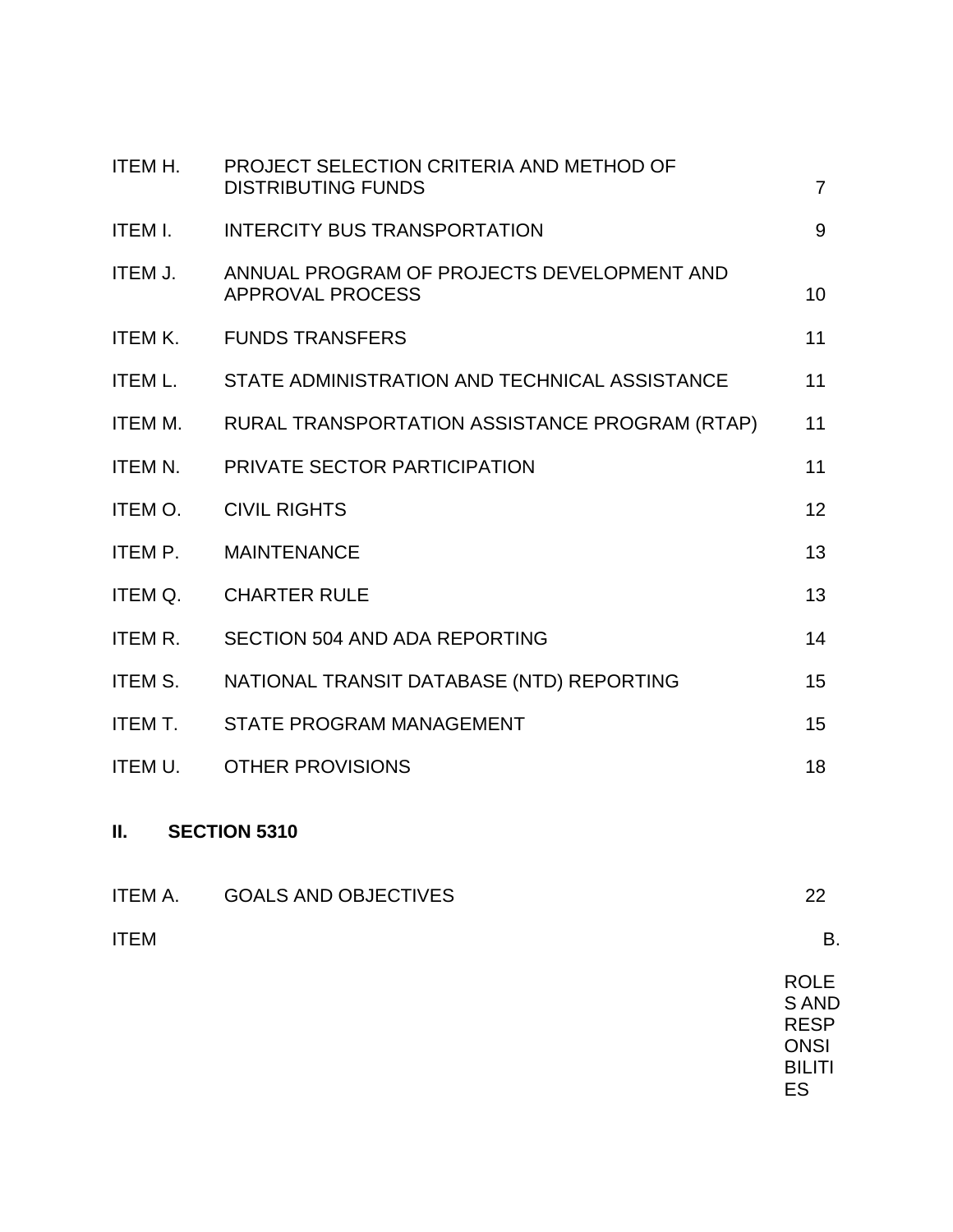| | | |
|---|---|---|
| ITEM H. | PROJECT SELECTION CRITERIA AND METHOD OF DISTRIBUTING FUNDS | 7 |
| ITEM I. | INTERCITY BUS TRANSPORTATION | 9 |
| ITEM J. | ANNUAL PROGRAM OF PROJECTS DEVELOPMENT AND APPROVAL PROCESS | 10 |
| ITEM K. | FUNDS TRANSFERS | 11 |
| ITEM L. | STATE ADMINISTRATION AND TECHNICAL ASSISTANCE | 11 |
| ITEM M. | RURAL TRANSPORTATION ASSISTANCE PROGRAM (RTAP) | 11 |
| ITEM N. | PRIVATE SECTOR PARTICIPATION | 11 |
| ITEM O. | CIVIL RIGHTS | 12 |
| ITEM P. | MAINTENANCE | 13 |
| ITEM Q. | CHARTER RULE | 13 |
| ITEM R. | SECTION 504 AND ADA REPORTING | 14 |
| ITEM S. | NATIONAL TRANSIT DATABASE (NTD) REPORTING | 15 |
| ITEM T. | STATE PROGRAM MANAGEMENT | 15 |
| ITEM U. | OTHER PROVISIONS | 18 |

**II. SECTION 5310**

| | | |
|---|---|---|
| ITEM A. | GOALS AND OBJECTIVES | 22 |
| ITEM B. | ROLES AND RESPONSIBILITIES | |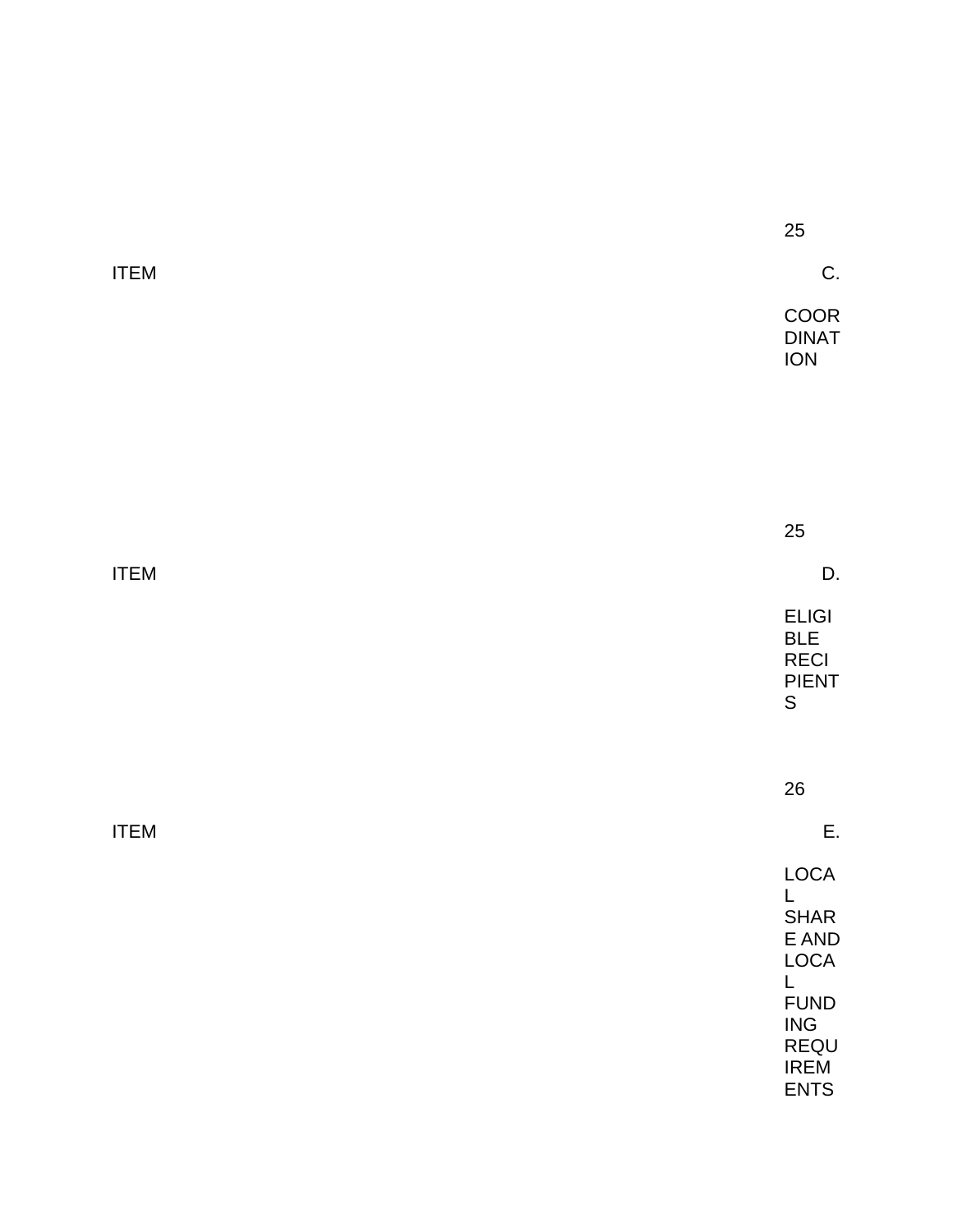| | | |
|---|---|---|
| ITEM C. | COORDINATION | 25 |
| ITEM D. | ELIGIBLE RECIPIENTS | 25 |
| ITEM E. | LOCAL SHARE AND LOCAL FUNDING REQUIREMENTS | 26 |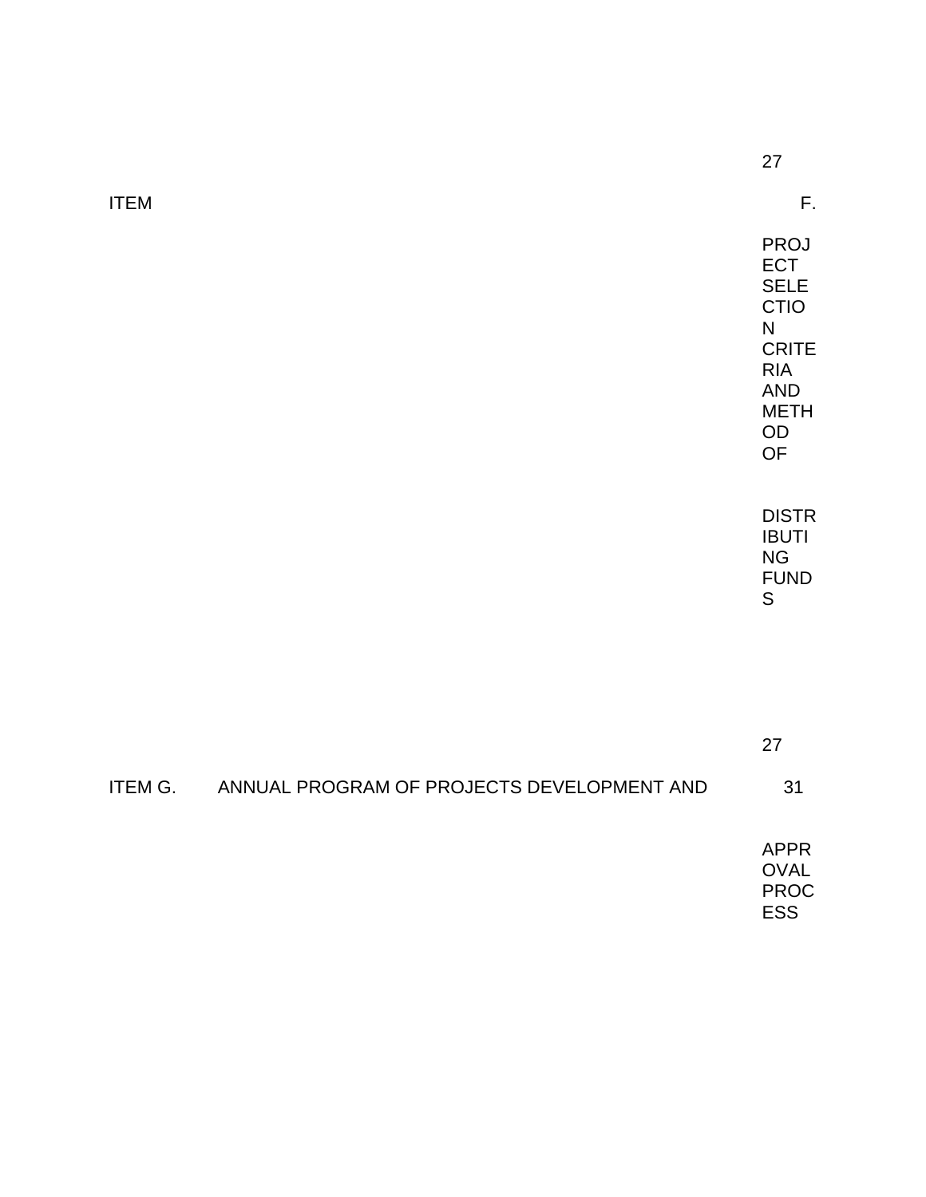27

ITEM F. PROJECT SELECTION CRITERIA AND METHOD OF DISTRIBUTING FUNDS 27

ITEM G. ANNUAL PROGRAM OF PROJECTS DEVELOPMENT AND APPROVAL PROCESS 31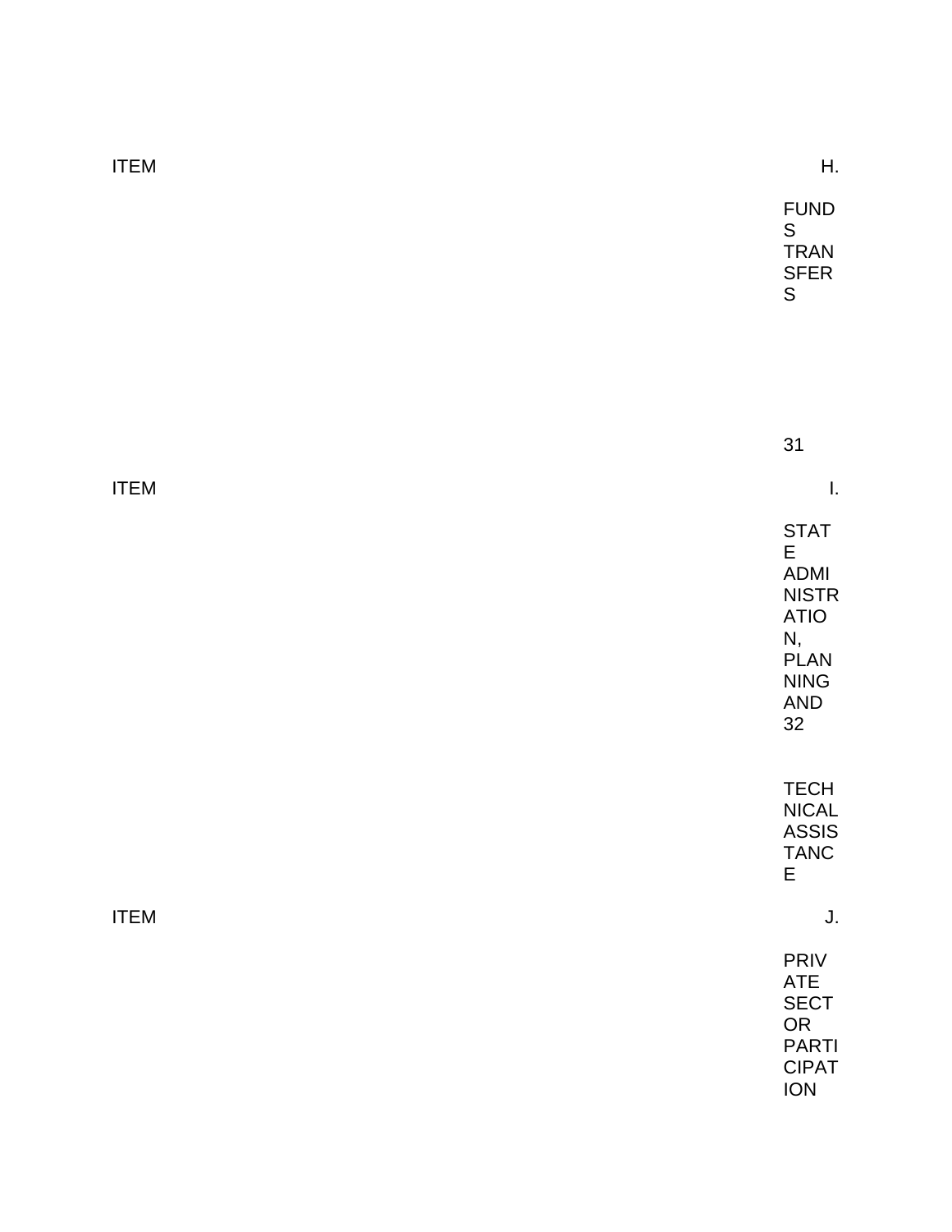ITEM H. FUNDS TRANSFERS 31

ITEM I. STATE ADMINISTRATION, PLANNING AND TECHNICAL ASSISTANCE 32

ITEM J. PRIVATE SECTOR PARTICIPATION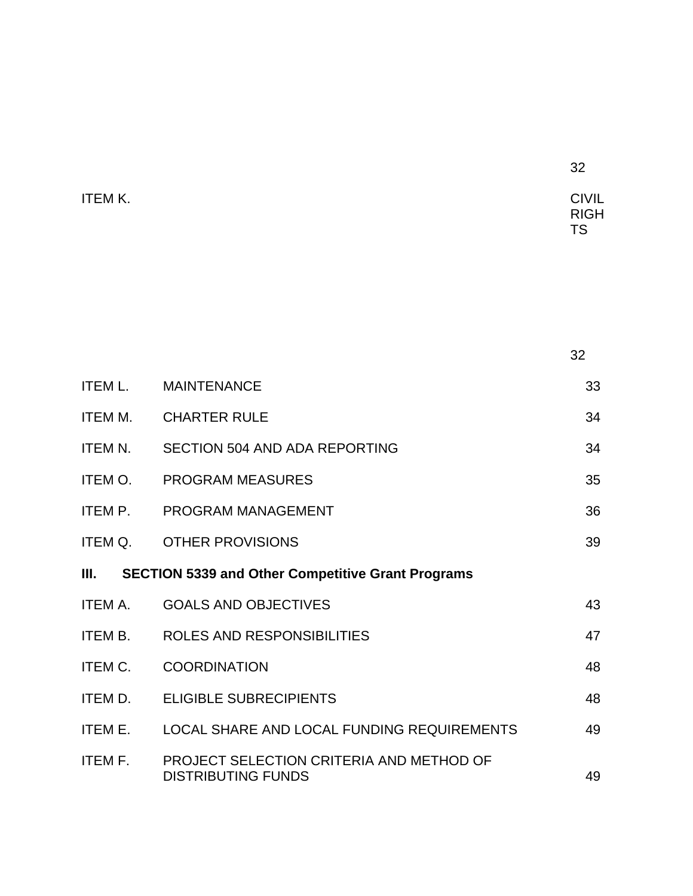| | | |
|---|---|---|
| ITEM K. | CIVIL RIGHTS | 32 |
| ITEM L. | MAINTENANCE | 33 |
| ITEM M. | CHARTER RULE | 34 |
| ITEM N. | SECTION 504 AND ADA REPORTING | 34 |
| ITEM O. | PROGRAM MEASURES | 35 |
| ITEM P. | PROGRAM MANAGEMENT | 36 |
| ITEM Q. | OTHER PROVISIONS | 39 |

**III. SECTION 5339 and Other Competitive Grant Programs**

| | | |
|---|---|---|
| ITEM A. | GOALS AND OBJECTIVES | 43 |
| ITEM B. | ROLES AND RESPONSIBILITIES | 47 |
| ITEM C. | COORDINATION | 48 |
| ITEM D. | ELIGIBLE SUBRECIPIENTS | 48 |
| ITEM E. | LOCAL SHARE AND LOCAL FUNDING REQUIREMENTS | 49 |
| ITEM F. | PROJECT SELECTION CRITERIA AND METHOD OF DISTRIBUTING FUNDS | 49 |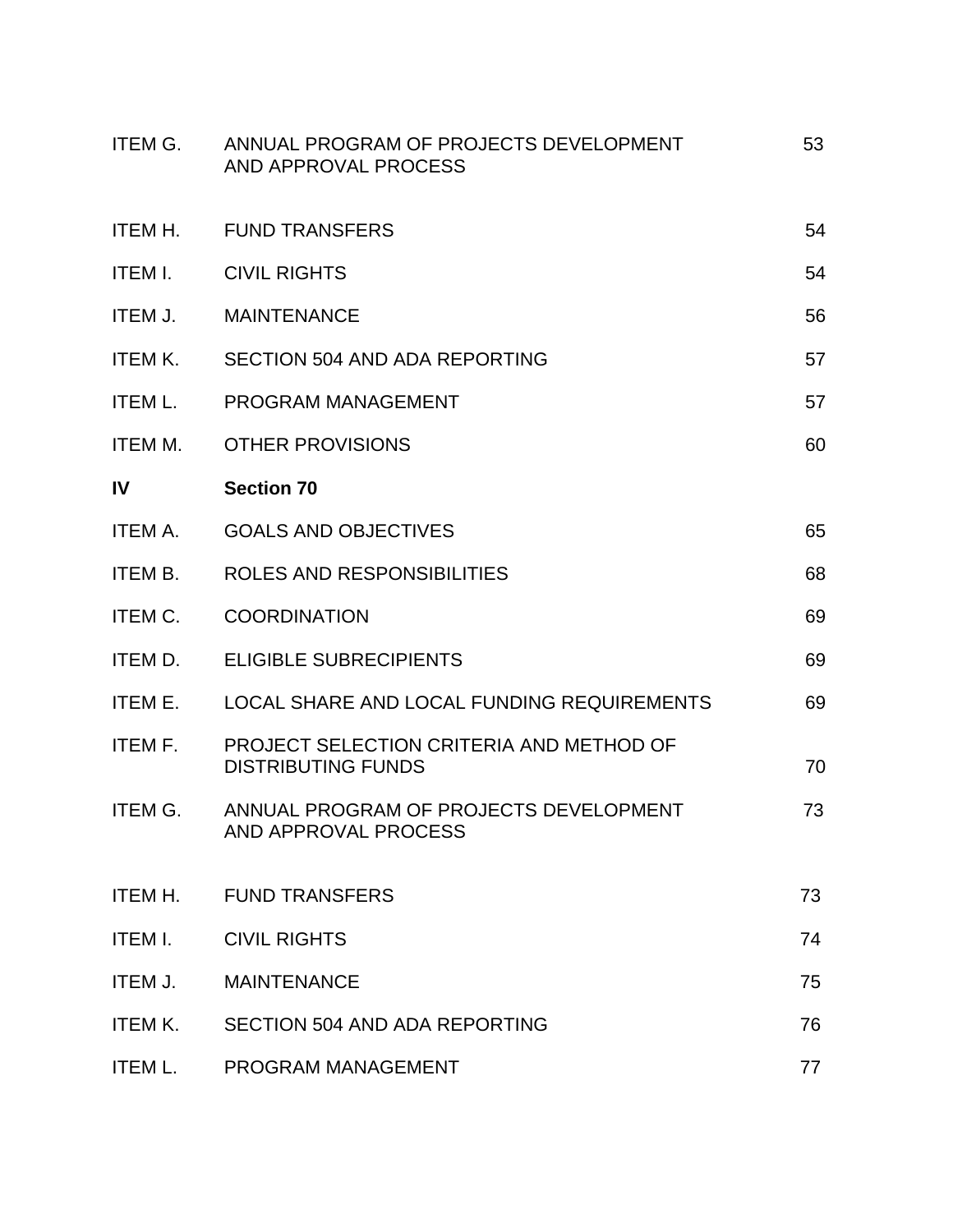| | | |
|---|---|---|
| ITEM G. | ANNUAL PROGRAM OF PROJECTS DEVELOPMENT AND APPROVAL PROCESS | 53 |
| ITEM H. | FUND TRANSFERS | 54 |
| ITEM I. | CIVIL RIGHTS | 54 |
| ITEM J. | MAINTENANCE | 56 |
| ITEM K. | SECTION 504 AND ADA REPORTING | 57 |
| ITEM L. | PROGRAM MANAGEMENT | 57 |
| ITEM M. | OTHER PROVISIONS | 60 |
| **IV** | **Section 70** | |
| ITEM A. | GOALS AND OBJECTIVES | 65 |
| ITEM B. | ROLES AND RESPONSIBILITIES | 68 |
| ITEM C. | COORDINATION | 69 |
| ITEM D. | ELIGIBLE SUBRECIPIENTS | 69 |
| ITEM E. | LOCAL SHARE AND LOCAL FUNDING REQUIREMENTS | 69 |
| ITEM F. | PROJECT SELECTION CRITERIA AND METHOD OF DISTRIBUTING FUNDS | 70 |
| ITEM G. | ANNUAL PROGRAM OF PROJECTS DEVELOPMENT AND APPROVAL PROCESS | 73 |
| ITEM H. | FUND TRANSFERS | 73 |
| ITEM I. | CIVIL RIGHTS | 74 |
| ITEM J. | MAINTENANCE | 75 |
| ITEM K. | SECTION 504 AND ADA REPORTING | 76 |
| ITEM L. | PROGRAM MANAGEMENT | 77 |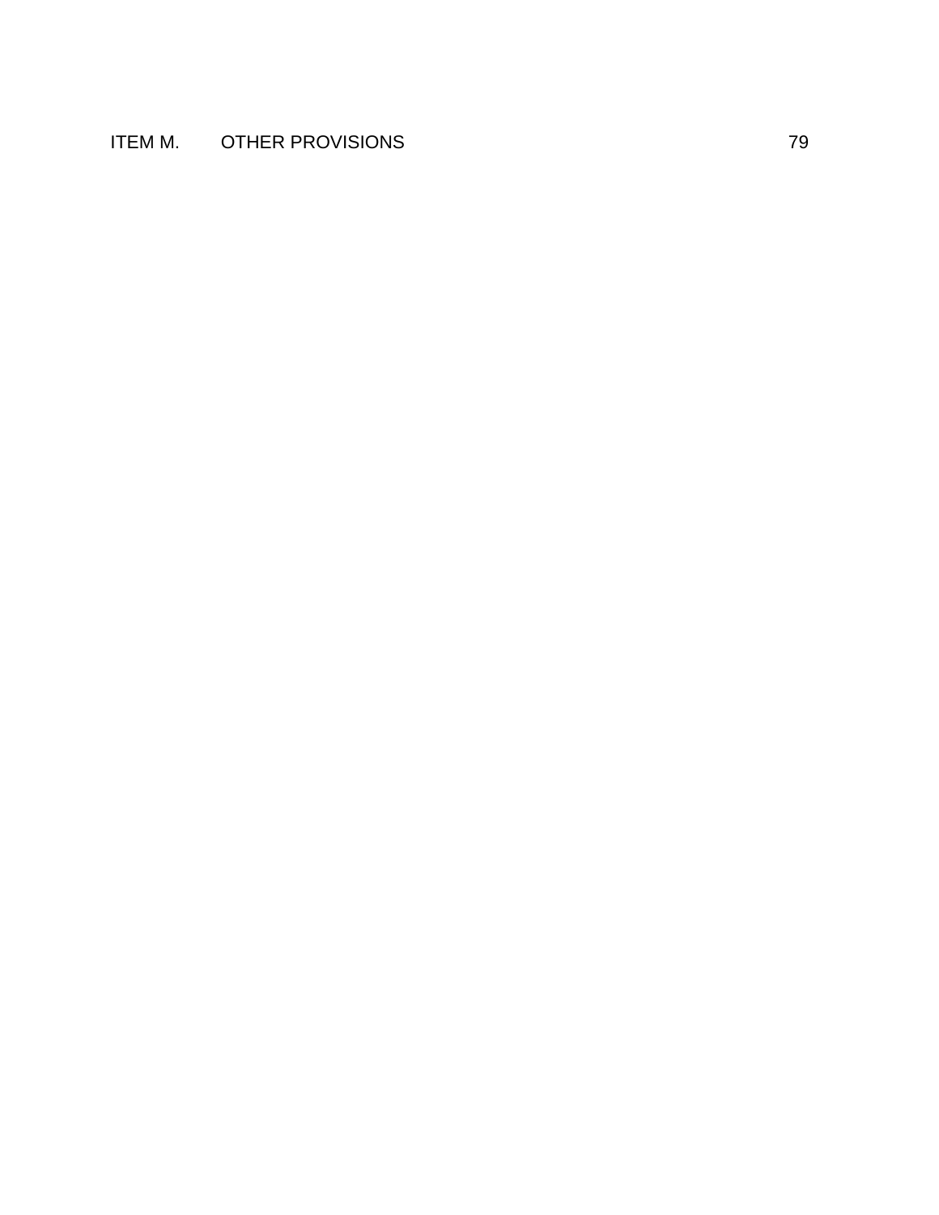ITEM M. OTHER PROVISIONS 79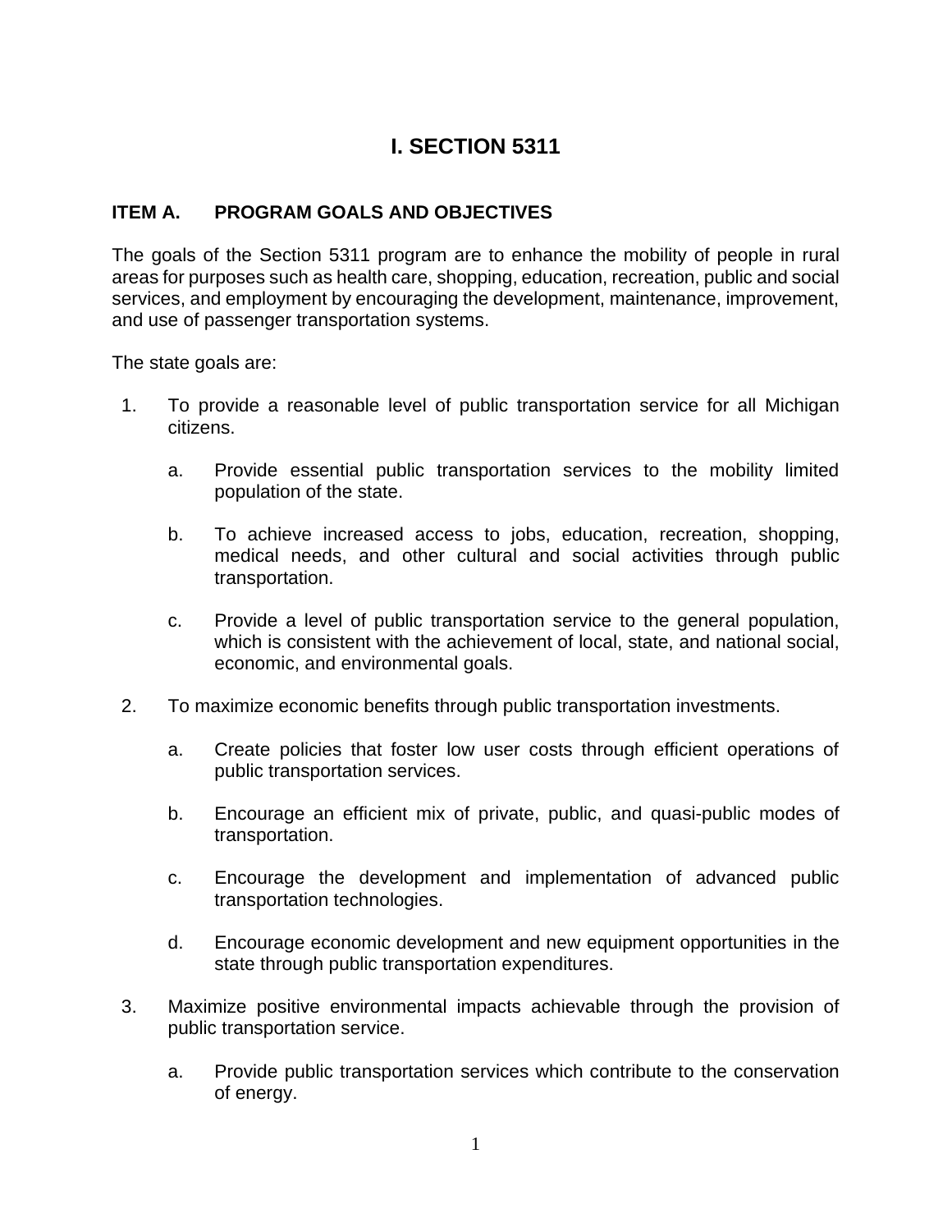# I. SECTION 5311

### ITEM A. PROGRAM GOALS AND OBJECTIVES

The goals of the Section 5311 program are to enhance the mobility of people in rural areas for purposes such as health care, shopping, education, recreation, public and social services, and employment by encouraging the development, maintenance, improvement, and use of passenger transportation systems.

The state goals are:

1. To provide a reasonable level of public transportation service for all Michigan citizens.

   a. Provide essential public transportation services to the mobility limited population of the state.

   b. To achieve increased access to jobs, education, recreation, shopping, medical needs, and other cultural and social activities through public transportation.

   c. Provide a level of public transportation service to the general population, which is consistent with the achievement of local, state, and national social, economic, and environmental goals.

2. To maximize economic benefits through public transportation investments.

   a. Create policies that foster low user costs through efficient operations of public transportation services.

   b. Encourage an efficient mix of private, public, and quasi-public modes of transportation.

   c. Encourage the development and implementation of advanced public transportation technologies.

   d. Encourage economic development and new equipment opportunities in the state through public transportation expenditures.

3. Maximize positive environmental impacts achievable through the provision of public transportation service.

   a. Provide public transportation services which contribute to the conservation of energy.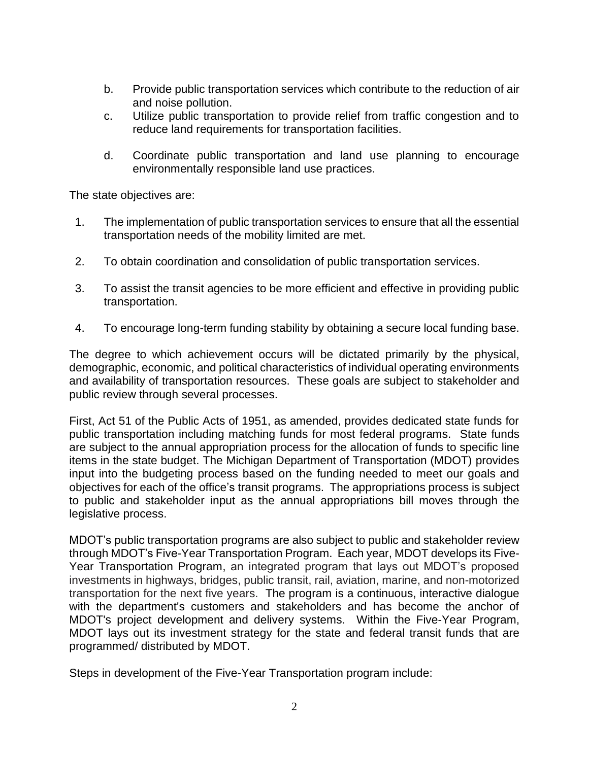b. Provide public transportation services which contribute to the reduction of air and noise pollution.

c. Utilize public transportation to provide relief from traffic congestion and to reduce land requirements for transportation facilities.

d. Coordinate public transportation and land use planning to encourage environmentally responsible land use practices.

The state objectives are:

1. The implementation of public transportation services to ensure that all the essential transportation needs of the mobility limited are met.

2. To obtain coordination and consolidation of public transportation services.

3. To assist the transit agencies to be more efficient and effective in providing public transportation.

4. To encourage long-term funding stability by obtaining a secure local funding base.

The degree to which achievement occurs will be dictated primarily by the physical, demographic, economic, and political characteristics of individual operating environments and availability of transportation resources. These goals are subject to stakeholder and public review through several processes.

First, Act 51 of the Public Acts of 1951, as amended, provides dedicated state funds for public transportation including matching funds for most federal programs. State funds are subject to the annual appropriation process for the allocation of funds to specific line items in the state budget. The Michigan Department of Transportation (MDOT) provides input into the budgeting process based on the funding needed to meet our goals and objectives for each of the office's transit programs. The appropriations process is subject to public and stakeholder input as the annual appropriations bill moves through the legislative process.

MDOT's public transportation programs are also subject to public and stakeholder review through MDOT's Five-Year Transportation Program. Each year, MDOT develops its Five-Year Transportation Program, an integrated program that lays out MDOT's proposed investments in highways, bridges, public transit, rail, aviation, marine, and non-motorized transportation for the next five years. The program is a continuous, interactive dialogue with the department's customers and stakeholders and has become the anchor of MDOT's project development and delivery systems. Within the Five-Year Program, MDOT lays out its investment strategy for the state and federal transit funds that are programmed/ distributed by MDOT.

Steps in development of the Five-Year Transportation program include: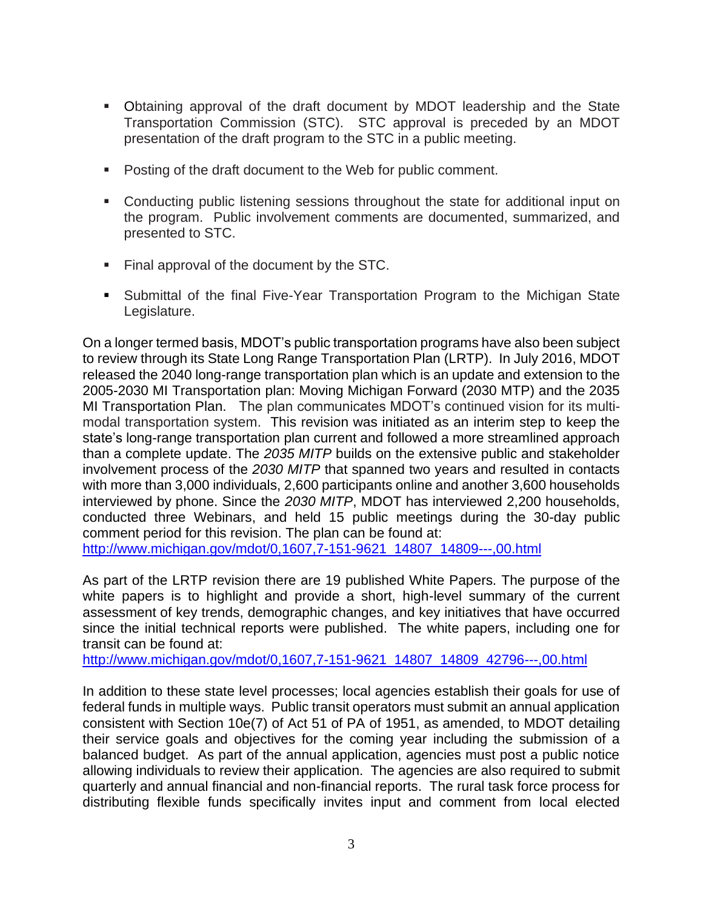- Obtaining approval of the draft document by MDOT leadership and the State Transportation Commission (STC). STC approval is preceded by an MDOT presentation of the draft program to the STC in a public meeting.

- Posting of the draft document to the Web for public comment.

- Conducting public listening sessions throughout the state for additional input on the program. Public involvement comments are documented, summarized, and presented to STC.

- Final approval of the document by the STC.

- Submittal of the final Five-Year Transportation Program to the Michigan State Legislature.

On a longer termed basis, MDOT's public transportation programs have also been subject to review through its State Long Range Transportation Plan (LRTP). In July 2016, MDOT released the 2040 long-range transportation plan which is an update and extension to the 2005-2030 MI Transportation plan: Moving Michigan Forward (2030 MTP) and the 2035 MI Transportation Plan. The plan communicates MDOT's continued vision for its multi-modal transportation system. This revision was initiated as an interim step to keep the state's long-range transportation plan current and followed a more streamlined approach than a complete update. The *2035 MITP* builds on the extensive public and stakeholder involvement process of the *2030 MITP* that spanned two years and resulted in contacts with more than 3,000 individuals, 2,600 participants online and another 3,600 households interviewed by phone. Since the *2030 MITP*, MDOT has interviewed 2,200 households, conducted three Webinars, and held 15 public meetings during the 30-day public comment period for this revision. The plan can be found at:
http://www.michigan.gov/mdot/0,1607,7-151-9621_14807_14809---,00.html

As part of the LRTP revision there are 19 published White Papers. The purpose of the white papers is to highlight and provide a short, high-level summary of the current assessment of key trends, demographic changes, and key initiatives that have occurred since the initial technical reports were published. The white papers, including one for transit can be found at:
http://www.michigan.gov/mdot/0,1607,7-151-9621_14807_14809_42796---,00.html

In addition to these state level processes; local agencies establish their goals for use of federal funds in multiple ways. Public transit operators must submit an annual application consistent with Section 10e(7) of Act 51 of PA of 1951, as amended, to MDOT detailing their service goals and objectives for the coming year including the submission of a balanced budget. As part of the annual application, agencies must post a public notice allowing individuals to review their application. The agencies are also required to submit quarterly and annual financial and non-financial reports. The rural task force process for distributing flexible funds specifically invites input and comment from local elected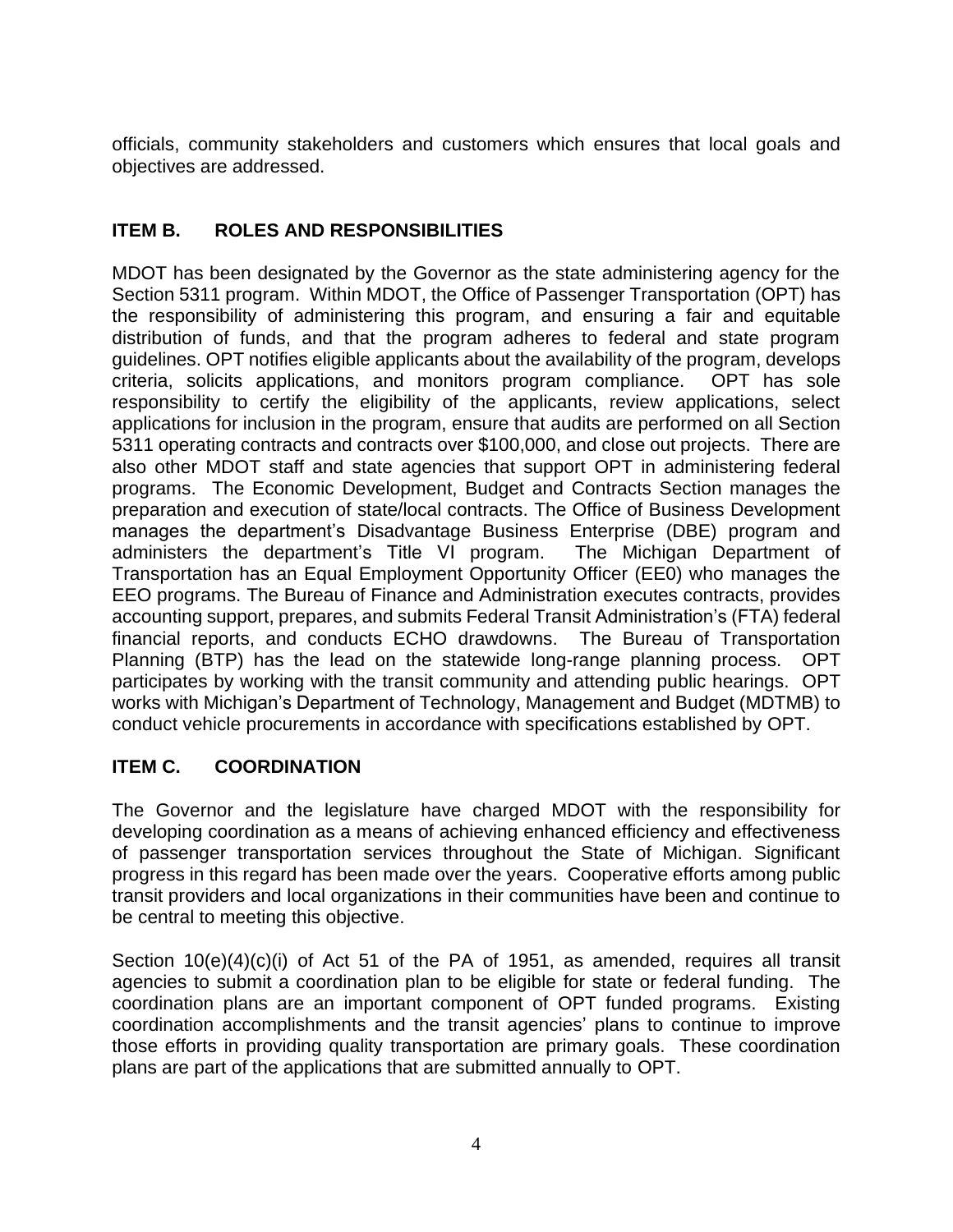officials, community stakeholders and customers which ensures that local goals and objectives are addressed.

## ITEM B. ROLES AND RESPONSIBILITIES

MDOT has been designated by the Governor as the state administering agency for the Section 5311 program. Within MDOT, the Office of Passenger Transportation (OPT) has the responsibility of administering this program, and ensuring a fair and equitable distribution of funds, and that the program adheres to federal and state program guidelines. OPT notifies eligible applicants about the availability of the program, develops criteria, solicits applications, and monitors program compliance. OPT has sole responsibility to certify the eligibility of the applicants, review applications, select applications for inclusion in the program, ensure that audits are performed on all Section 5311 operating contracts and contracts over $100,000, and close out projects. There are also other MDOT staff and state agencies that support OPT in administering federal programs. The Economic Development, Budget and Contracts Section manages the preparation and execution of state/local contracts. The Office of Business Development manages the department's Disadvantage Business Enterprise (DBE) program and administers the department's Title VI program. The Michigan Department of Transportation has an Equal Employment Opportunity Officer (EE0) who manages the EEO programs. The Bureau of Finance and Administration executes contracts, provides accounting support, prepares, and submits Federal Transit Administration's (FTA) federal financial reports, and conducts ECHO drawdowns. The Bureau of Transportation Planning (BTP) has the lead on the statewide long-range planning process. OPT participates by working with the transit community and attending public hearings. OPT works with Michigan's Department of Technology, Management and Budget (MDTMB) to conduct vehicle procurements in accordance with specifications established by OPT.

## ITEM C. COORDINATION

The Governor and the legislature have charged MDOT with the responsibility for developing coordination as a means of achieving enhanced efficiency and effectiveness of passenger transportation services throughout the State of Michigan. Significant progress in this regard has been made over the years. Cooperative efforts among public transit providers and local organizations in their communities have been and continue to be central to meeting this objective.

Section 10(e)(4)(c)(i) of Act 51 of the PA of 1951, as amended, requires all transit agencies to submit a coordination plan to be eligible for state or federal funding. The coordination plans are an important component of OPT funded programs. Existing coordination accomplishments and the transit agencies' plans to continue to improve those efforts in providing quality transportation are primary goals. These coordination plans are part of the applications that are submitted annually to OPT.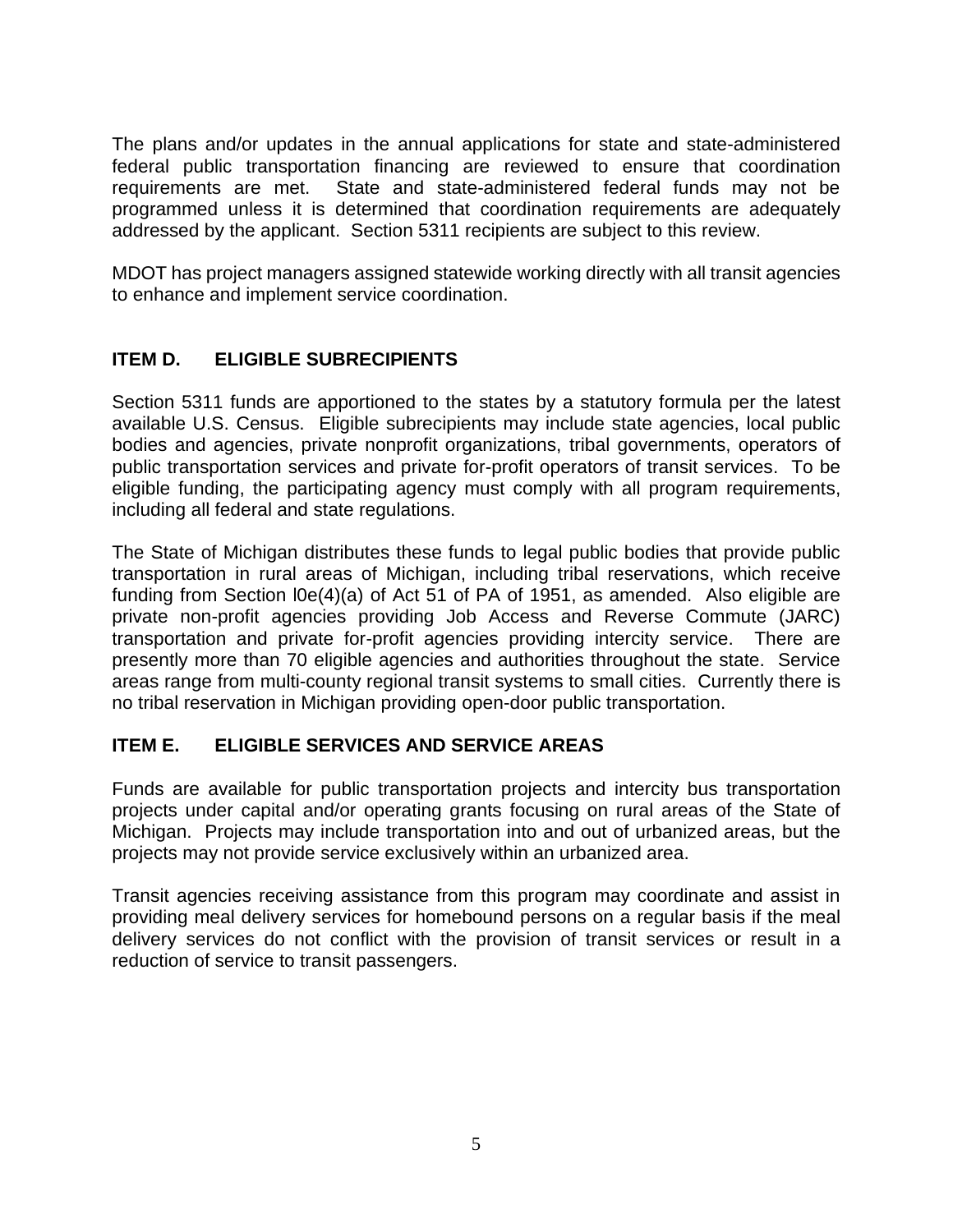The plans and/or updates in the annual applications for state and state-administered federal public transportation financing are reviewed to ensure that coordination requirements are met. State and state-administered federal funds may not be programmed unless it is determined that coordination requirements are adequately addressed by the applicant. Section 5311 recipients are subject to this review.

MDOT has project managers assigned statewide working directly with all transit agencies to enhance and implement service coordination.

## ITEM D. ELIGIBLE SUBRECIPIENTS

Section 5311 funds are apportioned to the states by a statutory formula per the latest available U.S. Census. Eligible subrecipients may include state agencies, local public bodies and agencies, private nonprofit organizations, tribal governments, operators of public transportation services and private for-profit operators of transit services. To be eligible funding, the participating agency must comply with all program requirements, including all federal and state regulations.

The State of Michigan distributes these funds to legal public bodies that provide public transportation in rural areas of Michigan, including tribal reservations, which receive funding from Section l0e(4)(a) of Act 51 of PA of 1951, as amended. Also eligible are private non-profit agencies providing Job Access and Reverse Commute (JARC) transportation and private for-profit agencies providing intercity service. There are presently more than 70 eligible agencies and authorities throughout the state. Service areas range from multi-county regional transit systems to small cities. Currently there is no tribal reservation in Michigan providing open-door public transportation.

## ITEM E. ELIGIBLE SERVICES AND SERVICE AREAS

Funds are available for public transportation projects and intercity bus transportation projects under capital and/or operating grants focusing on rural areas of the State of Michigan. Projects may include transportation into and out of urbanized areas, but the projects may not provide service exclusively within an urbanized area.

Transit agencies receiving assistance from this program may coordinate and assist in providing meal delivery services for homebound persons on a regular basis if the meal delivery services do not conflict with the provision of transit services or result in a reduction of service to transit passengers.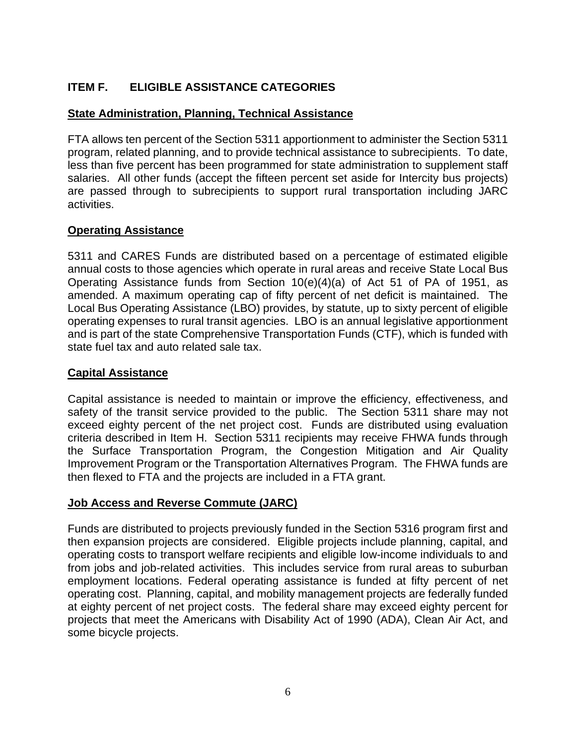## ITEM F. ELIGIBLE ASSISTANCE CATEGORIES

### State Administration, Planning, Technical Assistance

FTA allows ten percent of the Section 5311 apportionment to administer the Section 5311 program, related planning, and to provide technical assistance to subrecipients. To date, less than five percent has been programmed for state administration to supplement staff salaries. All other funds (accept the fifteen percent set aside for Intercity bus projects) are passed through to subrecipients to support rural transportation including JARC activities.

### Operating Assistance

5311 and CARES Funds are distributed based on a percentage of estimated eligible annual costs to those agencies which operate in rural areas and receive State Local Bus Operating Assistance funds from Section 10(e)(4)(a) of Act 51 of PA of 1951, as amended. A maximum operating cap of fifty percent of net deficit is maintained. The Local Bus Operating Assistance (LBO) provides, by statute, up to sixty percent of eligible operating expenses to rural transit agencies. LBO is an annual legislative apportionment and is part of the state Comprehensive Transportation Funds (CTF), which is funded with state fuel tax and auto related sale tax.

### Capital Assistance

Capital assistance is needed to maintain or improve the efficiency, effectiveness, and safety of the transit service provided to the public. The Section 5311 share may not exceed eighty percent of the net project cost. Funds are distributed using evaluation criteria described in Item H. Section 5311 recipients may receive FHWA funds through the Surface Transportation Program, the Congestion Mitigation and Air Quality Improvement Program or the Transportation Alternatives Program. The FHWA funds are then flexed to FTA and the projects are included in a FTA grant.

### Job Access and Reverse Commute (JARC)

Funds are distributed to projects previously funded in the Section 5316 program first and then expansion projects are considered. Eligible projects include planning, capital, and operating costs to transport welfare recipients and eligible low-income individuals to and from jobs and job-related activities. This includes service from rural areas to suburban employment locations. Federal operating assistance is funded at fifty percent of net operating cost. Planning, capital, and mobility management projects are federally funded at eighty percent of net project costs. The federal share may exceed eighty percent for projects that meet the Americans with Disability Act of 1990 (ADA), Clean Air Act, and some bicycle projects.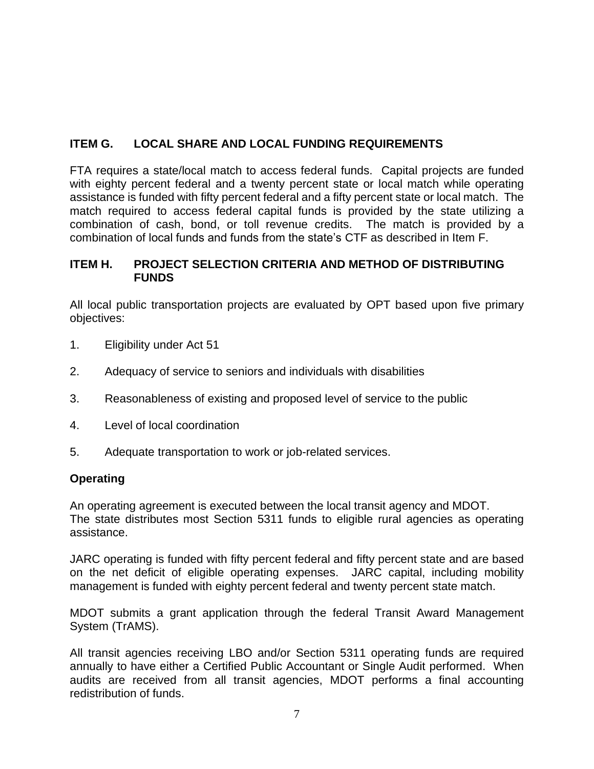## ITEM G. LOCAL SHARE AND LOCAL FUNDING REQUIREMENTS

FTA requires a state/local match to access federal funds. Capital projects are funded with eighty percent federal and a twenty percent state or local match while operating assistance is funded with fifty percent federal and a fifty percent state or local match. The match required to access federal capital funds is provided by the state utilizing a combination of cash, bond, or toll revenue credits. The match is provided by a combination of local funds and funds from the state's CTF as described in Item F.

## ITEM H. PROJECT SELECTION CRITERIA AND METHOD OF DISTRIBUTING FUNDS

All local public transportation projects are evaluated by OPT based upon five primary objectives:

1. Eligibility under Act 51
2. Adequacy of service to seniors and individuals with disabilities
3. Reasonableness of existing and proposed level of service to the public
4. Level of local coordination
5. Adequate transportation to work or job-related services.

### Operating

An operating agreement is executed between the local transit agency and MDOT.
The state distributes most Section 5311 funds to eligible rural agencies as operating assistance.

JARC operating is funded with fifty percent federal and fifty percent state and are based on the net deficit of eligible operating expenses. JARC capital, including mobility management is funded with eighty percent federal and twenty percent state match.

MDOT submits a grant application through the federal Transit Award Management System (TrAMS).

All transit agencies receiving LBO and/or Section 5311 operating funds are required annually to have either a Certified Public Accountant or Single Audit performed. When audits are received from all transit agencies, MDOT performs a final accounting redistribution of funds.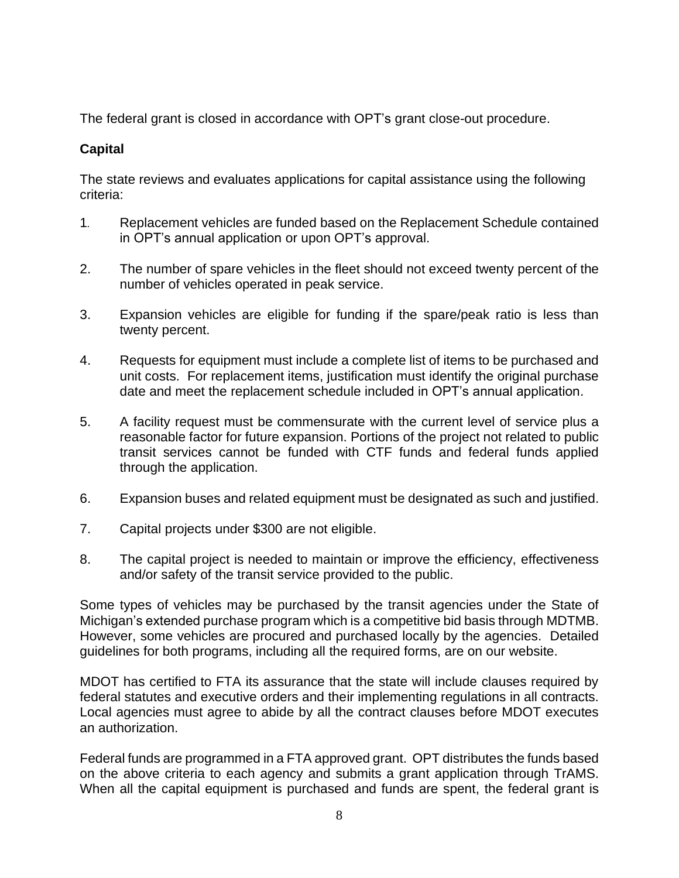The federal grant is closed in accordance with OPT's grant close-out procedure.

**Capital**

The state reviews and evaluates applications for capital assistance using the following criteria:

1. Replacement vehicles are funded based on the Replacement Schedule contained in OPT's annual application or upon OPT's approval.

2. The number of spare vehicles in the fleet should not exceed twenty percent of the number of vehicles operated in peak service.

3. Expansion vehicles are eligible for funding if the spare/peak ratio is less than twenty percent.

4. Requests for equipment must include a complete list of items to be purchased and unit costs. For replacement items, justification must identify the original purchase date and meet the replacement schedule included in OPT's annual application.

5. A facility request must be commensurate with the current level of service plus a reasonable factor for future expansion. Portions of the project not related to public transit services cannot be funded with CTF funds and federal funds applied through the application.

6. Expansion buses and related equipment must be designated as such and justified.

7. Capital projects under $300 are not eligible.

8. The capital project is needed to maintain or improve the efficiency, effectiveness and/or safety of the transit service provided to the public.

Some types of vehicles may be purchased by the transit agencies under the State of Michigan's extended purchase program which is a competitive bid basis through MDTMB. However, some vehicles are procured and purchased locally by the agencies. Detailed guidelines for both programs, including all the required forms, are on our website.

MDOT has certified to FTA its assurance that the state will include clauses required by federal statutes and executive orders and their implementing regulations in all contracts. Local agencies must agree to abide by all the contract clauses before MDOT executes an authorization.

Federal funds are programmed in a FTA approved grant. OPT distributes the funds based on the above criteria to each agency and submits a grant application through TrAMS. When all the capital equipment is purchased and funds are spent, the federal grant is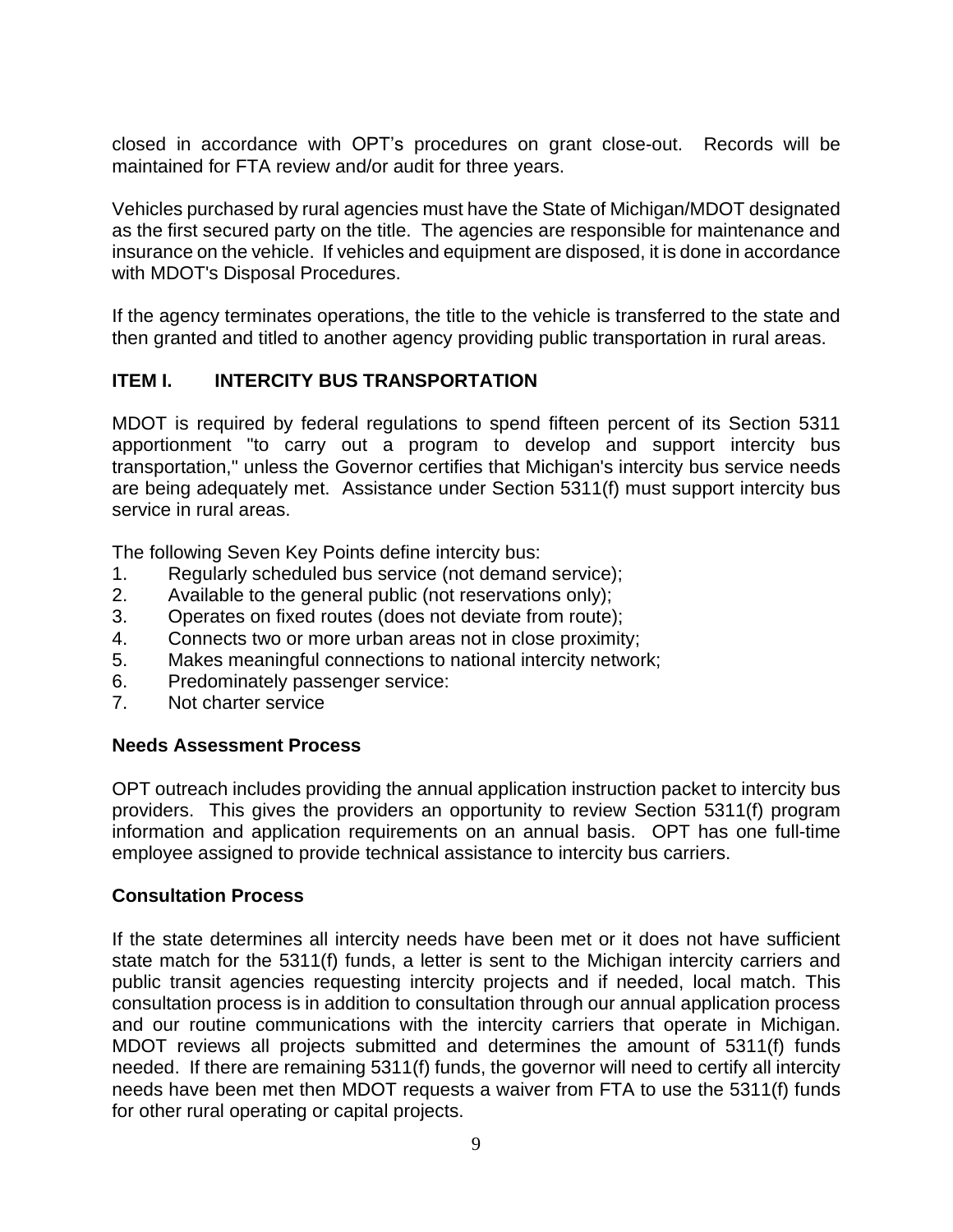closed in accordance with OPT's procedures on grant close-out. Records will be maintained for FTA review and/or audit for three years.

Vehicles purchased by rural agencies must have the State of Michigan/MDOT designated as the first secured party on the title. The agencies are responsible for maintenance and insurance on the vehicle. If vehicles and equipment are disposed, it is done in accordance with MDOT's Disposal Procedures.

If the agency terminates operations, the title to the vehicle is transferred to the state and then granted and titled to another agency providing public transportation in rural areas.

## ITEM I. INTERCITY BUS TRANSPORTATION

MDOT is required by federal regulations to spend fifteen percent of its Section 5311 apportionment "to carry out a program to develop and support intercity bus transportation," unless the Governor certifies that Michigan's intercity bus service needs are being adequately met. Assistance under Section 5311(f) must support intercity bus service in rural areas.

The following Seven Key Points define intercity bus:

1. Regularly scheduled bus service (not demand service);
2. Available to the general public (not reservations only);
3. Operates on fixed routes (does not deviate from route);
4. Connects two or more urban areas not in close proximity;
5. Makes meaningful connections to national intercity network;
6. Predominately passenger service:
7. Not charter service

### Needs Assessment Process

OPT outreach includes providing the annual application instruction packet to intercity bus providers. This gives the providers an opportunity to review Section 5311(f) program information and application requirements on an annual basis. OPT has one full-time employee assigned to provide technical assistance to intercity bus carriers.

### Consultation Process

If the state determines all intercity needs have been met or it does not have sufficient state match for the 5311(f) funds, a letter is sent to the Michigan intercity carriers and public transit agencies requesting intercity projects and if needed, local match. This consultation process is in addition to consultation through our annual application process and our routine communications with the intercity carriers that operate in Michigan. MDOT reviews all projects submitted and determines the amount of 5311(f) funds needed. If there are remaining 5311(f) funds, the governor will need to certify all intercity needs have been met then MDOT requests a waiver from FTA to use the 5311(f) funds for other rural operating or capital projects.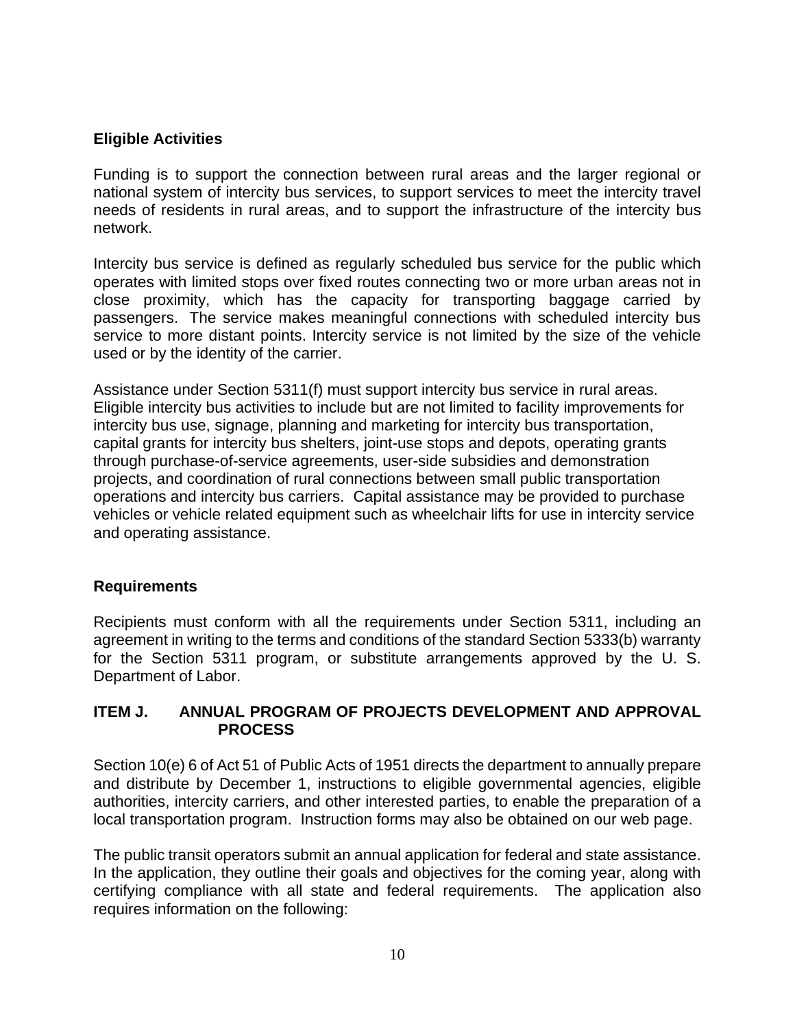### Eligible Activities

Funding is to support the connection between rural areas and the larger regional or national system of intercity bus services, to support services to meet the intercity travel needs of residents in rural areas, and to support the infrastructure of the intercity bus network.

Intercity bus service is defined as regularly scheduled bus service for the public which operates with limited stops over fixed routes connecting two or more urban areas not in close proximity, which has the capacity for transporting baggage carried by passengers. The service makes meaningful connections with scheduled intercity bus service to more distant points. Intercity service is not limited by the size of the vehicle used or by the identity of the carrier.

Assistance under Section 5311(f) must support intercity bus service in rural areas. Eligible intercity bus activities to include but are not limited to facility improvements for intercity bus use, signage, planning and marketing for intercity bus transportation, capital grants for intercity bus shelters, joint-use stops and depots, operating grants through purchase-of-service agreements, user-side subsidies and demonstration projects, and coordination of rural connections between small public transportation operations and intercity bus carriers. Capital assistance may be provided to purchase vehicles or vehicle related equipment such as wheelchair lifts for use in intercity service and operating assistance.

### Requirements

Recipients must conform with all the requirements under Section 5311, including an agreement in writing to the terms and conditions of the standard Section 5333(b) warranty for the Section 5311 program, or substitute arrangements approved by the U. S. Department of Labor.

## ITEM J. ANNUAL PROGRAM OF PROJECTS DEVELOPMENT AND APPROVAL PROCESS

Section 10(e) 6 of Act 51 of Public Acts of 1951 directs the department to annually prepare and distribute by December 1, instructions to eligible governmental agencies, eligible authorities, intercity carriers, and other interested parties, to enable the preparation of a local transportation program. Instruction forms may also be obtained on our web page.

The public transit operators submit an annual application for federal and state assistance. In the application, they outline their goals and objectives for the coming year, along with certifying compliance with all state and federal requirements. The application also requires information on the following: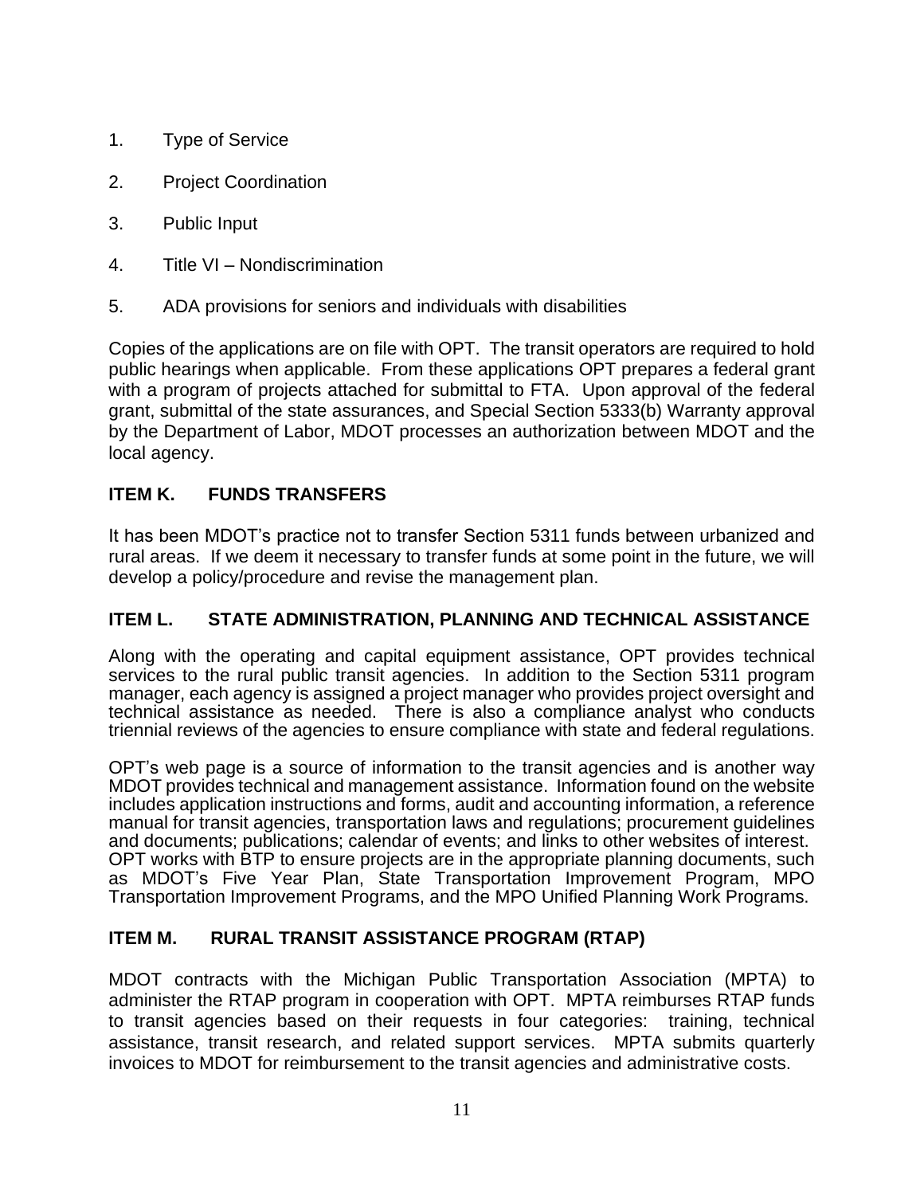1. Type of Service
2. Project Coordination
3. Public Input
4. Title VI – Nondiscrimination
5. ADA provisions for seniors and individuals with disabilities

Copies of the applications are on file with OPT. The transit operators are required to hold public hearings when applicable. From these applications OPT prepares a federal grant with a program of projects attached for submittal to FTA. Upon approval of the federal grant, submittal of the state assurances, and Special Section 5333(b) Warranty approval by the Department of Labor, MDOT processes an authorization between MDOT and the local agency.

## ITEM K. FUNDS TRANSFERS

It has been MDOT's practice not to transfer Section 5311 funds between urbanized and rural areas. If we deem it necessary to transfer funds at some point in the future, we will develop a policy/procedure and revise the management plan.

## ITEM L. STATE ADMINISTRATION, PLANNING AND TECHNICAL ASSISTANCE

Along with the operating and capital equipment assistance, OPT provides technical services to the rural public transit agencies. In addition to the Section 5311 program manager, each agency is assigned a project manager who provides project oversight and technical assistance as needed. There is also a compliance analyst who conducts triennial reviews of the agencies to ensure compliance with state and federal regulations.

OPT's web page is a source of information to the transit agencies and is another way MDOT provides technical and management assistance. Information found on the website includes application instructions and forms, audit and accounting information, a reference manual for transit agencies, transportation laws and regulations; procurement guidelines and documents; publications; calendar of events; and links to other websites of interest. OPT works with BTP to ensure projects are in the appropriate planning documents, such as MDOT's Five Year Plan, State Transportation Improvement Program, MPO Transportation Improvement Programs, and the MPO Unified Planning Work Programs.

## ITEM M. RURAL TRANSIT ASSISTANCE PROGRAM (RTAP)

MDOT contracts with the Michigan Public Transportation Association (MPTA) to administer the RTAP program in cooperation with OPT. MPTA reimburses RTAP funds to transit agencies based on their requests in four categories: training, technical assistance, transit research, and related support services. MPTA submits quarterly invoices to MDOT for reimbursement to the transit agencies and administrative costs.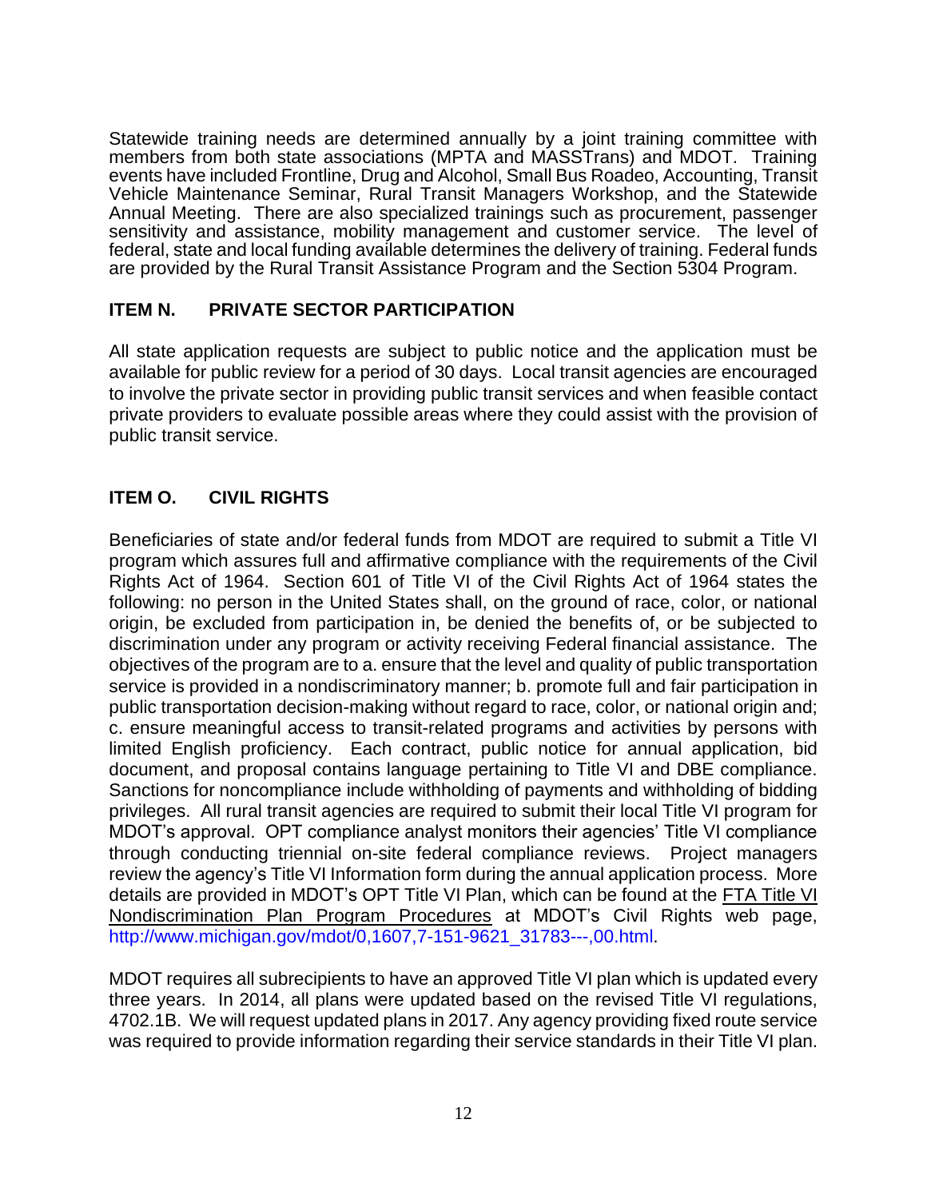Statewide training needs are determined annually by a joint training committee with members from both state associations (MPTA and MASSTrans) and MDOT. Training events have included Frontline, Drug and Alcohol, Small Bus Roadeo, Accounting, Transit Vehicle Maintenance Seminar, Rural Transit Managers Workshop, and the Statewide Annual Meeting. There are also specialized trainings such as procurement, passenger sensitivity and assistance, mobility management and customer service. The level of federal, state and local funding available determines the delivery of training. Federal funds are provided by the Rural Transit Assistance Program and the Section 5304 Program.

## ITEM N. PRIVATE SECTOR PARTICIPATION

All state application requests are subject to public notice and the application must be available for public review for a period of 30 days. Local transit agencies are encouraged to involve the private sector in providing public transit services and when feasible contact private providers to evaluate possible areas where they could assist with the provision of public transit service.

## ITEM O. CIVIL RIGHTS

Beneficiaries of state and/or federal funds from MDOT are required to submit a Title VI program which assures full and affirmative compliance with the requirements of the Civil Rights Act of 1964. Section 601 of Title VI of the Civil Rights Act of 1964 states the following: no person in the United States shall, on the ground of race, color, or national origin, be excluded from participation in, be denied the benefits of, or be subjected to discrimination under any program or activity receiving Federal financial assistance. The objectives of the program are to a. ensure that the level and quality of public transportation service is provided in a nondiscriminatory manner; b. promote full and fair participation in public transportation decision-making without regard to race, color, or national origin and; c. ensure meaningful access to transit-related programs and activities by persons with limited English proficiency. Each contract, public notice for annual application, bid document, and proposal contains language pertaining to Title VI and DBE compliance. Sanctions for noncompliance include withholding of payments and withholding of bidding privileges. All rural transit agencies are required to submit their local Title VI program for MDOT's approval. OPT compliance analyst monitors their agencies' Title VI compliance through conducting triennial on-site federal compliance reviews. Project managers review the agency's Title VI Information form during the annual application process. More details are provided in MDOT's OPT Title VI Plan, which can be found at the FTA Title VI Nondiscrimination Plan Program Procedures at MDOT's Civil Rights web page, http://www.michigan.gov/mdot/0,1607,7-151-9621_31783---,00.html.

MDOT requires all subrecipients to have an approved Title VI plan which is updated every three years. In 2014, all plans were updated based on the revised Title VI regulations, 4702.1B. We will request updated plans in 2017. Any agency providing fixed route service was required to provide information regarding their service standards in their Title VI plan.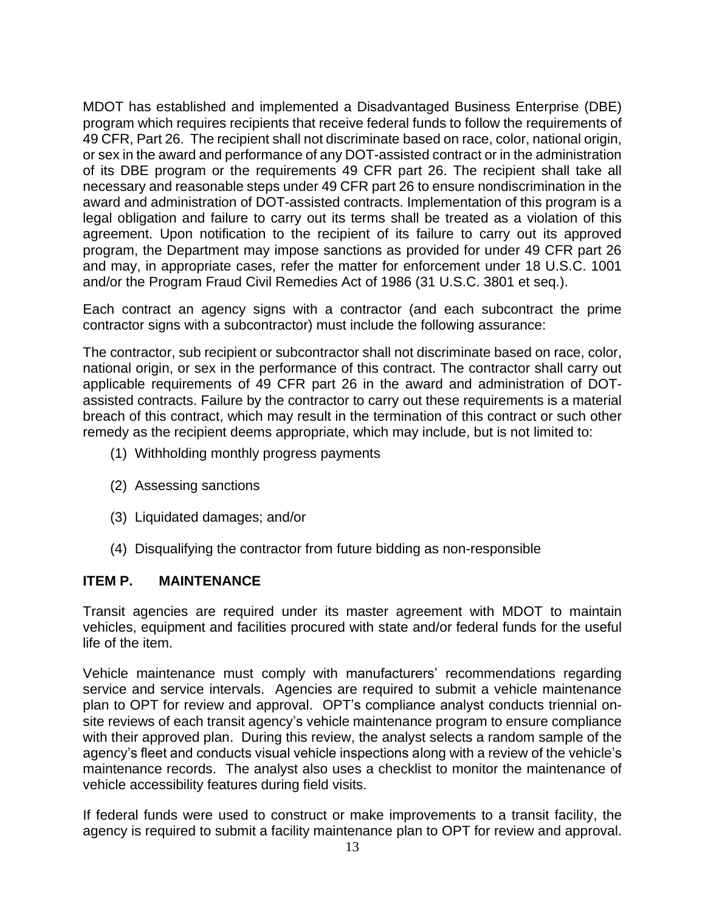MDOT has established and implemented a Disadvantaged Business Enterprise (DBE) program which requires recipients that receive federal funds to follow the requirements of 49 CFR, Part 26. The recipient shall not discriminate based on race, color, national origin, or sex in the award and performance of any DOT-assisted contract or in the administration of its DBE program or the requirements 49 CFR part 26. The recipient shall take all necessary and reasonable steps under 49 CFR part 26 to ensure nondiscrimination in the award and administration of DOT-assisted contracts. Implementation of this program is a legal obligation and failure to carry out its terms shall be treated as a violation of this agreement. Upon notification to the recipient of its failure to carry out its approved program, the Department may impose sanctions as provided for under 49 CFR part 26 and may, in appropriate cases, refer the matter for enforcement under 18 U.S.C. 1001 and/or the Program Fraud Civil Remedies Act of 1986 (31 U.S.C. 3801 et seq.).

Each contract an agency signs with a contractor (and each subcontract the prime contractor signs with a subcontractor) must include the following assurance:

The contractor, sub recipient or subcontractor shall not discriminate based on race, color, national origin, or sex in the performance of this contract. The contractor shall carry out applicable requirements of 49 CFR part 26 in the award and administration of DOT-assisted contracts. Failure by the contractor to carry out these requirements is a material breach of this contract, which may result in the termination of this contract or such other remedy as the recipient deems appropriate, which may include, but is not limited to:

(1) Withholding monthly progress payments

(2) Assessing sanctions

(3) Liquidated damages; and/or

(4) Disqualifying the contractor from future bidding as non-responsible

## ITEM P. MAINTENANCE

Transit agencies are required under its master agreement with MDOT to maintain vehicles, equipment and facilities procured with state and/or federal funds for the useful life of the item.

Vehicle maintenance must comply with manufacturers' recommendations regarding service and service intervals. Agencies are required to submit a vehicle maintenance plan to OPT for review and approval. OPT's compliance analyst conducts triennial on-site reviews of each transit agency's vehicle maintenance program to ensure compliance with their approved plan. During this review, the analyst selects a random sample of the agency's fleet and conducts visual vehicle inspections along with a review of the vehicle's maintenance records. The analyst also uses a checklist to monitor the maintenance of vehicle accessibility features during field visits.

If federal funds were used to construct or make improvements to a transit facility, the agency is required to submit a facility maintenance plan to OPT for review and approval.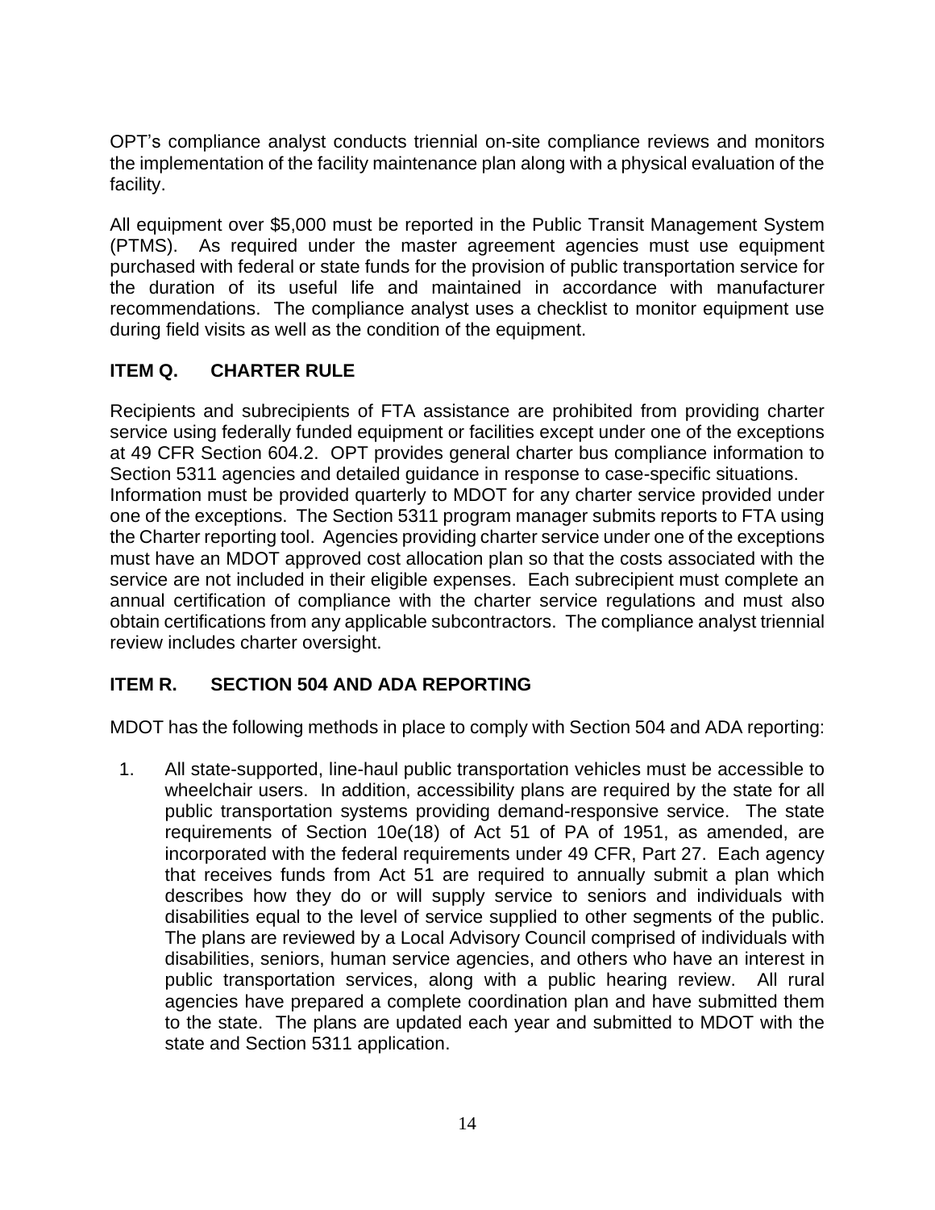OPT's compliance analyst conducts triennial on-site compliance reviews and monitors the implementation of the facility maintenance plan along with a physical evaluation of the facility.

All equipment over $5,000 must be reported in the Public Transit Management System (PTMS). As required under the master agreement agencies must use equipment purchased with federal or state funds for the provision of public transportation service for the duration of its useful life and maintained in accordance with manufacturer recommendations. The compliance analyst uses a checklist to monitor equipment use during field visits as well as the condition of the equipment.

## ITEM Q. CHARTER RULE

Recipients and subrecipients of FTA assistance are prohibited from providing charter service using federally funded equipment or facilities except under one of the exceptions at 49 CFR Section 604.2. OPT provides general charter bus compliance information to Section 5311 agencies and detailed guidance in response to case-specific situations.
Information must be provided quarterly to MDOT for any charter service provided under one of the exceptions. The Section 5311 program manager submits reports to FTA using the Charter reporting tool. Agencies providing charter service under one of the exceptions must have an MDOT approved cost allocation plan so that the costs associated with the service are not included in their eligible expenses. Each subrecipient must complete an annual certification of compliance with the charter service regulations and must also obtain certifications from any applicable subcontractors. The compliance analyst triennial review includes charter oversight.

## ITEM R. SECTION 504 AND ADA REPORTING

MDOT has the following methods in place to comply with Section 504 and ADA reporting:

1. All state-supported, line-haul public transportation vehicles must be accessible to wheelchair users. In addition, accessibility plans are required by the state for all public transportation systems providing demand-responsive service. The state requirements of Section 10e(18) of Act 51 of PA of 1951, as amended, are incorporated with the federal requirements under 49 CFR, Part 27. Each agency that receives funds from Act 51 are required to annually submit a plan which describes how they do or will supply service to seniors and individuals with disabilities equal to the level of service supplied to other segments of the public. The plans are reviewed by a Local Advisory Council comprised of individuals with disabilities, seniors, human service agencies, and others who have an interest in public transportation services, along with a public hearing review. All rural agencies have prepared a complete coordination plan and have submitted them to the state. The plans are updated each year and submitted to MDOT with the state and Section 5311 application.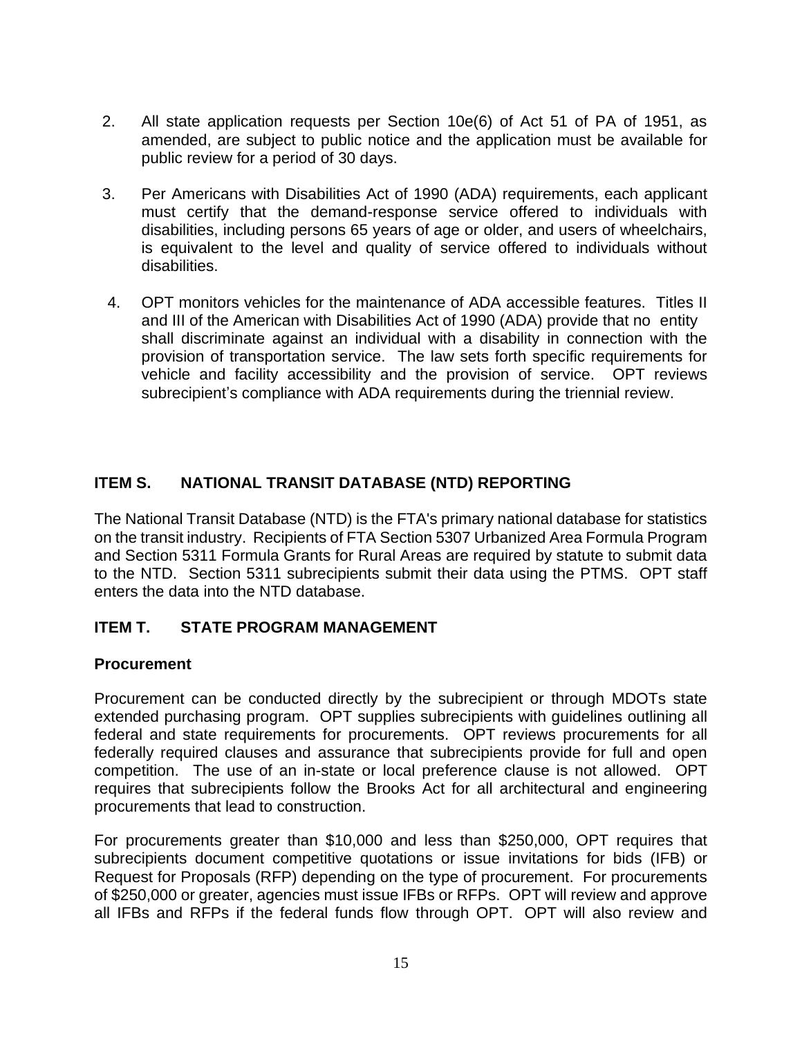2. All state application requests per Section 10e(6) of Act 51 of PA of 1951, as amended, are subject to public notice and the application must be available for public review for a period of 30 days.

3. Per Americans with Disabilities Act of 1990 (ADA) requirements, each applicant must certify that the demand-response service offered to individuals with disabilities, including persons 65 years of age or older, and users of wheelchairs, is equivalent to the level and quality of service offered to individuals without disabilities.

4. OPT monitors vehicles for the maintenance of ADA accessible features. Titles II and III of the American with Disabilities Act of 1990 (ADA) provide that no entity shall discriminate against an individual with a disability in connection with the provision of transportation service. The law sets forth specific requirements for vehicle and facility accessibility and the provision of service. OPT reviews subrecipient's compliance with ADA requirements during the triennial review.

## ITEM S. NATIONAL TRANSIT DATABASE (NTD) REPORTING

The National Transit Database (NTD) is the FTA's primary national database for statistics on the transit industry. Recipients of FTA Section 5307 Urbanized Area Formula Program and Section 5311 Formula Grants for Rural Areas are required by statute to submit data to the NTD. Section 5311 subrecipients submit their data using the PTMS. OPT staff enters the data into the NTD database.

## ITEM T. STATE PROGRAM MANAGEMENT

### Procurement

Procurement can be conducted directly by the subrecipient or through MDOTs state extended purchasing program. OPT supplies subrecipients with guidelines outlining all federal and state requirements for procurements. OPT reviews procurements for all federally required clauses and assurance that subrecipients provide for full and open competition. The use of an in-state or local preference clause is not allowed. OPT requires that subrecipients follow the Brooks Act for all architectural and engineering procurements that lead to construction.

For procurements greater than \$10,000 and less than \$250,000, OPT requires that subrecipients document competitive quotations or issue invitations for bids (IFB) or Request for Proposals (RFP) depending on the type of procurement. For procurements of \$250,000 or greater, agencies must issue IFBs or RFPs. OPT will review and approve all IFBs and RFPs if the federal funds flow through OPT. OPT will also review and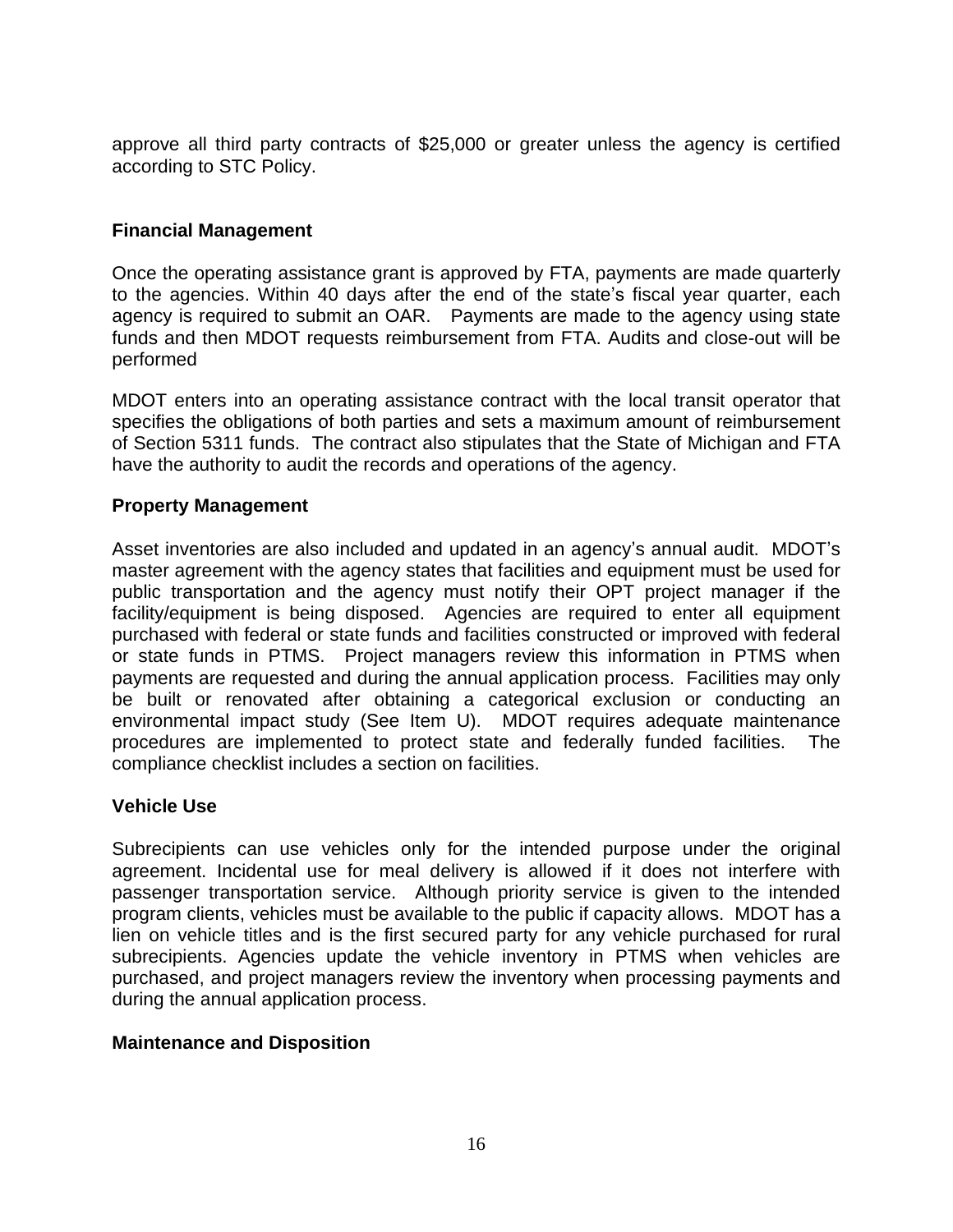approve all third party contracts of $25,000 or greater unless the agency is certified according to STC Policy.

**Financial Management**

Once the operating assistance grant is approved by FTA, payments are made quarterly to the agencies. Within 40 days after the end of the state's fiscal year quarter, each agency is required to submit an OAR. Payments are made to the agency using state funds and then MDOT requests reimbursement from FTA. Audits and close-out will be performed

MDOT enters into an operating assistance contract with the local transit operator that specifies the obligations of both parties and sets a maximum amount of reimbursement of Section 5311 funds. The contract also stipulates that the State of Michigan and FTA have the authority to audit the records and operations of the agency.

**Property Management**

Asset inventories are also included and updated in an agency's annual audit. MDOT's master agreement with the agency states that facilities and equipment must be used for public transportation and the agency must notify their OPT project manager if the facility/equipment is being disposed. Agencies are required to enter all equipment purchased with federal or state funds and facilities constructed or improved with federal or state funds in PTMS. Project managers review this information in PTMS when payments are requested and during the annual application process. Facilities may only be built or renovated after obtaining a categorical exclusion or conducting an environmental impact study (See Item U). MDOT requires adequate maintenance procedures are implemented to protect state and federally funded facilities. The compliance checklist includes a section on facilities.

**Vehicle Use**

Subrecipients can use vehicles only for the intended purpose under the original agreement. Incidental use for meal delivery is allowed if it does not interfere with passenger transportation service. Although priority service is given to the intended program clients, vehicles must be available to the public if capacity allows. MDOT has a lien on vehicle titles and is the first secured party for any vehicle purchased for rural subrecipients. Agencies update the vehicle inventory in PTMS when vehicles are purchased, and project managers review the inventory when processing payments and during the annual application process.

**Maintenance and Disposition**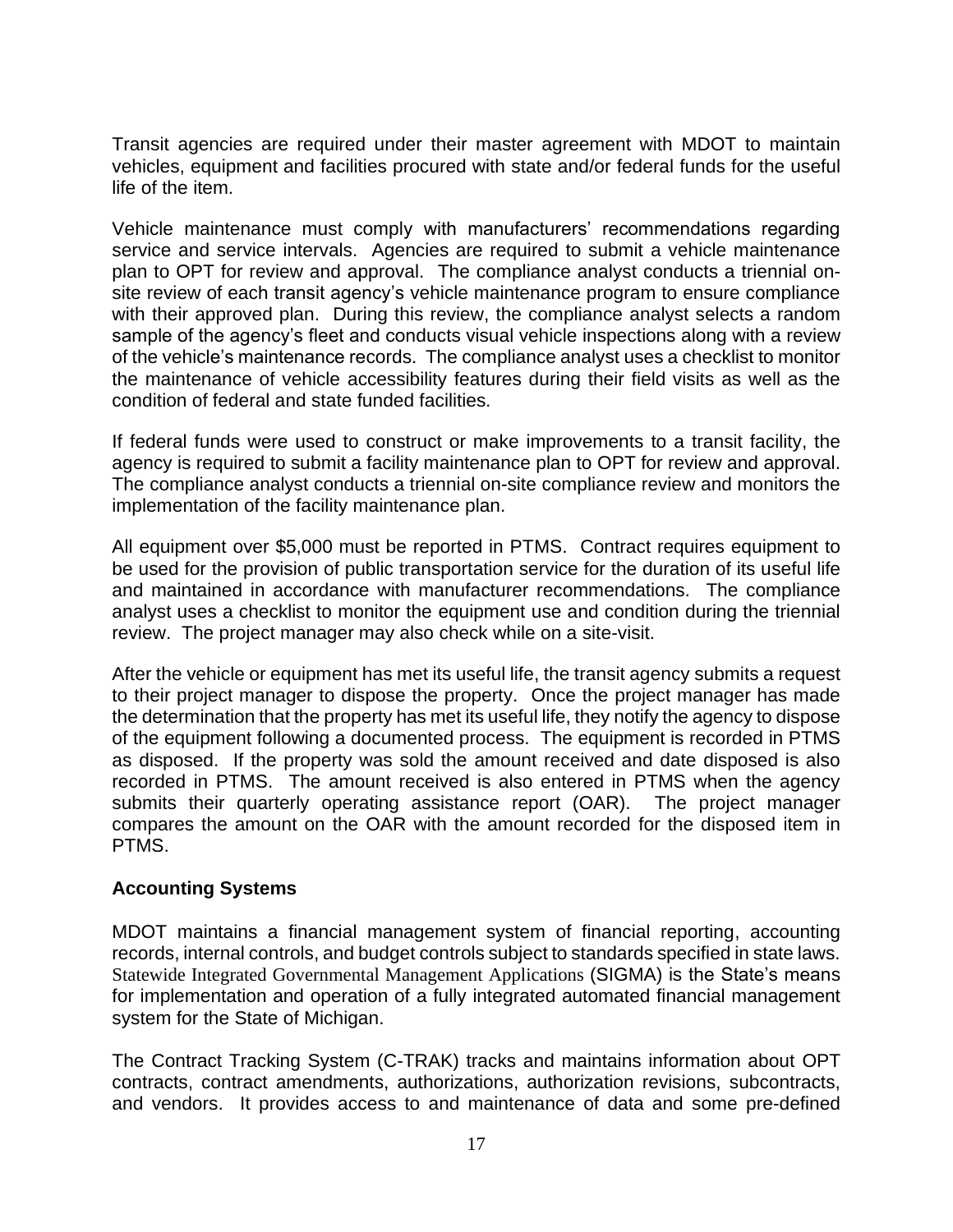Transit agencies are required under their master agreement with MDOT to maintain vehicles, equipment and facilities procured with state and/or federal funds for the useful life of the item.

Vehicle maintenance must comply with manufacturers' recommendations regarding service and service intervals. Agencies are required to submit a vehicle maintenance plan to OPT for review and approval. The compliance analyst conducts a triennial on-site review of each transit agency's vehicle maintenance program to ensure compliance with their approved plan. During this review, the compliance analyst selects a random sample of the agency's fleet and conducts visual vehicle inspections along with a review of the vehicle's maintenance records. The compliance analyst uses a checklist to monitor the maintenance of vehicle accessibility features during their field visits as well as the condition of federal and state funded facilities.

If federal funds were used to construct or make improvements to a transit facility, the agency is required to submit a facility maintenance plan to OPT for review and approval. The compliance analyst conducts a triennial on-site compliance review and monitors the implementation of the facility maintenance plan.

All equipment over $5,000 must be reported in PTMS. Contract requires equipment to be used for the provision of public transportation service for the duration of its useful life and maintained in accordance with manufacturer recommendations. The compliance analyst uses a checklist to monitor the equipment use and condition during the triennial review. The project manager may also check while on a site-visit.

After the vehicle or equipment has met its useful life, the transit agency submits a request to their project manager to dispose the property. Once the project manager has made the determination that the property has met its useful life, they notify the agency to dispose of the equipment following a documented process. The equipment is recorded in PTMS as disposed. If the property was sold the amount received and date disposed is also recorded in PTMS. The amount received is also entered in PTMS when the agency submits their quarterly operating assistance report (OAR). The project manager compares the amount on the OAR with the amount recorded for the disposed item in PTMS.

**Accounting Systems**

MDOT maintains a financial management system of financial reporting, accounting records, internal controls, and budget controls subject to standards specified in state laws. Statewide Integrated Governmental Management Applications (SIGMA) is the State's means for implementation and operation of a fully integrated automated financial management system for the State of Michigan.

The Contract Tracking System (C-TRAK) tracks and maintains information about OPT contracts, contract amendments, authorizations, authorization revisions, subcontracts, and vendors. It provides access to and maintenance of data and some pre-defined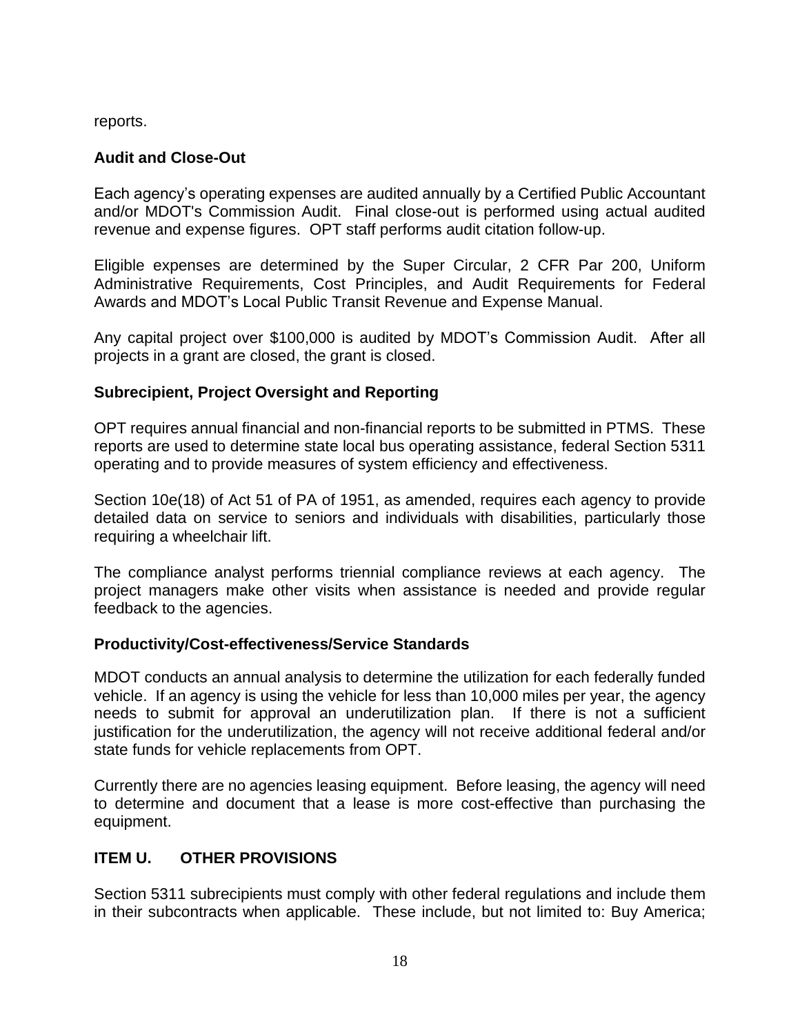reports.

### Audit and Close-Out

Each agency's operating expenses are audited annually by a Certified Public Accountant and/or MDOT's Commission Audit. Final close-out is performed using actual audited revenue and expense figures. OPT staff performs audit citation follow-up.

Eligible expenses are determined by the Super Circular, 2 CFR Par 200, Uniform Administrative Requirements, Cost Principles, and Audit Requirements for Federal Awards and MDOT's Local Public Transit Revenue and Expense Manual.

Any capital project over $100,000 is audited by MDOT's Commission Audit. After all projects in a grant are closed, the grant is closed.

### Subrecipient, Project Oversight and Reporting

OPT requires annual financial and non-financial reports to be submitted in PTMS. These reports are used to determine state local bus operating assistance, federal Section 5311 operating and to provide measures of system efficiency and effectiveness.

Section 10e(18) of Act 51 of PA of 1951, as amended, requires each agency to provide detailed data on service to seniors and individuals with disabilities, particularly those requiring a wheelchair lift.

The compliance analyst performs triennial compliance reviews at each agency. The project managers make other visits when assistance is needed and provide regular feedback to the agencies.

### Productivity/Cost-effectiveness/Service Standards

MDOT conducts an annual analysis to determine the utilization for each federally funded vehicle. If an agency is using the vehicle for less than 10,000 miles per year, the agency needs to submit for approval an underutilization plan. If there is not a sufficient justification for the underutilization, the agency will not receive additional federal and/or state funds for vehicle replacements from OPT.

Currently there are no agencies leasing equipment. Before leasing, the agency will need to determine and document that a lease is more cost-effective than purchasing the equipment.

## ITEM U. OTHER PROVISIONS

Section 5311 subrecipients must comply with other federal regulations and include them in their subcontracts when applicable. These include, but not limited to: Buy America;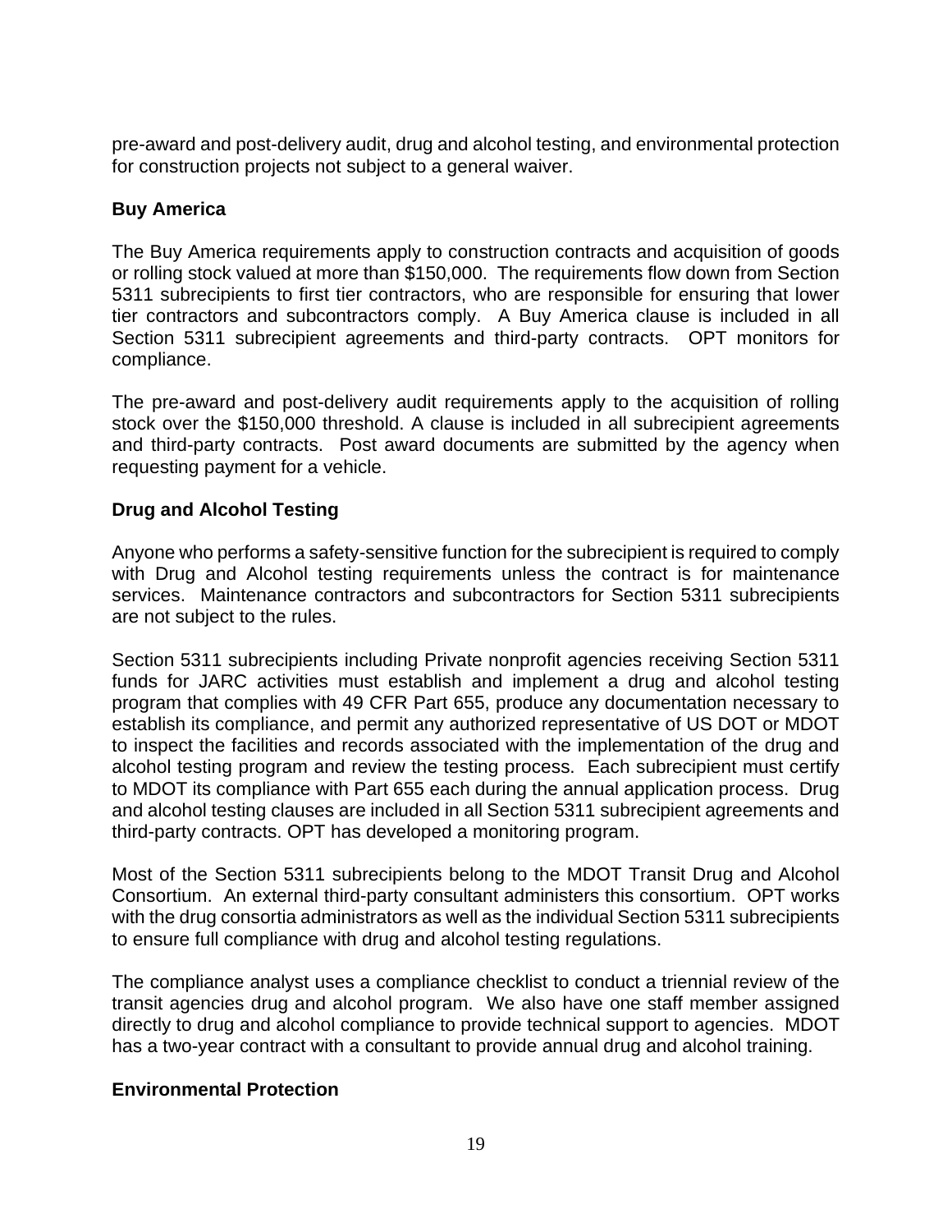pre-award and post-delivery audit, drug and alcohol testing, and environmental protection for construction projects not subject to a general waiver.

**Buy America**

The Buy America requirements apply to construction contracts and acquisition of goods or rolling stock valued at more than $150,000. The requirements flow down from Section 5311 subrecipients to first tier contractors, who are responsible for ensuring that lower tier contractors and subcontractors comply. A Buy America clause is included in all Section 5311 subrecipient agreements and third-party contracts. OPT monitors for compliance.

The pre-award and post-delivery audit requirements apply to the acquisition of rolling stock over the $150,000 threshold. A clause is included in all subrecipient agreements and third-party contracts. Post award documents are submitted by the agency when requesting payment for a vehicle.

**Drug and Alcohol Testing**

Anyone who performs a safety-sensitive function for the subrecipient is required to comply with Drug and Alcohol testing requirements unless the contract is for maintenance services. Maintenance contractors and subcontractors for Section 5311 subrecipients are not subject to the rules.

Section 5311 subrecipients including Private nonprofit agencies receiving Section 5311 funds for JARC activities must establish and implement a drug and alcohol testing program that complies with 49 CFR Part 655, produce any documentation necessary to establish its compliance, and permit any authorized representative of US DOT or MDOT to inspect the facilities and records associated with the implementation of the drug and alcohol testing program and review the testing process. Each subrecipient must certify to MDOT its compliance with Part 655 each during the annual application process. Drug and alcohol testing clauses are included in all Section 5311 subrecipient agreements and third-party contracts. OPT has developed a monitoring program.

Most of the Section 5311 subrecipients belong to the MDOT Transit Drug and Alcohol Consortium. An external third-party consultant administers this consortium. OPT works with the drug consortia administrators as well as the individual Section 5311 subrecipients to ensure full compliance with drug and alcohol testing regulations.

The compliance analyst uses a compliance checklist to conduct a triennial review of the transit agencies drug and alcohol program. We also have one staff member assigned directly to drug and alcohol compliance to provide technical support to agencies. MDOT has a two-year contract with a consultant to provide annual drug and alcohol training.

**Environmental Protection**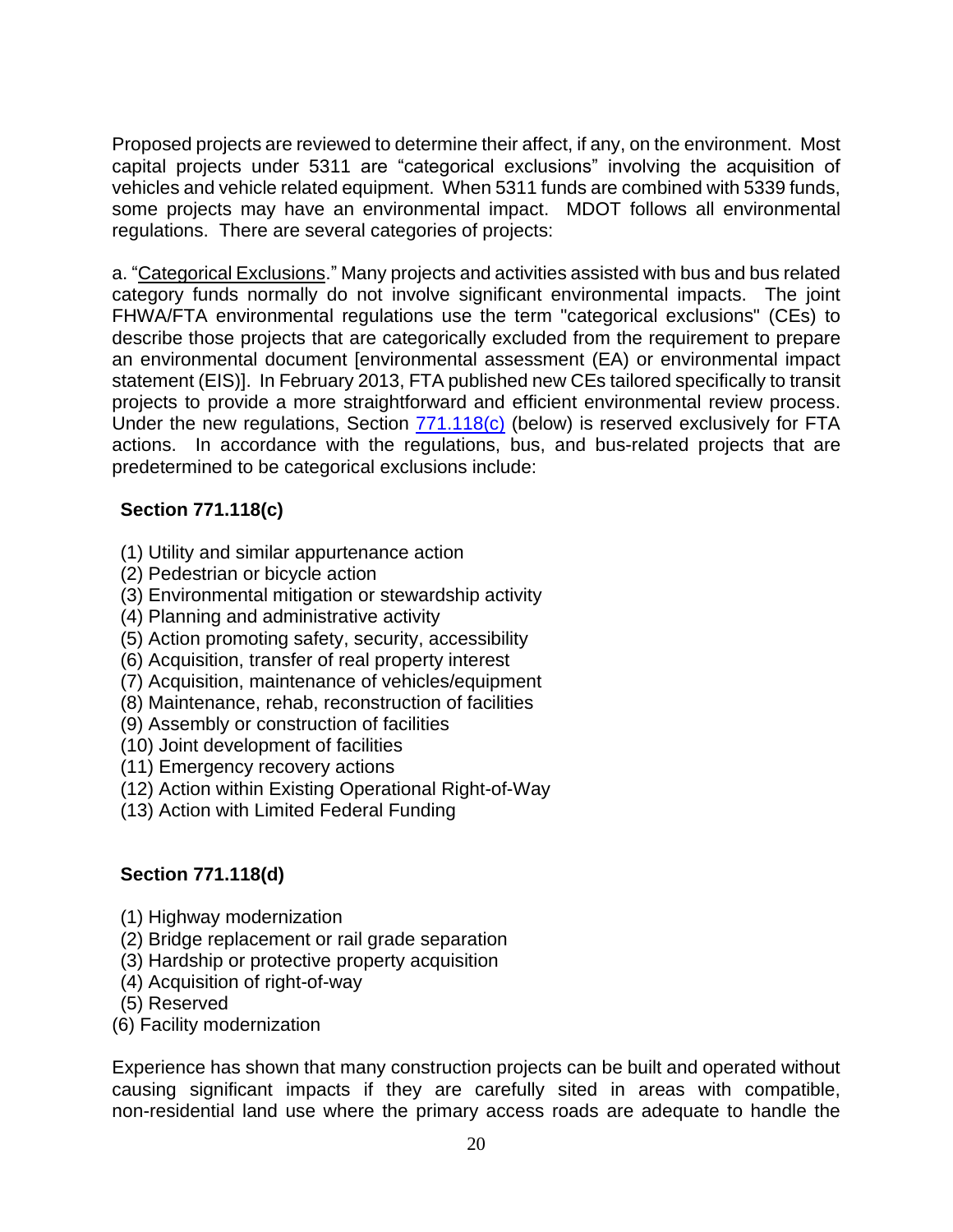Proposed projects are reviewed to determine their affect, if any, on the environment. Most capital projects under 5311 are "categorical exclusions" involving the acquisition of vehicles and vehicle related equipment. When 5311 funds are combined with 5339 funds, some projects may have an environmental impact. MDOT follows all environmental regulations. There are several categories of projects:

a. "Categorical Exclusions." Many projects and activities assisted with bus and bus related category funds normally do not involve significant environmental impacts. The joint FHWA/FTA environmental regulations use the term "categorical exclusions" (CEs) to describe those projects that are categorically excluded from the requirement to prepare an environmental document [environmental assessment (EA) or environmental impact statement (EIS)]. In February 2013, FTA published new CEs tailored specifically to transit projects to provide a more straightforward and efficient environmental review process. Under the new regulations, Section 771.118(c) (below) is reserved exclusively for FTA actions. In accordance with the regulations, bus, and bus-related projects that are predetermined to be categorical exclusions include:

**Section 771.118(c)**

(1) Utility and similar appurtenance action
(2) Pedestrian or bicycle action
(3) Environmental mitigation or stewardship activity
(4) Planning and administrative activity
(5) Action promoting safety, security, accessibility
(6) Acquisition, transfer of real property interest
(7) Acquisition, maintenance of vehicles/equipment
(8) Maintenance, rehab, reconstruction of facilities
(9) Assembly or construction of facilities
(10) Joint development of facilities
(11) Emergency recovery actions
(12) Action within Existing Operational Right-of-Way
(13) Action with Limited Federal Funding

**Section 771.118(d)**

(1) Highway modernization
(2) Bridge replacement or rail grade separation
(3) Hardship or protective property acquisition
(4) Acquisition of right-of-way
(5) Reserved
(6) Facility modernization

Experience has shown that many construction projects can be built and operated without causing significant impacts if they are carefully sited in areas with compatible, non-residential land use where the primary access roads are adequate to handle the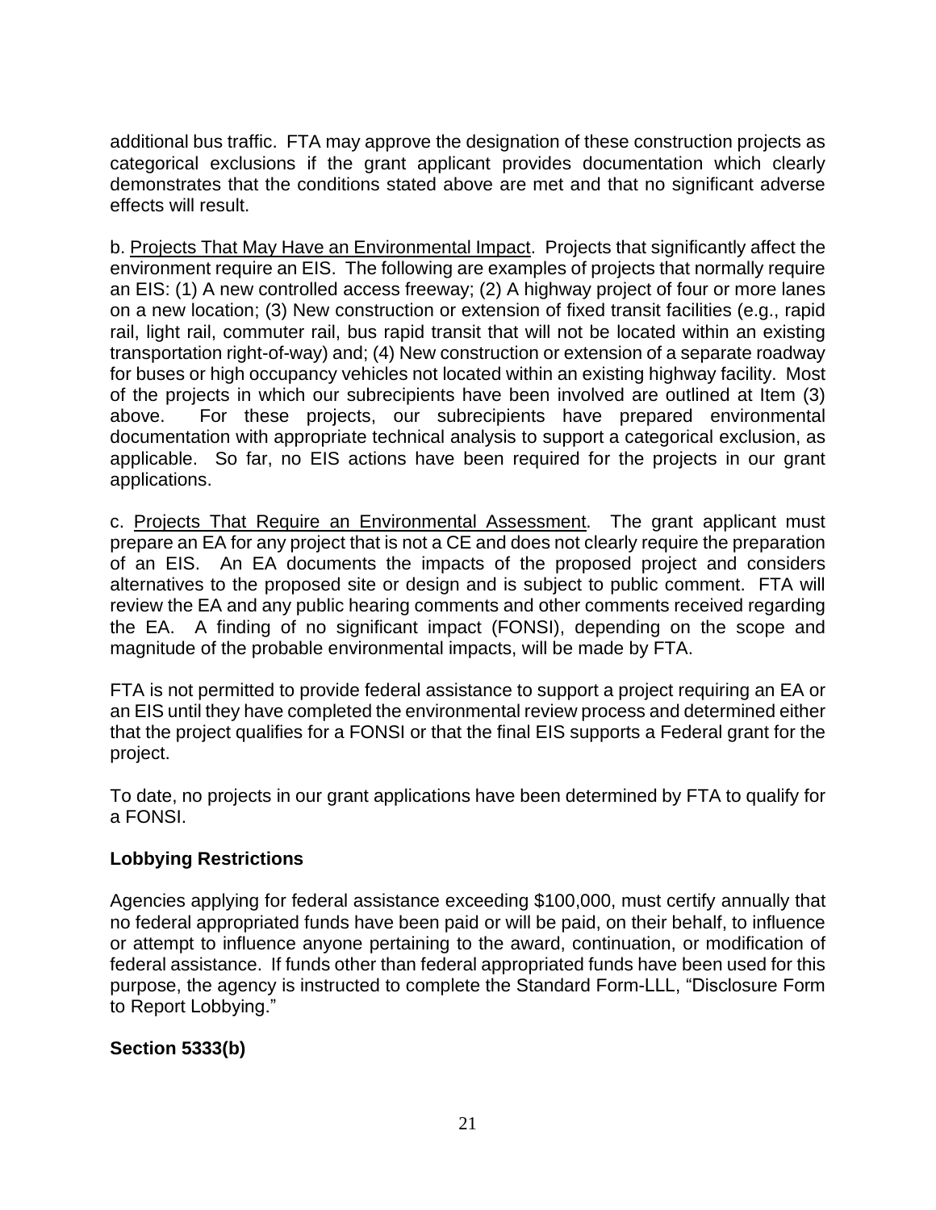additional bus traffic. FTA may approve the designation of these construction projects as categorical exclusions if the grant applicant provides documentation which clearly demonstrates that the conditions stated above are met and that no significant adverse effects will result.

b. Projects That May Have an Environmental Impact. Projects that significantly affect the environment require an EIS. The following are examples of projects that normally require an EIS: (1) A new controlled access freeway; (2) A highway project of four or more lanes on a new location; (3) New construction or extension of fixed transit facilities (e.g., rapid rail, light rail, commuter rail, bus rapid transit that will not be located within an existing transportation right-of-way) and; (4) New construction or extension of a separate roadway for buses or high occupancy vehicles not located within an existing highway facility. Most of the projects in which our subrecipients have been involved are outlined at Item (3) above. For these projects, our subrecipients have prepared environmental documentation with appropriate technical analysis to support a categorical exclusion, as applicable. So far, no EIS actions have been required for the projects in our grant applications.

c. Projects That Require an Environmental Assessment. The grant applicant must prepare an EA for any project that is not a CE and does not clearly require the preparation of an EIS. An EA documents the impacts of the proposed project and considers alternatives to the proposed site or design and is subject to public comment. FTA will review the EA and any public hearing comments and other comments received regarding the EA. A finding of no significant impact (FONSI), depending on the scope and magnitude of the probable environmental impacts, will be made by FTA.

FTA is not permitted to provide federal assistance to support a project requiring an EA or an EIS until they have completed the environmental review process and determined either that the project qualifies for a FONSI or that the final EIS supports a Federal grant for the project.

To date, no projects in our grant applications have been determined by FTA to qualify for a FONSI.

**Lobbying Restrictions**

Agencies applying for federal assistance exceeding $100,000, must certify annually that no federal appropriated funds have been paid or will be paid, on their behalf, to influence or attempt to influence anyone pertaining to the award, continuation, or modification of federal assistance. If funds other than federal appropriated funds have been used for this purpose, the agency is instructed to complete the Standard Form-LLL, "Disclosure Form to Report Lobbying."

**Section 5333(b)**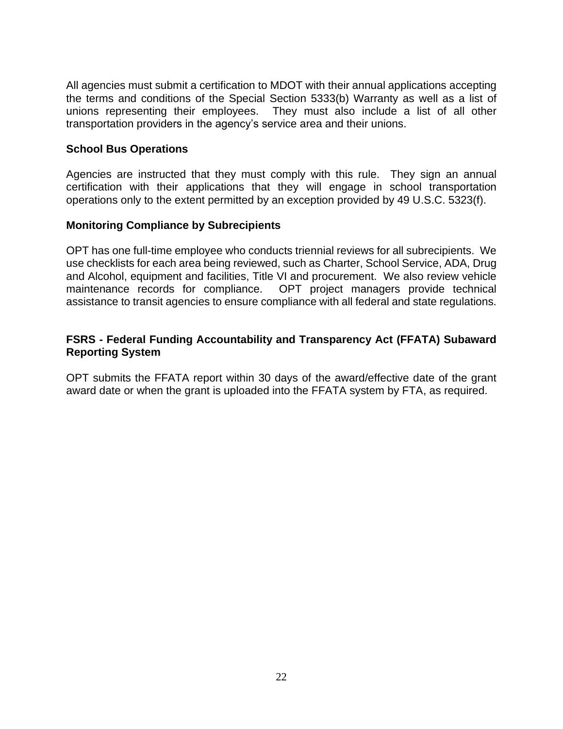All agencies must submit a certification to MDOT with their annual applications accepting the terms and conditions of the Special Section 5333(b) Warranty as well as a list of unions representing their employees. They must also include a list of all other transportation providers in the agency's service area and their unions.

**School Bus Operations**

Agencies are instructed that they must comply with this rule. They sign an annual certification with their applications that they will engage in school transportation operations only to the extent permitted by an exception provided by 49 U.S.C. 5323(f).

**Monitoring Compliance by Subrecipients**

OPT has one full-time employee who conducts triennial reviews for all subrecipients. We use checklists for each area being reviewed, such as Charter, School Service, ADA, Drug and Alcohol, equipment and facilities, Title VI and procurement. We also review vehicle maintenance records for compliance. OPT project managers provide technical assistance to transit agencies to ensure compliance with all federal and state regulations.

**FSRS - Federal Funding Accountability and Transparency Act (FFATA) Subaward Reporting System**

OPT submits the FFATA report within 30 days of the award/effective date of the grant award date or when the grant is uploaded into the FFATA system by FTA, as required.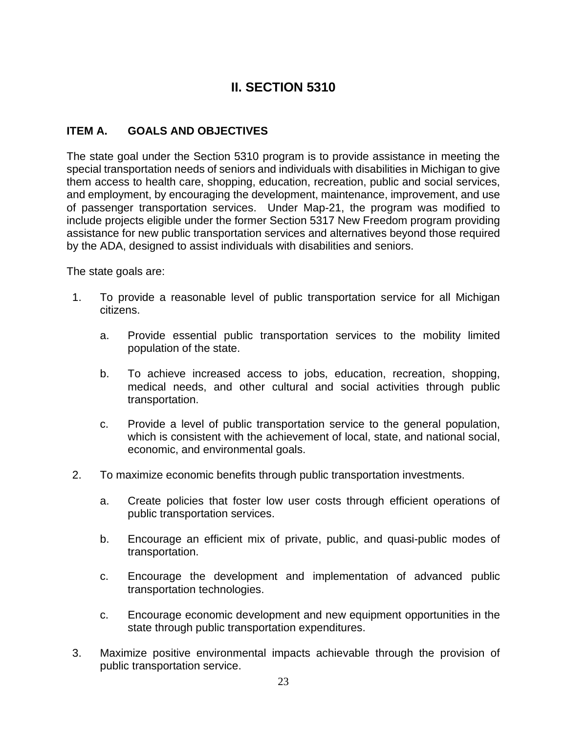# II. SECTION 5310

## ITEM A. GOALS AND OBJECTIVES

The state goal under the Section 5310 program is to provide assistance in meeting the special transportation needs of seniors and individuals with disabilities in Michigan to give them access to health care, shopping, education, recreation, public and social services, and employment, by encouraging the development, maintenance, improvement, and use of passenger transportation services. Under Map-21, the program was modified to include projects eligible under the former Section 5317 New Freedom program providing assistance for new public transportation services and alternatives beyond those required by the ADA, designed to assist individuals with disabilities and seniors.

The state goals are:

1. To provide a reasonable level of public transportation service for all Michigan citizens.

   a. Provide essential public transportation services to the mobility limited population of the state.

   b. To achieve increased access to jobs, education, recreation, shopping, medical needs, and other cultural and social activities through public transportation.

   c. Provide a level of public transportation service to the general population, which is consistent with the achievement of local, state, and national social, economic, and environmental goals.

2. To maximize economic benefits through public transportation investments.

   a. Create policies that foster low user costs through efficient operations of public transportation services.

   b. Encourage an efficient mix of private, public, and quasi-public modes of transportation.

   c. Encourage the development and implementation of advanced public transportation technologies.

   c. Encourage economic development and new equipment opportunities in the state through public transportation expenditures.

3. Maximize positive environmental impacts achievable through the provision of public transportation service.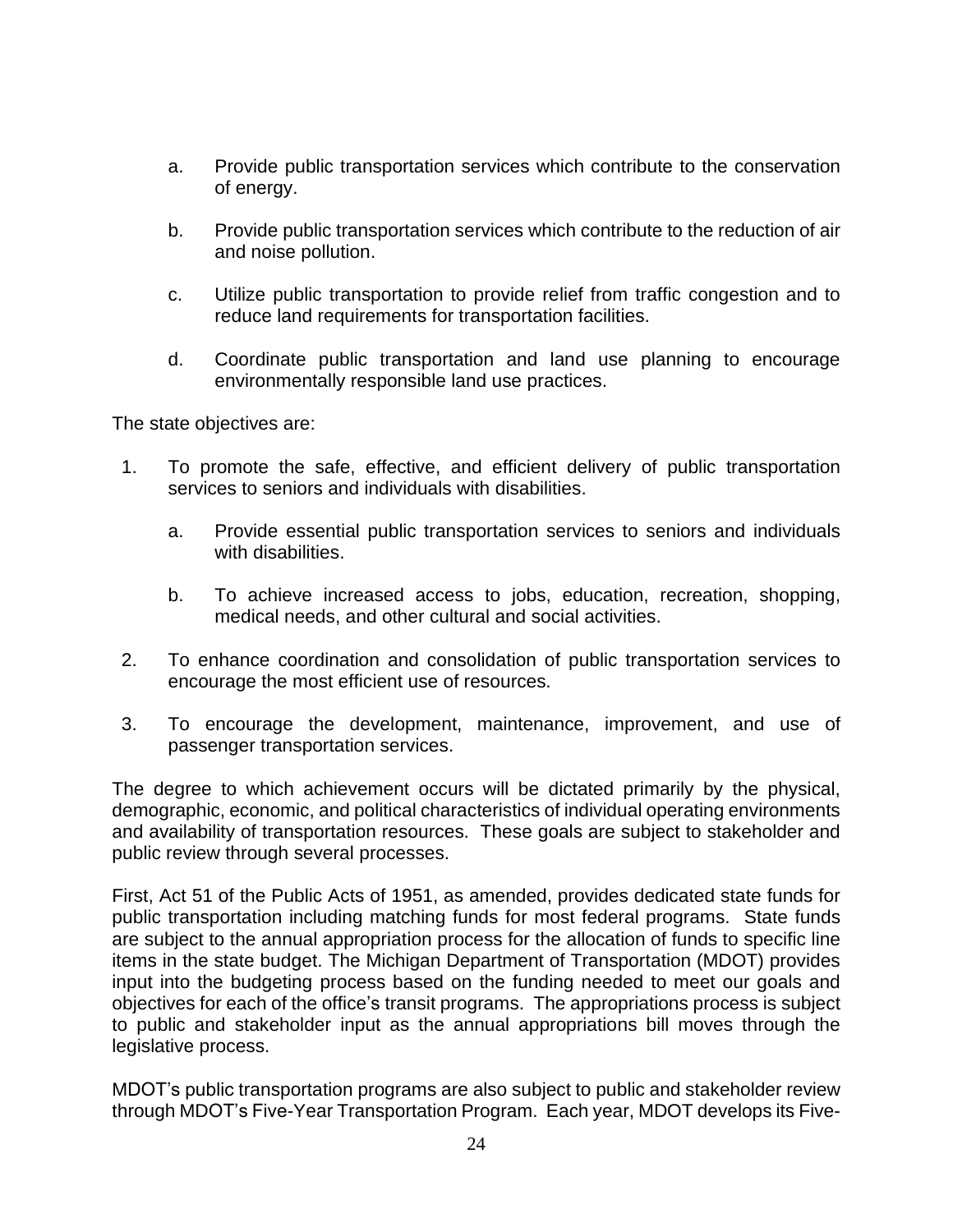a. Provide public transportation services which contribute to the conservation of energy.

b. Provide public transportation services which contribute to the reduction of air and noise pollution.

c. Utilize public transportation to provide relief from traffic congestion and to reduce land requirements for transportation facilities.

d. Coordinate public transportation and land use planning to encourage environmentally responsible land use practices.

The state objectives are:

1. To promote the safe, effective, and efficient delivery of public transportation services to seniors and individuals with disabilities.

   a. Provide essential public transportation services to seniors and individuals with disabilities.

   b. To achieve increased access to jobs, education, recreation, shopping, medical needs, and other cultural and social activities.

2. To enhance coordination and consolidation of public transportation services to encourage the most efficient use of resources.

3. To encourage the development, maintenance, improvement, and use of passenger transportation services.

The degree to which achievement occurs will be dictated primarily by the physical, demographic, economic, and political characteristics of individual operating environments and availability of transportation resources. These goals are subject to stakeholder and public review through several processes.

First, Act 51 of the Public Acts of 1951, as amended, provides dedicated state funds for public transportation including matching funds for most federal programs. State funds are subject to the annual appropriation process for the allocation of funds to specific line items in the state budget. The Michigan Department of Transportation (MDOT) provides input into the budgeting process based on the funding needed to meet our goals and objectives for each of the office's transit programs. The appropriations process is subject to public and stakeholder input as the annual appropriations bill moves through the legislative process.

MDOT's public transportation programs are also subject to public and stakeholder review through MDOT's Five-Year Transportation Program. Each year, MDOT develops its Five-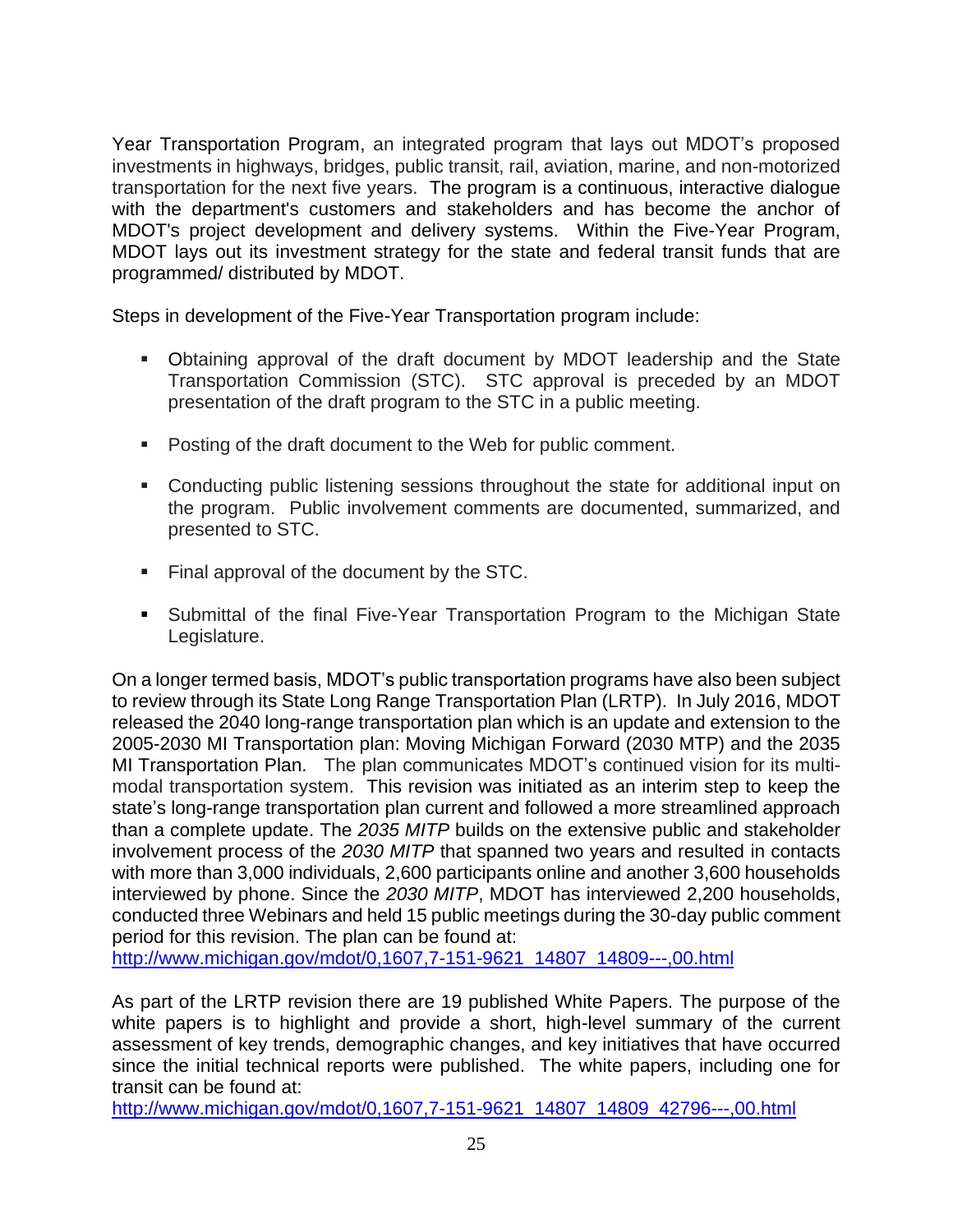Year Transportation Program, an integrated program that lays out MDOT's proposed investments in highways, bridges, public transit, rail, aviation, marine, and non-motorized transportation for the next five years. The program is a continuous, interactive dialogue with the department's customers and stakeholders and has become the anchor of MDOT's project development and delivery systems. Within the Five-Year Program, MDOT lays out its investment strategy for the state and federal transit funds that are programmed/ distributed by MDOT.

Steps in development of the Five-Year Transportation program include:

- Obtaining approval of the draft document by MDOT leadership and the State Transportation Commission (STC). STC approval is preceded by an MDOT presentation of the draft program to the STC in a public meeting.

- Posting of the draft document to the Web for public comment.

- Conducting public listening sessions throughout the state for additional input on the program. Public involvement comments are documented, summarized, and presented to STC.

- Final approval of the document by the STC.

- Submittal of the final Five-Year Transportation Program to the Michigan State Legislature.

On a longer termed basis, MDOT's public transportation programs have also been subject to review through its State Long Range Transportation Plan (LRTP). In July 2016, MDOT released the 2040 long-range transportation plan which is an update and extension to the 2005-2030 MI Transportation plan: Moving Michigan Forward (2030 MTP) and the 2035 MI Transportation Plan. The plan communicates MDOT's continued vision for its multi-modal transportation system. This revision was initiated as an interim step to keep the state's long-range transportation plan current and followed a more streamlined approach than a complete update. The *2035 MITP* builds on the extensive public and stakeholder involvement process of the *2030 MITP* that spanned two years and resulted in contacts with more than 3,000 individuals, 2,600 participants online and another 3,600 households interviewed by phone. Since the *2030 MITP*, MDOT has interviewed 2,200 households, conducted three Webinars and held 15 public meetings during the 30-day public comment period for this revision. The plan can be found at:
http://www.michigan.gov/mdot/0,1607,7-151-9621_14807_14809---,00.html

As part of the LRTP revision there are 19 published White Papers. The purpose of the white papers is to highlight and provide a short, high-level summary of the current assessment of key trends, demographic changes, and key initiatives that have occurred since the initial technical reports were published. The white papers, including one for transit can be found at:
http://www.michigan.gov/mdot/0,1607,7-151-9621_14807_14809_42796---,00.html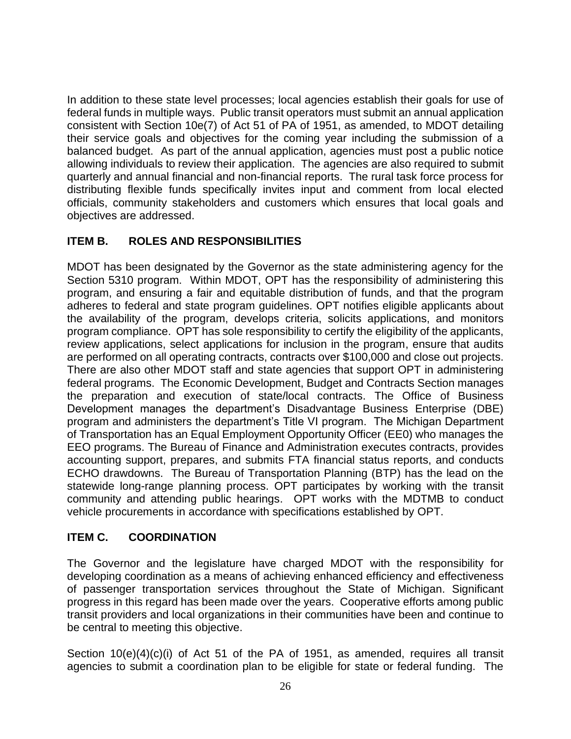In addition to these state level processes; local agencies establish their goals for use of federal funds in multiple ways. Public transit operators must submit an annual application consistent with Section 10e(7) of Act 51 of PA of 1951, as amended, to MDOT detailing their service goals and objectives for the coming year including the submission of a balanced budget. As part of the annual application, agencies must post a public notice allowing individuals to review their application. The agencies are also required to submit quarterly and annual financial and non-financial reports. The rural task force process for distributing flexible funds specifically invites input and comment from local elected officials, community stakeholders and customers which ensures that local goals and objectives are addressed.

## ITEM B. ROLES AND RESPONSIBILITIES

MDOT has been designated by the Governor as the state administering agency for the Section 5310 program. Within MDOT, OPT has the responsibility of administering this program, and ensuring a fair and equitable distribution of funds, and that the program adheres to federal and state program guidelines. OPT notifies eligible applicants about the availability of the program, develops criteria, solicits applications, and monitors program compliance. OPT has sole responsibility to certify the eligibility of the applicants, review applications, select applications for inclusion in the program, ensure that audits are performed on all operating contracts, contracts over $100,000 and close out projects. There are also other MDOT staff and state agencies that support OPT in administering federal programs. The Economic Development, Budget and Contracts Section manages the preparation and execution of state/local contracts. The Office of Business Development manages the department's Disadvantage Business Enterprise (DBE) program and administers the department's Title VI program. The Michigan Department of Transportation has an Equal Employment Opportunity Officer (EE0) who manages the EEO programs. The Bureau of Finance and Administration executes contracts, provides accounting support, prepares, and submits FTA financial status reports, and conducts ECHO drawdowns. The Bureau of Transportation Planning (BTP) has the lead on the statewide long-range planning process. OPT participates by working with the transit community and attending public hearings. OPT works with the MDTMB to conduct vehicle procurements in accordance with specifications established by OPT.

## ITEM C. COORDINATION

The Governor and the legislature have charged MDOT with the responsibility for developing coordination as a means of achieving enhanced efficiency and effectiveness of passenger transportation services throughout the State of Michigan. Significant progress in this regard has been made over the years. Cooperative efforts among public transit providers and local organizations in their communities have been and continue to be central to meeting this objective.

Section 10(e)(4)(c)(i) of Act 51 of the PA of 1951, as amended, requires all transit agencies to submit a coordination plan to be eligible for state or federal funding. The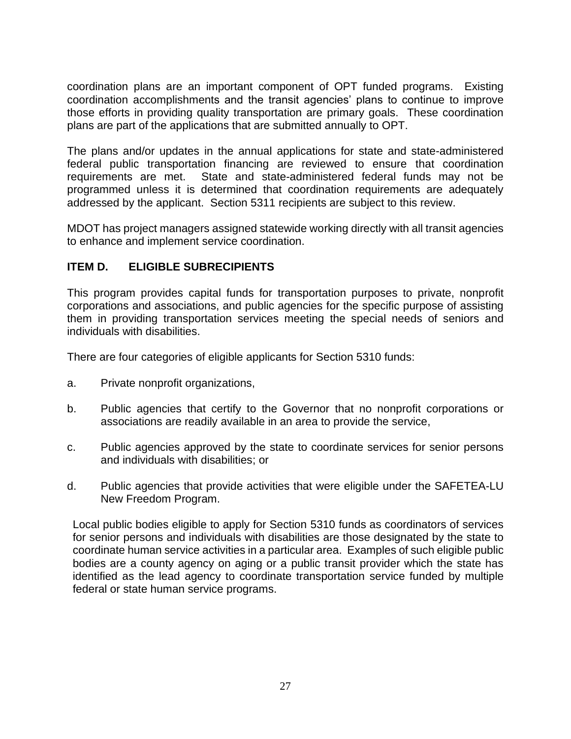coordination plans are an important component of OPT funded programs. Existing coordination accomplishments and the transit agencies' plans to continue to improve those efforts in providing quality transportation are primary goals. These coordination plans are part of the applications that are submitted annually to OPT.

The plans and/or updates in the annual applications for state and state-administered federal public transportation financing are reviewed to ensure that coordination requirements are met. State and state-administered federal funds may not be programmed unless it is determined that coordination requirements are adequately addressed by the applicant. Section 5311 recipients are subject to this review.

MDOT has project managers assigned statewide working directly with all transit agencies to enhance and implement service coordination.

## ITEM D. ELIGIBLE SUBRECIPIENTS

This program provides capital funds for transportation purposes to private, nonprofit corporations and associations, and public agencies for the specific purpose of assisting them in providing transportation services meeting the special needs of seniors and individuals with disabilities.

There are four categories of eligible applicants for Section 5310 funds:

a. Private nonprofit organizations,

b. Public agencies that certify to the Governor that no nonprofit corporations or associations are readily available in an area to provide the service,

c. Public agencies approved by the state to coordinate services for senior persons and individuals with disabilities; or

d. Public agencies that provide activities that were eligible under the SAFETEA-LU New Freedom Program.

Local public bodies eligible to apply for Section 5310 funds as coordinators of services for senior persons and individuals with disabilities are those designated by the state to coordinate human service activities in a particular area. Examples of such eligible public bodies are a county agency on aging or a public transit provider which the state has identified as the lead agency to coordinate transportation service funded by multiple federal or state human service programs.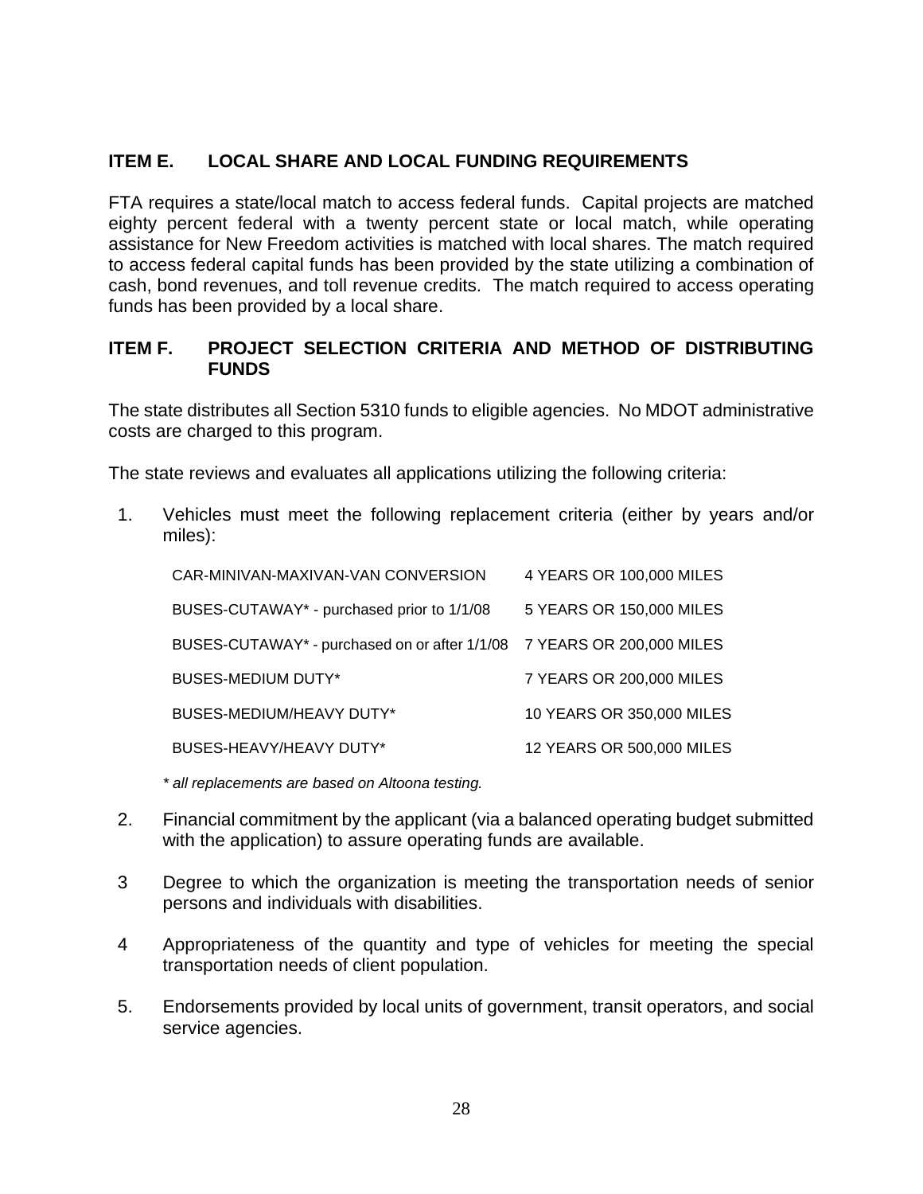## ITEM E. LOCAL SHARE AND LOCAL FUNDING REQUIREMENTS

FTA requires a state/local match to access federal funds. Capital projects are matched eighty percent federal with a twenty percent state or local match, while operating assistance for New Freedom activities is matched with local shares. The match required to access federal capital funds has been provided by the state utilizing a combination of cash, bond revenues, and toll revenue credits. The match required to access operating funds has been provided by a local share.

## ITEM F. PROJECT SELECTION CRITERIA AND METHOD OF DISTRIBUTING FUNDS

The state distributes all Section 5310 funds to eligible agencies. No MDOT administrative costs are charged to this program.

The state reviews and evaluates all applications utilizing the following criteria:

1. Vehicles must meet the following replacement criteria (either by years and/or miles):

| | |
|---|---|
| CAR-MINIVAN-MAXIVAN-VAN CONVERSION | 4 YEARS OR 100,000 MILES |
| BUSES-CUTAWAY* - purchased prior to 1/1/08 | 5 YEARS OR 150,000 MILES |
| BUSES-CUTAWAY* - purchased on or after 1/1/08 | 7 YEARS OR 200,000 MILES |
| BUSES-MEDIUM DUTY* | 7 YEARS OR 200,000 MILES |
| BUSES-MEDIUM/HEAVY DUTY* | 10 YEARS OR 350,000 MILES |
| BUSES-HEAVY/HEAVY DUTY* | 12 YEARS OR 500,000 MILES |

*\* all replacements are based on Altoona testing.*

2. Financial commitment by the applicant (via a balanced operating budget submitted with the application) to assure operating funds are available.

3 Degree to which the organization is meeting the transportation needs of senior persons and individuals with disabilities.

4 Appropriateness of the quantity and type of vehicles for meeting the special transportation needs of client population.

5. Endorsements provided by local units of government, transit operators, and social service agencies.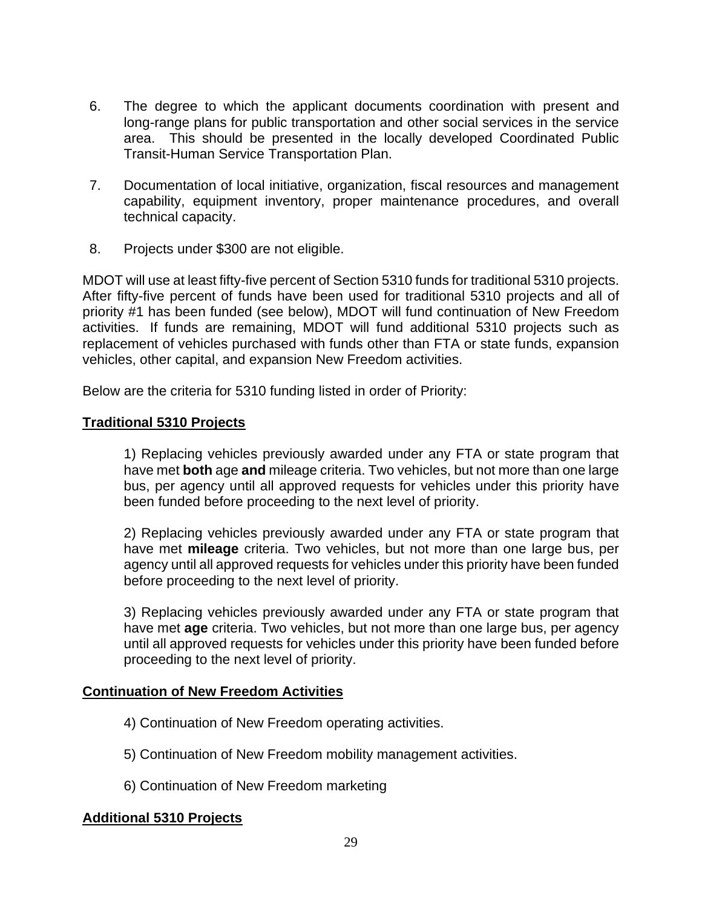6. The degree to which the applicant documents coordination with present and long-range plans for public transportation and other social services in the service area. This should be presented in the locally developed Coordinated Public Transit-Human Service Transportation Plan.

7. Documentation of local initiative, organization, fiscal resources and management capability, equipment inventory, proper maintenance procedures, and overall technical capacity.

8. Projects under $300 are not eligible.

MDOT will use at least fifty-five percent of Section 5310 funds for traditional 5310 projects. After fifty-five percent of funds have been used for traditional 5310 projects and all of priority #1 has been funded (see below), MDOT will fund continuation of New Freedom activities. If funds are remaining, MDOT will fund additional 5310 projects such as replacement of vehicles purchased with funds other than FTA or state funds, expansion vehicles, other capital, and expansion New Freedom activities.

Below are the criteria for 5310 funding listed in order of Priority:

**Traditional 5310 Projects**

1) Replacing vehicles previously awarded under any FTA or state program that have met **both** age **and** mileage criteria. Two vehicles, but not more than one large bus, per agency until all approved requests for vehicles under this priority have been funded before proceeding to the next level of priority.

2) Replacing vehicles previously awarded under any FTA or state program that have met **mileage** criteria. Two vehicles, but not more than one large bus, per agency until all approved requests for vehicles under this priority have been funded before proceeding to the next level of priority.

3) Replacing vehicles previously awarded under any FTA or state program that have met **age** criteria. Two vehicles, but not more than one large bus, per agency until all approved requests for vehicles under this priority have been funded before proceeding to the next level of priority.

**Continuation of New Freedom Activities**

4) Continuation of New Freedom operating activities.

5) Continuation of New Freedom mobility management activities.

6) Continuation of New Freedom marketing

**Additional 5310 Projects**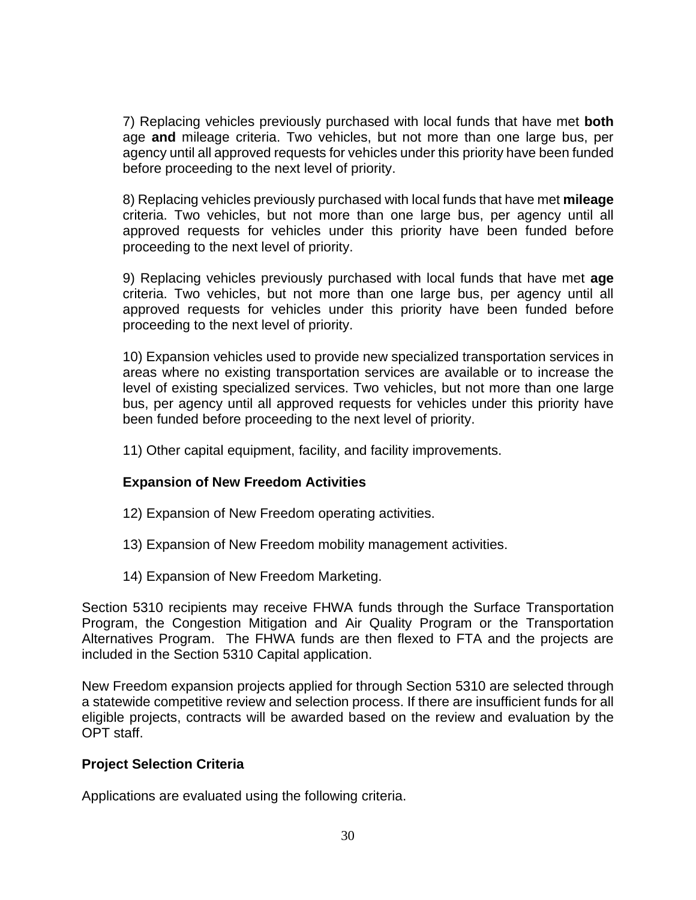7) Replacing vehicles previously purchased with local funds that have met **both** age **and** mileage criteria. Two vehicles, but not more than one large bus, per agency until all approved requests for vehicles under this priority have been funded before proceeding to the next level of priority.

8) Replacing vehicles previously purchased with local funds that have met **mileage** criteria. Two vehicles, but not more than one large bus, per agency until all approved requests for vehicles under this priority have been funded before proceeding to the next level of priority.

9) Replacing vehicles previously purchased with local funds that have met **age** criteria. Two vehicles, but not more than one large bus, per agency until all approved requests for vehicles under this priority have been funded before proceeding to the next level of priority.

10) Expansion vehicles used to provide new specialized transportation services in areas where no existing transportation services are available or to increase the level of existing specialized services. Two vehicles, but not more than one large bus, per agency until all approved requests for vehicles under this priority have been funded before proceeding to the next level of priority.

11) Other capital equipment, facility, and facility improvements.

**Expansion of New Freedom Activities**

12) Expansion of New Freedom operating activities.

13) Expansion of New Freedom mobility management activities.

14) Expansion of New Freedom Marketing.

Section 5310 recipients may receive FHWA funds through the Surface Transportation Program, the Congestion Mitigation and Air Quality Program or the Transportation Alternatives Program. The FHWA funds are then flexed to FTA and the projects are included in the Section 5310 Capital application.

New Freedom expansion projects applied for through Section 5310 are selected through a statewide competitive review and selection process. If there are insufficient funds for all eligible projects, contracts will be awarded based on the review and evaluation by the OPT staff.

### Project Selection Criteria

Applications are evaluated using the following criteria.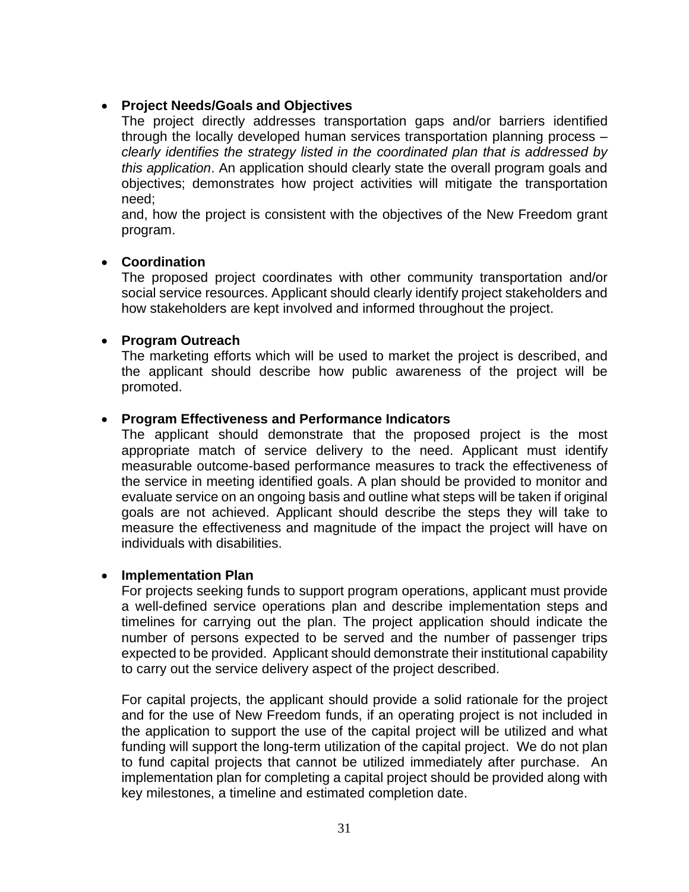- **Project Needs/Goals and Objectives**

  The project directly addresses transportation gaps and/or barriers identified through the locally developed human services transportation planning process – *clearly identifies the strategy listed in the coordinated plan that is addressed by this application*. An application should clearly state the overall program goals and objectives; demonstrates how project activities will mitigate the transportation need;
  and, how the project is consistent with the objectives of the New Freedom grant program.

- **Coordination**

  The proposed project coordinates with other community transportation and/or social service resources. Applicant should clearly identify project stakeholders and how stakeholders are kept involved and informed throughout the project.

- **Program Outreach**

  The marketing efforts which will be used to market the project is described, and the applicant should describe how public awareness of the project will be promoted.

- **Program Effectiveness and Performance Indicators**

  The applicant should demonstrate that the proposed project is the most appropriate match of service delivery to the need. Applicant must identify measurable outcome-based performance measures to track the effectiveness of the service in meeting identified goals. A plan should be provided to monitor and evaluate service on an ongoing basis and outline what steps will be taken if original goals are not achieved. Applicant should describe the steps they will take to measure the effectiveness and magnitude of the impact the project will have on individuals with disabilities.

- **Implementation Plan**

  For projects seeking funds to support program operations, applicant must provide a well-defined service operations plan and describe implementation steps and timelines for carrying out the plan. The project application should indicate the number of persons expected to be served and the number of passenger trips expected to be provided. Applicant should demonstrate their institutional capability to carry out the service delivery aspect of the project described.

  For capital projects, the applicant should provide a solid rationale for the project and for the use of New Freedom funds, if an operating project is not included in the application to support the use of the capital project will be utilized and what funding will support the long-term utilization of the capital project. We do not plan to fund capital projects that cannot be utilized immediately after purchase. An implementation plan for completing a capital project should be provided along with key milestones, a timeline and estimated completion date.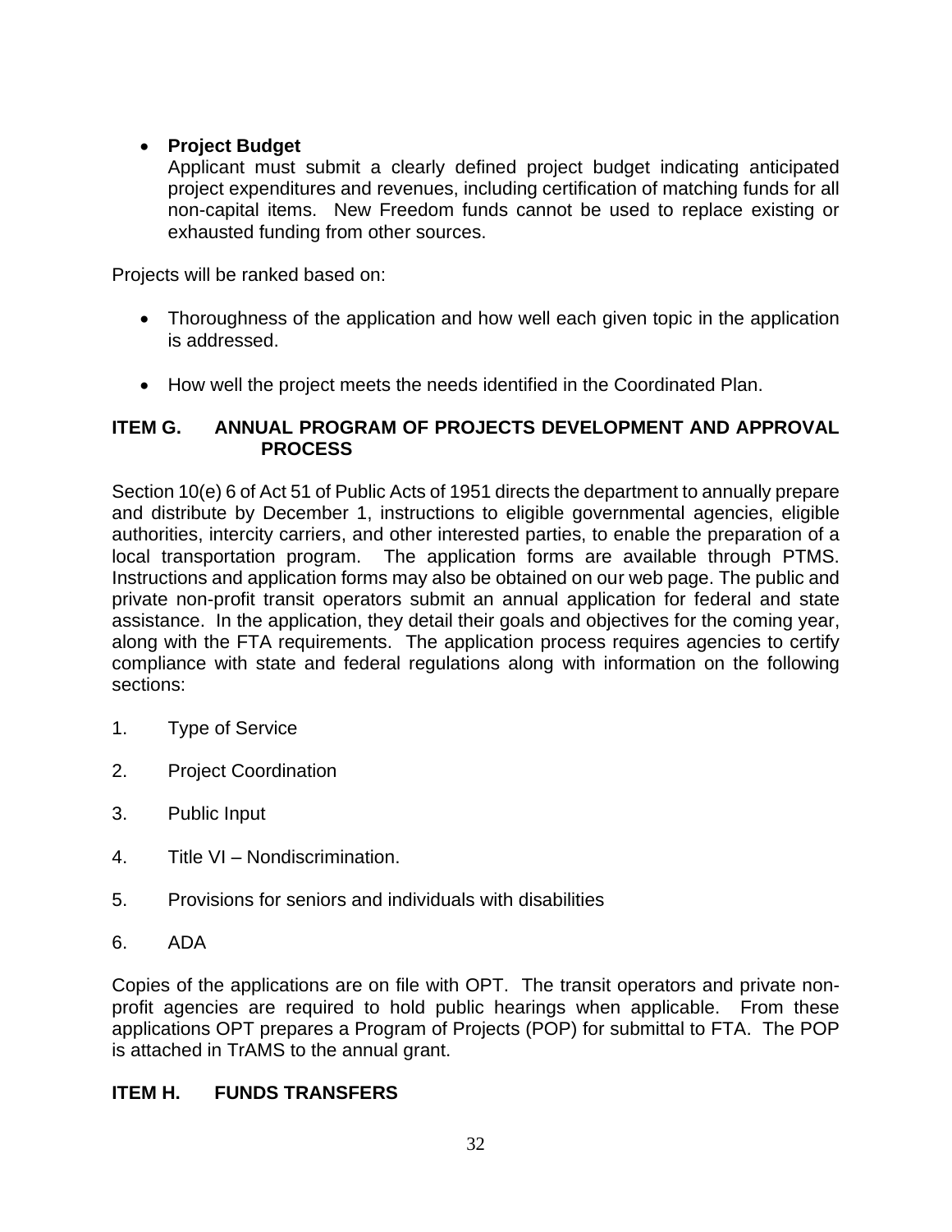- **Project Budget**
  Applicant must submit a clearly defined project budget indicating anticipated project expenditures and revenues, including certification of matching funds for all non-capital items. New Freedom funds cannot be used to replace existing or exhausted funding from other sources.

Projects will be ranked based on:

- Thoroughness of the application and how well each given topic in the application is addressed.
- How well the project meets the needs identified in the Coordinated Plan.

## ITEM G. ANNUAL PROGRAM OF PROJECTS DEVELOPMENT AND APPROVAL PROCESS

Section 10(e) 6 of Act 51 of Public Acts of 1951 directs the department to annually prepare and distribute by December 1, instructions to eligible governmental agencies, eligible authorities, intercity carriers, and other interested parties, to enable the preparation of a local transportation program. The application forms are available through PTMS. Instructions and application forms may also be obtained on our web page. The public and private non-profit transit operators submit an annual application for federal and state assistance. In the application, they detail their goals and objectives for the coming year, along with the FTA requirements. The application process requires agencies to certify compliance with state and federal regulations along with information on the following sections:

1. Type of Service
2. Project Coordination
3. Public Input
4. Title VI – Nondiscrimination.
5. Provisions for seniors and individuals with disabilities
6. ADA

Copies of the applications are on file with OPT. The transit operators and private non-profit agencies are required to hold public hearings when applicable. From these applications OPT prepares a Program of Projects (POP) for submittal to FTA. The POP is attached in TrAMS to the annual grant.

## ITEM H. FUNDS TRANSFERS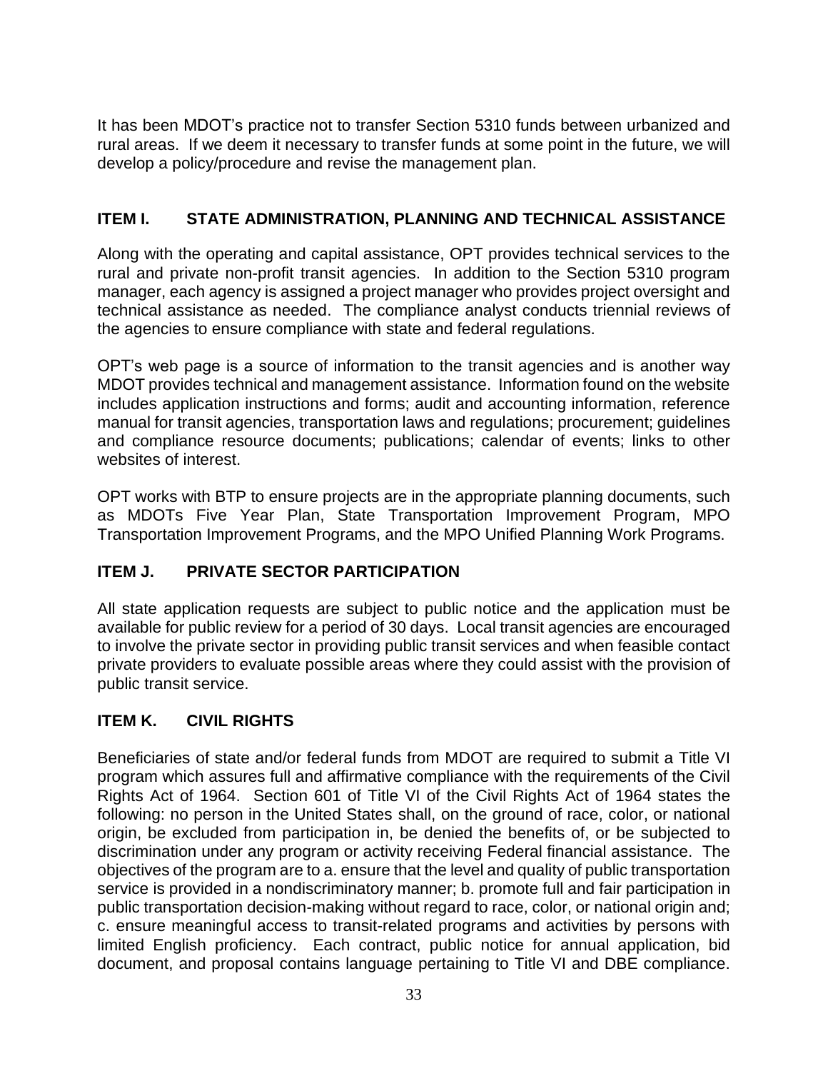It has been MDOT's practice not to transfer Section 5310 funds between urbanized and rural areas. If we deem it necessary to transfer funds at some point in the future, we will develop a policy/procedure and revise the management plan.

## ITEM I. STATE ADMINISTRATION, PLANNING AND TECHNICAL ASSISTANCE

Along with the operating and capital assistance, OPT provides technical services to the rural and private non-profit transit agencies. In addition to the Section 5310 program manager, each agency is assigned a project manager who provides project oversight and technical assistance as needed. The compliance analyst conducts triennial reviews of the agencies to ensure compliance with state and federal regulations.

OPT's web page is a source of information to the transit agencies and is another way MDOT provides technical and management assistance. Information found on the website includes application instructions and forms; audit and accounting information, reference manual for transit agencies, transportation laws and regulations; procurement; guidelines and compliance resource documents; publications; calendar of events; links to other websites of interest.

OPT works with BTP to ensure projects are in the appropriate planning documents, such as MDOTs Five Year Plan, State Transportation Improvement Program, MPO Transportation Improvement Programs, and the MPO Unified Planning Work Programs.

## ITEM J. PRIVATE SECTOR PARTICIPATION

All state application requests are subject to public notice and the application must be available for public review for a period of 30 days. Local transit agencies are encouraged to involve the private sector in providing public transit services and when feasible contact private providers to evaluate possible areas where they could assist with the provision of public transit service.

## ITEM K. CIVIL RIGHTS

Beneficiaries of state and/or federal funds from MDOT are required to submit a Title VI program which assures full and affirmative compliance with the requirements of the Civil Rights Act of 1964. Section 601 of Title VI of the Civil Rights Act of 1964 states the following: no person in the United States shall, on the ground of race, color, or national origin, be excluded from participation in, be denied the benefits of, or be subjected to discrimination under any program or activity receiving Federal financial assistance. The objectives of the program are to a. ensure that the level and quality of public transportation service is provided in a nondiscriminatory manner; b. promote full and fair participation in public transportation decision-making without regard to race, color, or national origin and; c. ensure meaningful access to transit-related programs and activities by persons with limited English proficiency. Each contract, public notice for annual application, bid document, and proposal contains language pertaining to Title VI and DBE compliance.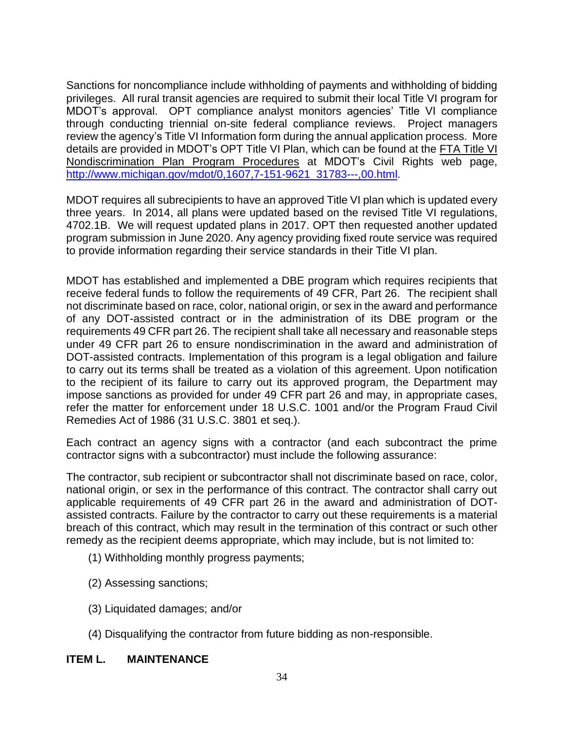Sanctions for noncompliance include withholding of payments and withholding of bidding privileges. All rural transit agencies are required to submit their local Title VI program for MDOT's approval. OPT compliance analyst monitors agencies' Title VI compliance through conducting triennial on-site federal compliance reviews. Project managers review the agency's Title VI Information form during the annual application process. More details are provided in MDOT's OPT Title VI Plan, which can be found at the FTA Title VI Nondiscrimination Plan Program Procedures at MDOT's Civil Rights web page, http://www.michigan.gov/mdot/0,1607,7-151-9621_31783---,00.html.

MDOT requires all subrecipients to have an approved Title VI plan which is updated every three years. In 2014, all plans were updated based on the revised Title VI regulations, 4702.1B. We will request updated plans in 2017. OPT then requested another updated program submission in June 2020. Any agency providing fixed route service was required to provide information regarding their service standards in their Title VI plan.

MDOT has established and implemented a DBE program which requires recipients that receive federal funds to follow the requirements of 49 CFR, Part 26. The recipient shall not discriminate based on race, color, national origin, or sex in the award and performance of any DOT-assisted contract or in the administration of its DBE program or the requirements 49 CFR part 26. The recipient shall take all necessary and reasonable steps under 49 CFR part 26 to ensure nondiscrimination in the award and administration of DOT-assisted contracts. Implementation of this program is a legal obligation and failure to carry out its terms shall be treated as a violation of this agreement. Upon notification to the recipient of its failure to carry out its approved program, the Department may impose sanctions as provided for under 49 CFR part 26 and may, in appropriate cases, refer the matter for enforcement under 18 U.S.C. 1001 and/or the Program Fraud Civil Remedies Act of 1986 (31 U.S.C. 3801 et seq.).

Each contract an agency signs with a contractor (and each subcontract the prime contractor signs with a subcontractor) must include the following assurance:

The contractor, sub recipient or subcontractor shall not discriminate based on race, color, national origin, or sex in the performance of this contract. The contractor shall carry out applicable requirements of 49 CFR part 26 in the award and administration of DOT-assisted contracts. Failure by the contractor to carry out these requirements is a material breach of this contract, which may result in the termination of this contract or such other remedy as the recipient deems appropriate, which may include, but is not limited to:

(1) Withholding monthly progress payments;

(2) Assessing sanctions;

(3) Liquidated damages; and/or

(4) Disqualifying the contractor from future bidding as non-responsible.

## ITEM L. MAINTENANCE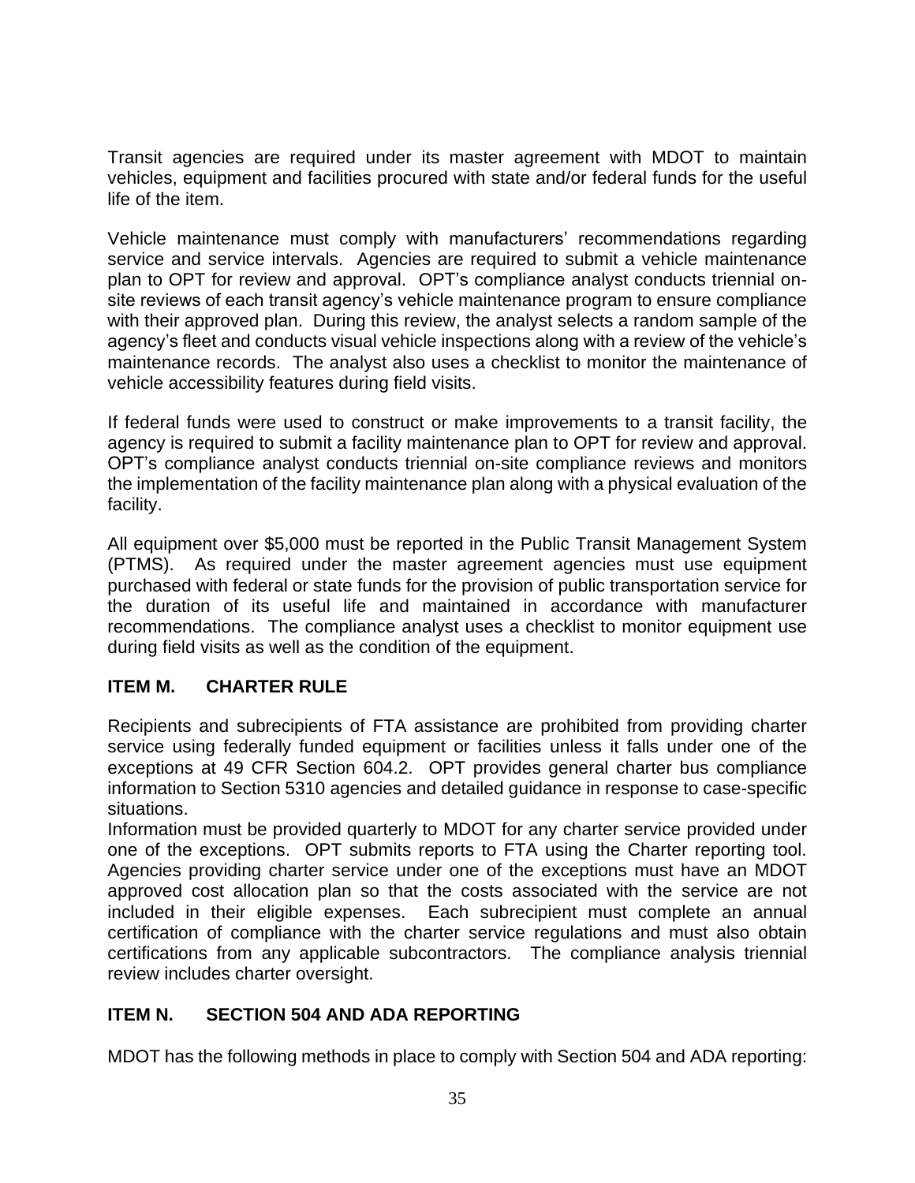Transit agencies are required under its master agreement with MDOT to maintain vehicles, equipment and facilities procured with state and/or federal funds for the useful life of the item.

Vehicle maintenance must comply with manufacturers' recommendations regarding service and service intervals. Agencies are required to submit a vehicle maintenance plan to OPT for review and approval. OPT's compliance analyst conducts triennial on-site reviews of each transit agency's vehicle maintenance program to ensure compliance with their approved plan. During this review, the analyst selects a random sample of the agency's fleet and conducts visual vehicle inspections along with a review of the vehicle's maintenance records. The analyst also uses a checklist to monitor the maintenance of vehicle accessibility features during field visits.

If federal funds were used to construct or make improvements to a transit facility, the agency is required to submit a facility maintenance plan to OPT for review and approval. OPT's compliance analyst conducts triennial on-site compliance reviews and monitors the implementation of the facility maintenance plan along with a physical evaluation of the facility.

All equipment over $5,000 must be reported in the Public Transit Management System (PTMS). As required under the master agreement agencies must use equipment purchased with federal or state funds for the provision of public transportation service for the duration of its useful life and maintained in accordance with manufacturer recommendations. The compliance analyst uses a checklist to monitor equipment use during field visits as well as the condition of the equipment.

## ITEM M. CHARTER RULE

Recipients and subrecipients of FTA assistance are prohibited from providing charter service using federally funded equipment or facilities unless it falls under one of the exceptions at 49 CFR Section 604.2. OPT provides general charter bus compliance information to Section 5310 agencies and detailed guidance in response to case-specific situations.

Information must be provided quarterly to MDOT for any charter service provided under one of the exceptions. OPT submits reports to FTA using the Charter reporting tool. Agencies providing charter service under one of the exceptions must have an MDOT approved cost allocation plan so that the costs associated with the service are not included in their eligible expenses. Each subrecipient must complete an annual certification of compliance with the charter service regulations and must also obtain certifications from any applicable subcontractors. The compliance analysis triennial review includes charter oversight.

## ITEM N. SECTION 504 AND ADA REPORTING

MDOT has the following methods in place to comply with Section 504 and ADA reporting: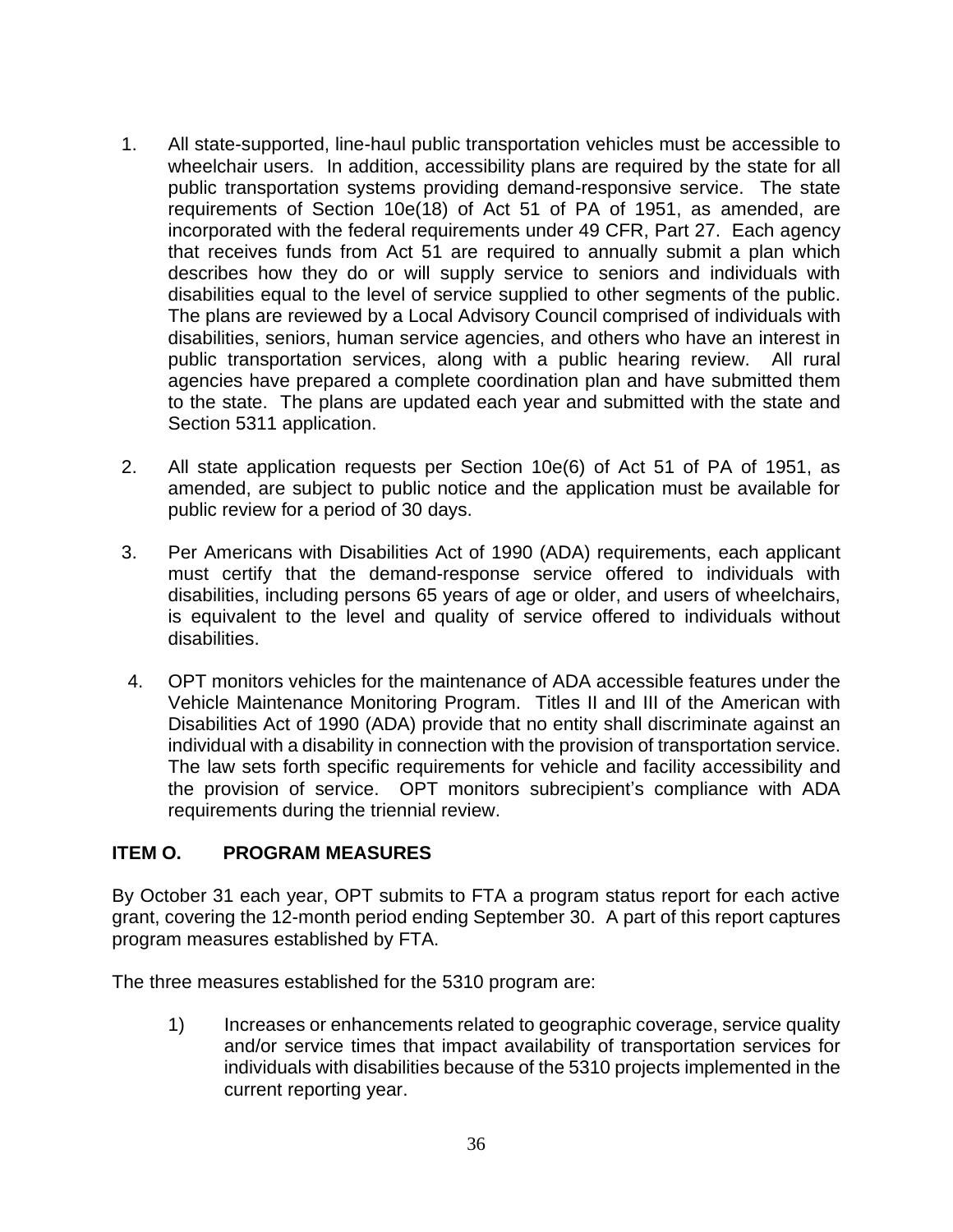1. All state-supported, line-haul public transportation vehicles must be accessible to wheelchair users. In addition, accessibility plans are required by the state for all public transportation systems providing demand-responsive service. The state requirements of Section 10e(18) of Act 51 of PA of 1951, as amended, are incorporated with the federal requirements under 49 CFR, Part 27. Each agency that receives funds from Act 51 are required to annually submit a plan which describes how they do or will supply service to seniors and individuals with disabilities equal to the level of service supplied to other segments of the public. The plans are reviewed by a Local Advisory Council comprised of individuals with disabilities, seniors, human service agencies, and others who have an interest in public transportation services, along with a public hearing review. All rural agencies have prepared a complete coordination plan and have submitted them to the state. The plans are updated each year and submitted with the state and Section 5311 application.

2. All state application requests per Section 10e(6) of Act 51 of PA of 1951, as amended, are subject to public notice and the application must be available for public review for a period of 30 days.

3. Per Americans with Disabilities Act of 1990 (ADA) requirements, each applicant must certify that the demand-response service offered to individuals with disabilities, including persons 65 years of age or older, and users of wheelchairs, is equivalent to the level and quality of service offered to individuals without disabilities.

4. OPT monitors vehicles for the maintenance of ADA accessible features under the Vehicle Maintenance Monitoring Program. Titles II and III of the American with Disabilities Act of 1990 (ADA) provide that no entity shall discriminate against an individual with a disability in connection with the provision of transportation service. The law sets forth specific requirements for vehicle and facility accessibility and the provision of service. OPT monitors subrecipient's compliance with ADA requirements during the triennial review.

## ITEM O. PROGRAM MEASURES

By October 31 each year, OPT submits to FTA a program status report for each active grant, covering the 12-month period ending September 30. A part of this report captures program measures established by FTA.

The three measures established for the 5310 program are:

1) Increases or enhancements related to geographic coverage, service quality and/or service times that impact availability of transportation services for individuals with disabilities because of the 5310 projects implemented in the current reporting year.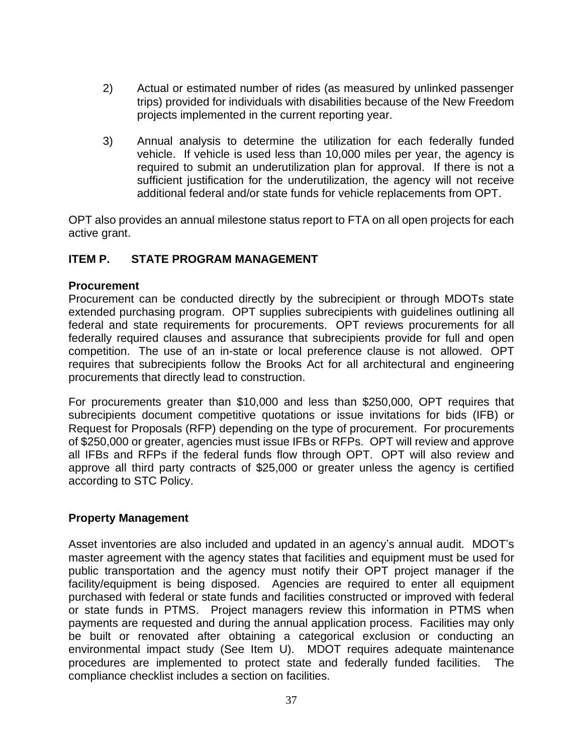2) Actual or estimated number of rides (as measured by unlinked passenger trips) provided for individuals with disabilities because of the New Freedom projects implemented in the current reporting year.

3) Annual analysis to determine the utilization for each federally funded vehicle. If vehicle is used less than 10,000 miles per year, the agency is required to submit an underutilization plan for approval. If there is not a sufficient justification for the underutilization, the agency will not receive additional federal and/or state funds for vehicle replacements from OPT.

OPT also provides an annual milestone status report to FTA on all open projects for each active grant.

## ITEM P. STATE PROGRAM MANAGEMENT

### Procurement

Procurement can be conducted directly by the subrecipient or through MDOTs state extended purchasing program. OPT supplies subrecipients with guidelines outlining all federal and state requirements for procurements. OPT reviews procurements for all federally required clauses and assurance that subrecipients provide for full and open competition. The use of an in-state or local preference clause is not allowed. OPT requires that subrecipients follow the Brooks Act for all architectural and engineering procurements that directly lead to construction.

For procurements greater than $10,000 and less than $250,000, OPT requires that subrecipients document competitive quotations or issue invitations for bids (IFB) or Request for Proposals (RFP) depending on the type of procurement. For procurements of $250,000 or greater, agencies must issue IFBs or RFPs. OPT will review and approve all IFBs and RFPs if the federal funds flow through OPT. OPT will also review and approve all third party contracts of $25,000 or greater unless the agency is certified according to STC Policy.

### Property Management

Asset inventories are also included and updated in an agency's annual audit. MDOT's master agreement with the agency states that facilities and equipment must be used for public transportation and the agency must notify their OPT project manager if the facility/equipment is being disposed. Agencies are required to enter all equipment purchased with federal or state funds and facilities constructed or improved with federal or state funds in PTMS. Project managers review this information in PTMS when payments are requested and during the annual application process. Facilities may only be built or renovated after obtaining a categorical exclusion or conducting an environmental impact study (See Item U). MDOT requires adequate maintenance procedures are implemented to protect state and federally funded facilities. The compliance checklist includes a section on facilities.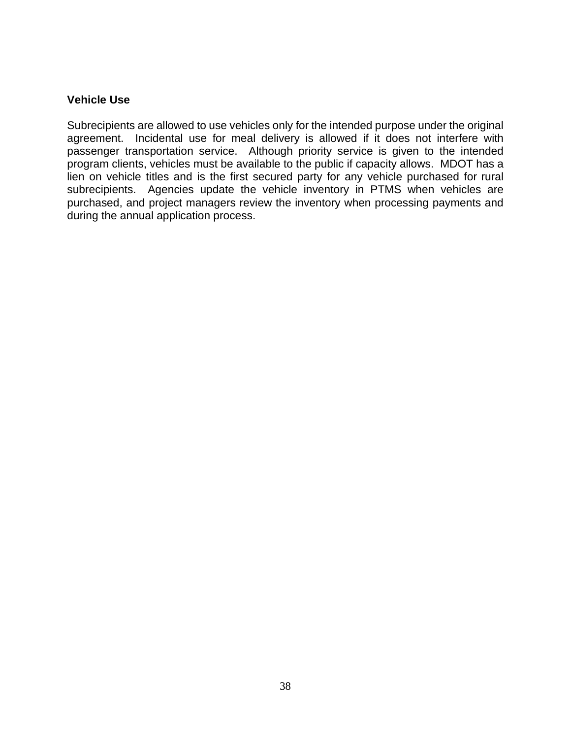### Vehicle Use

Subrecipients are allowed to use vehicles only for the intended purpose under the original agreement. Incidental use for meal delivery is allowed if it does not interfere with passenger transportation service. Although priority service is given to the intended program clients, vehicles must be available to the public if capacity allows. MDOT has a lien on vehicle titles and is the first secured party for any vehicle purchased for rural subrecipients. Agencies update the vehicle inventory in PTMS when vehicles are purchased, and project managers review the inventory when processing payments and during the annual application process.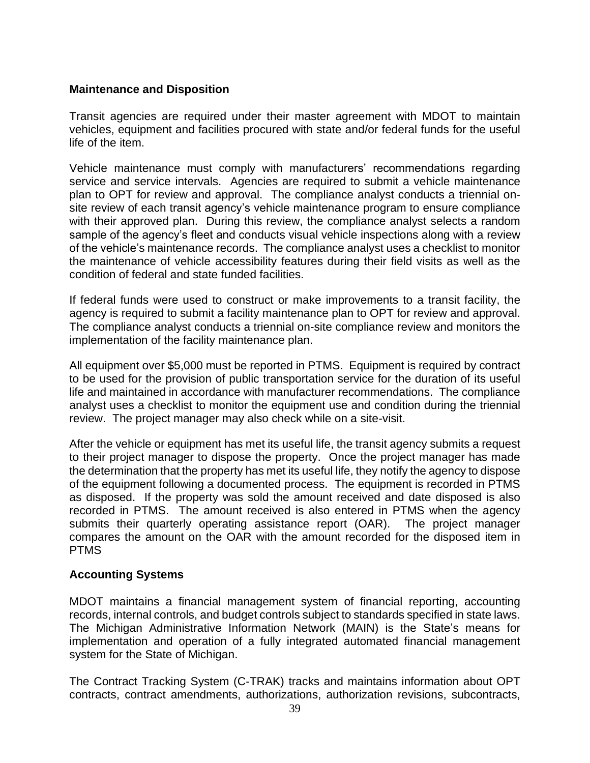**Maintenance and Disposition**

Transit agencies are required under their master agreement with MDOT to maintain vehicles, equipment and facilities procured with state and/or federal funds for the useful life of the item.

Vehicle maintenance must comply with manufacturers' recommendations regarding service and service intervals. Agencies are required to submit a vehicle maintenance plan to OPT for review and approval. The compliance analyst conducts a triennial on-site review of each transit agency's vehicle maintenance program to ensure compliance with their approved plan. During this review, the compliance analyst selects a random sample of the agency's fleet and conducts visual vehicle inspections along with a review of the vehicle's maintenance records. The compliance analyst uses a checklist to monitor the maintenance of vehicle accessibility features during their field visits as well as the condition of federal and state funded facilities.

If federal funds were used to construct or make improvements to a transit facility, the agency is required to submit a facility maintenance plan to OPT for review and approval. The compliance analyst conducts a triennial on-site compliance review and monitors the implementation of the facility maintenance plan.

All equipment over $5,000 must be reported in PTMS. Equipment is required by contract to be used for the provision of public transportation service for the duration of its useful life and maintained in accordance with manufacturer recommendations. The compliance analyst uses a checklist to monitor the equipment use and condition during the triennial review. The project manager may also check while on a site-visit.

After the vehicle or equipment has met its useful life, the transit agency submits a request to their project manager to dispose the property. Once the project manager has made the determination that the property has met its useful life, they notify the agency to dispose of the equipment following a documented process. The equipment is recorded in PTMS as disposed. If the property was sold the amount received and date disposed is also recorded in PTMS. The amount received is also entered in PTMS when the agency submits their quarterly operating assistance report (OAR). The project manager compares the amount on the OAR with the amount recorded for the disposed item in PTMS

**Accounting Systems**

MDOT maintains a financial management system of financial reporting, accounting records, internal controls, and budget controls subject to standards specified in state laws. The Michigan Administrative Information Network (MAIN) is the State's means for implementation and operation of a fully integrated automated financial management system for the State of Michigan.

The Contract Tracking System (C-TRAK) tracks and maintains information about OPT contracts, contract amendments, authorizations, authorization revisions, subcontracts,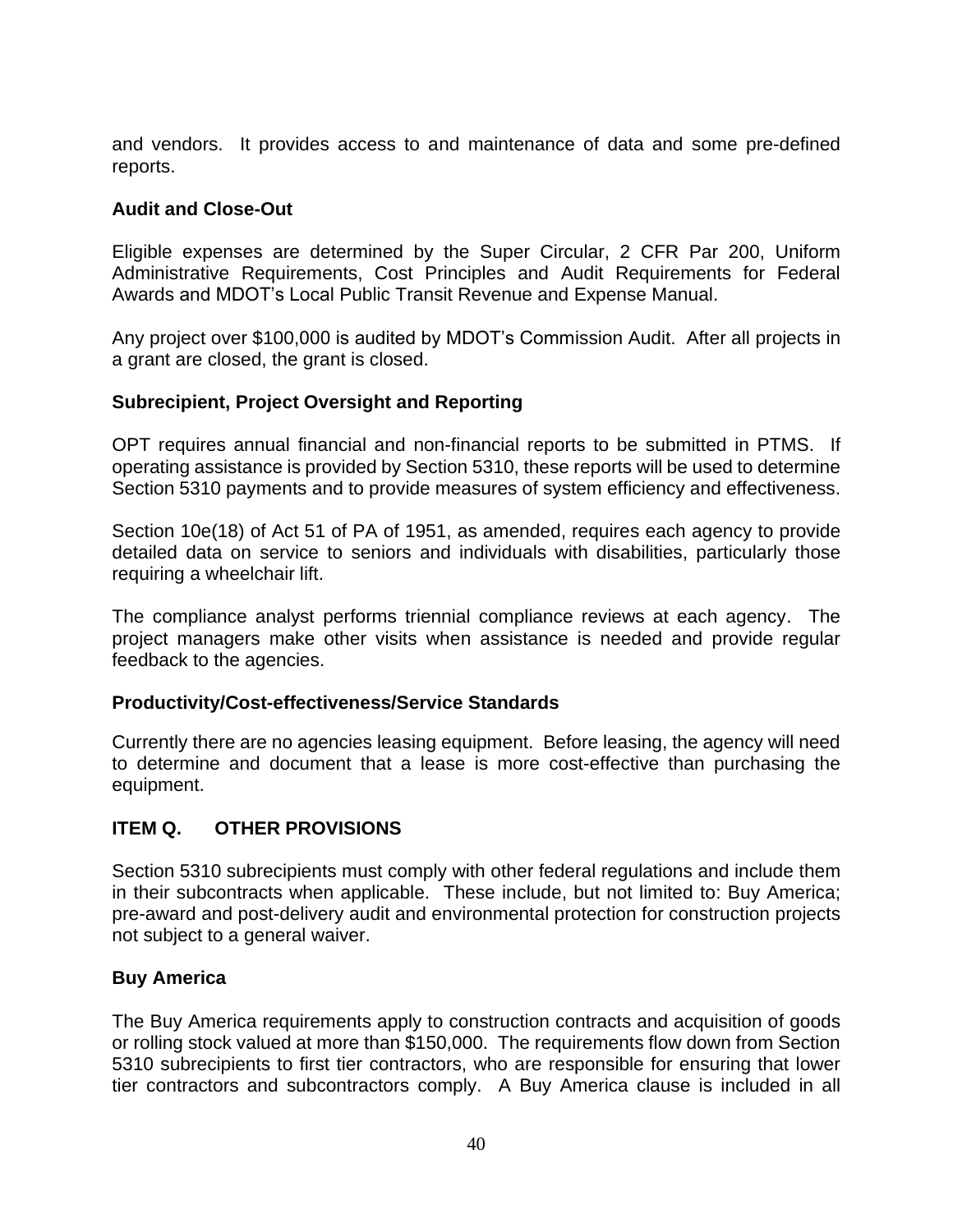and vendors. It provides access to and maintenance of data and some pre-defined reports.

**Audit and Close-Out**

Eligible expenses are determined by the Super Circular, 2 CFR Par 200, Uniform Administrative Requirements, Cost Principles and Audit Requirements for Federal Awards and MDOT's Local Public Transit Revenue and Expense Manual.

Any project over $100,000 is audited by MDOT's Commission Audit. After all projects in a grant are closed, the grant is closed.

**Subrecipient, Project Oversight and Reporting**

OPT requires annual financial and non-financial reports to be submitted in PTMS. If operating assistance is provided by Section 5310, these reports will be used to determine Section 5310 payments and to provide measures of system efficiency and effectiveness.

Section 10e(18) of Act 51 of PA of 1951, as amended, requires each agency to provide detailed data on service to seniors and individuals with disabilities, particularly those requiring a wheelchair lift.

The compliance analyst performs triennial compliance reviews at each agency. The project managers make other visits when assistance is needed and provide regular feedback to the agencies.

**Productivity/Cost-effectiveness/Service Standards**

Currently there are no agencies leasing equipment. Before leasing, the agency will need to determine and document that a lease is more cost-effective than purchasing the equipment.

## ITEM Q. OTHER PROVISIONS

Section 5310 subrecipients must comply with other federal regulations and include them in their subcontracts when applicable. These include, but not limited to: Buy America; pre-award and post-delivery audit and environmental protection for construction projects not subject to a general waiver.

**Buy America**

The Buy America requirements apply to construction contracts and acquisition of goods or rolling stock valued at more than $150,000. The requirements flow down from Section 5310 subrecipients to first tier contractors, who are responsible for ensuring that lower tier contractors and subcontractors comply. A Buy America clause is included in all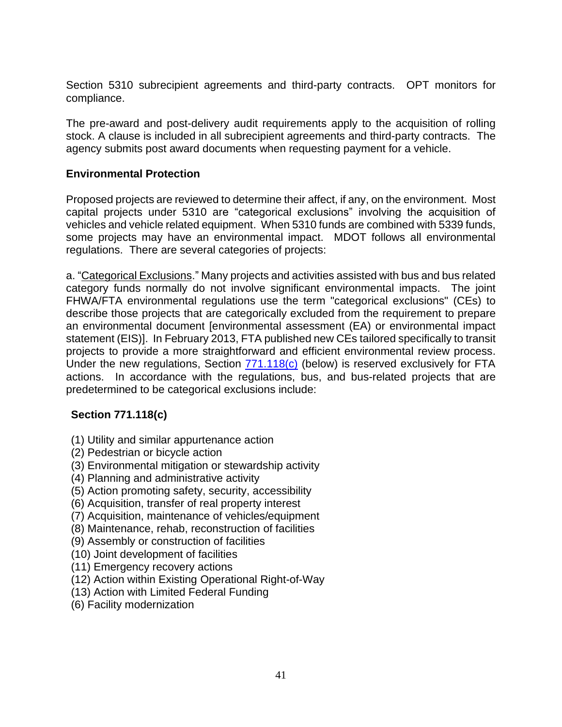Section 5310 subrecipient agreements and third-party contracts. OPT monitors for compliance.

The pre-award and post-delivery audit requirements apply to the acquisition of rolling stock. A clause is included in all subrecipient agreements and third-party contracts. The agency submits post award documents when requesting payment for a vehicle.

**Environmental Protection**

Proposed projects are reviewed to determine their affect, if any, on the environment. Most capital projects under 5310 are "categorical exclusions" involving the acquisition of vehicles and vehicle related equipment. When 5310 funds are combined with 5339 funds, some projects may have an environmental impact. MDOT follows all environmental regulations. There are several categories of projects:

a. "Categorical Exclusions." Many projects and activities assisted with bus and bus related category funds normally do not involve significant environmental impacts. The joint FHWA/FTA environmental regulations use the term "categorical exclusions" (CEs) to describe those projects that are categorically excluded from the requirement to prepare an environmental document [environmental assessment (EA) or environmental impact statement (EIS)]. In February 2013, FTA published new CEs tailored specifically to transit projects to provide a more straightforward and efficient environmental review process. Under the new regulations, Section 771.118(c) (below) is reserved exclusively for FTA actions. In accordance with the regulations, bus, and bus-related projects that are predetermined to be categorical exclusions include:

**Section 771.118(c)**

(1) Utility and similar appurtenance action
(2) Pedestrian or bicycle action
(3) Environmental mitigation or stewardship activity
(4) Planning and administrative activity
(5) Action promoting safety, security, accessibility
(6) Acquisition, transfer of real property interest
(7) Acquisition, maintenance of vehicles/equipment
(8) Maintenance, rehab, reconstruction of facilities
(9) Assembly or construction of facilities
(10) Joint development of facilities
(11) Emergency recovery actions
(12) Action within Existing Operational Right-of-Way
(13) Action with Limited Federal Funding
(6) Facility modernization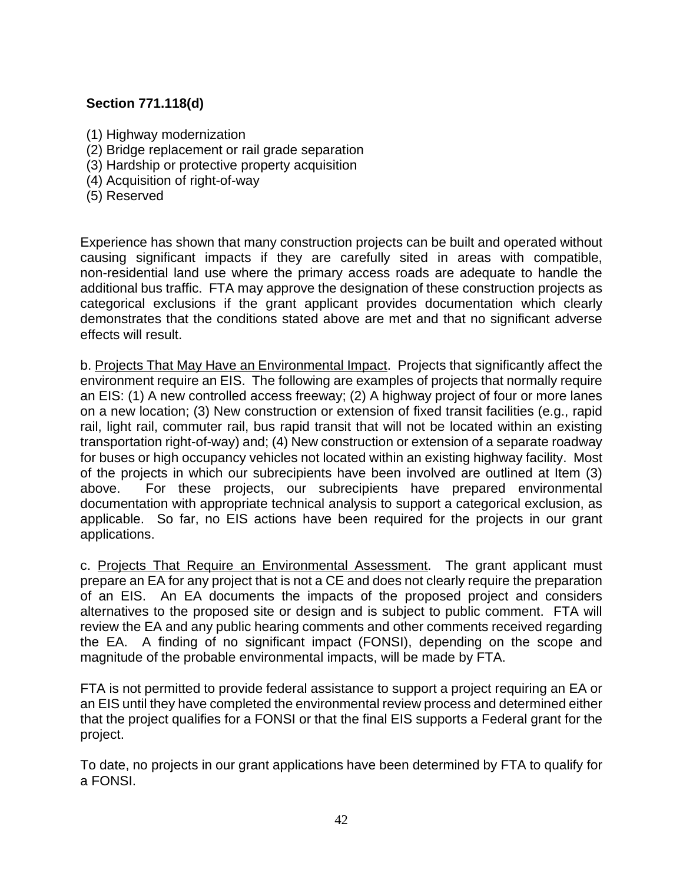**Section 771.118(d)**

(1) Highway modernization
(2) Bridge replacement or rail grade separation
(3) Hardship or protective property acquisition
(4) Acquisition of right-of-way
(5) Reserved

Experience has shown that many construction projects can be built and operated without causing significant impacts if they are carefully sited in areas with compatible, non-residential land use where the primary access roads are adequate to handle the additional bus traffic. FTA may approve the designation of these construction projects as categorical exclusions if the grant applicant provides documentation which clearly demonstrates that the conditions stated above are met and that no significant adverse effects will result.

b. Projects That May Have an Environmental Impact. Projects that significantly affect the environment require an EIS. The following are examples of projects that normally require an EIS: (1) A new controlled access freeway; (2) A highway project of four or more lanes on a new location; (3) New construction or extension of fixed transit facilities (e.g., rapid rail, light rail, commuter rail, bus rapid transit that will not be located within an existing transportation right-of-way) and; (4) New construction or extension of a separate roadway for buses or high occupancy vehicles not located within an existing highway facility. Most of the projects in which our subrecipients have been involved are outlined at Item (3) above. For these projects, our subrecipients have prepared environmental documentation with appropriate technical analysis to support a categorical exclusion, as applicable. So far, no EIS actions have been required for the projects in our grant applications.

c. Projects That Require an Environmental Assessment. The grant applicant must prepare an EA for any project that is not a CE and does not clearly require the preparation of an EIS. An EA documents the impacts of the proposed project and considers alternatives to the proposed site or design and is subject to public comment. FTA will review the EA and any public hearing comments and other comments received regarding the EA. A finding of no significant impact (FONSI), depending on the scope and magnitude of the probable environmental impacts, will be made by FTA.

FTA is not permitted to provide federal assistance to support a project requiring an EA or an EIS until they have completed the environmental review process and determined either that the project qualifies for a FONSI or that the final EIS supports a Federal grant for the project.

To date, no projects in our grant applications have been determined by FTA to qualify for a FONSI.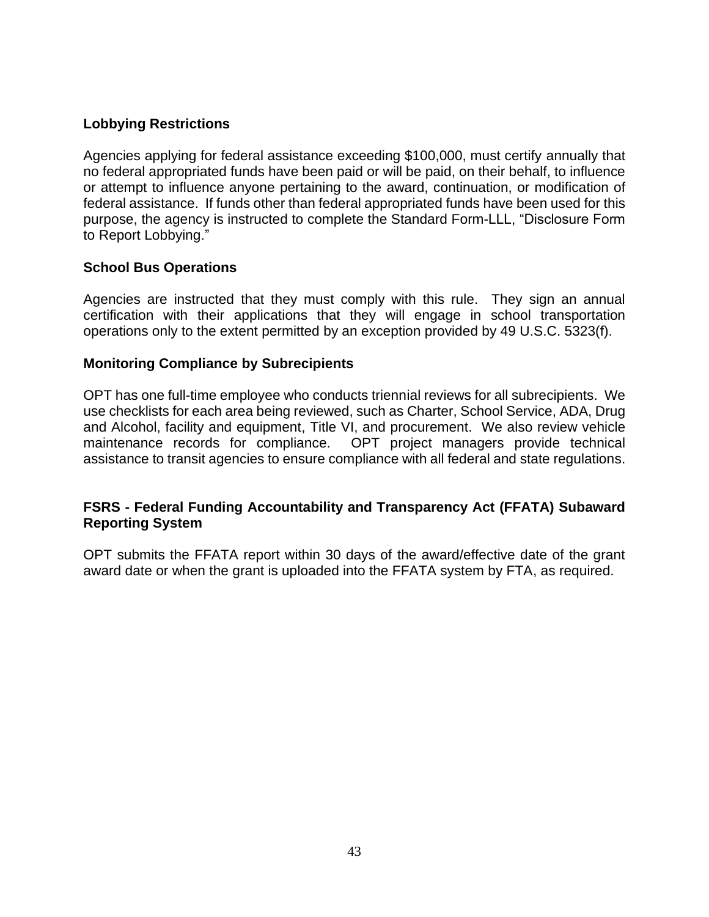**Lobbying Restrictions**

Agencies applying for federal assistance exceeding $100,000, must certify annually that no federal appropriated funds have been paid or will be paid, on their behalf, to influence or attempt to influence anyone pertaining to the award, continuation, or modification of federal assistance. If funds other than federal appropriated funds have been used for this purpose, the agency is instructed to complete the Standard Form-LLL, "Disclosure Form to Report Lobbying."

**School Bus Operations**

Agencies are instructed that they must comply with this rule. They sign an annual certification with their applications that they will engage in school transportation operations only to the extent permitted by an exception provided by 49 U.S.C. 5323(f).

**Monitoring Compliance by Subrecipients**

OPT has one full-time employee who conducts triennial reviews for all subrecipients. We use checklists for each area being reviewed, such as Charter, School Service, ADA, Drug and Alcohol, facility and equipment, Title VI, and procurement. We also review vehicle maintenance records for compliance. OPT project managers provide technical assistance to transit agencies to ensure compliance with all federal and state regulations.

**FSRS - Federal Funding Accountability and Transparency Act (FFATA) Subaward Reporting System**

OPT submits the FFATA report within 30 days of the award/effective date of the grant award date or when the grant is uploaded into the FFATA system by FTA, as required.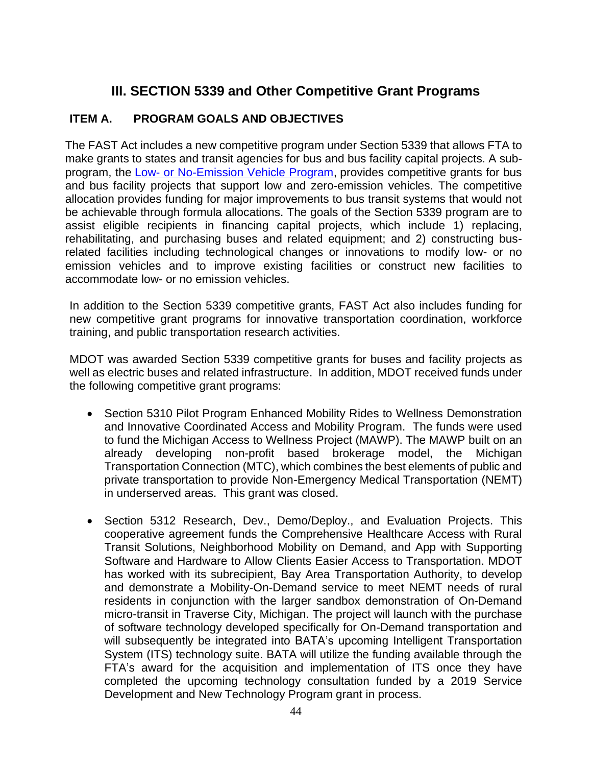## III. SECTION 5339 and Other Competitive Grant Programs

### ITEM A. PROGRAM GOALS AND OBJECTIVES

The FAST Act includes a new competitive program under Section 5339 that allows FTA to make grants to states and transit agencies for bus and bus facility capital projects. A sub-program, the Low- or No-Emission Vehicle Program, provides competitive grants for bus and bus facility projects that support low and zero-emission vehicles. The competitive allocation provides funding for major improvements to bus transit systems that would not be achievable through formula allocations. The goals of the Section 5339 program are to assist eligible recipients in financing capital projects, which include 1) replacing, rehabilitating, and purchasing buses and related equipment; and 2) constructing bus-related facilities including technological changes or innovations to modify low- or no emission vehicles and to improve existing facilities or construct new facilities to accommodate low- or no emission vehicles.

In addition to the Section 5339 competitive grants, FAST Act also includes funding for new competitive grant programs for innovative transportation coordination, workforce training, and public transportation research activities.

MDOT was awarded Section 5339 competitive grants for buses and facility projects as well as electric buses and related infrastructure. In addition, MDOT received funds under the following competitive grant programs:

- Section 5310 Pilot Program Enhanced Mobility Rides to Wellness Demonstration and Innovative Coordinated Access and Mobility Program. The funds were used to fund the Michigan Access to Wellness Project (MAWP). The MAWP built on an already developing non-profit based brokerage model, the Michigan Transportation Connection (MTC), which combines the best elements of public and private transportation to provide Non-Emergency Medical Transportation (NEMT) in underserved areas. This grant was closed.

- Section 5312 Research, Dev., Demo/Deploy., and Evaluation Projects. This cooperative agreement funds the Comprehensive Healthcare Access with Rural Transit Solutions, Neighborhood Mobility on Demand, and App with Supporting Software and Hardware to Allow Clients Easier Access to Transportation. MDOT has worked with its subrecipient, Bay Area Transportation Authority, to develop and demonstrate a Mobility-On-Demand service to meet NEMT needs of rural residents in conjunction with the larger sandbox demonstration of On-Demand micro-transit in Traverse City, Michigan. The project will launch with the purchase of software technology developed specifically for On-Demand transportation and will subsequently be integrated into BATA's upcoming Intelligent Transportation System (ITS) technology suite. BATA will utilize the funding available through the FTA's award for the acquisition and implementation of ITS once they have completed the upcoming technology consultation funded by a 2019 Service Development and New Technology Program grant in process.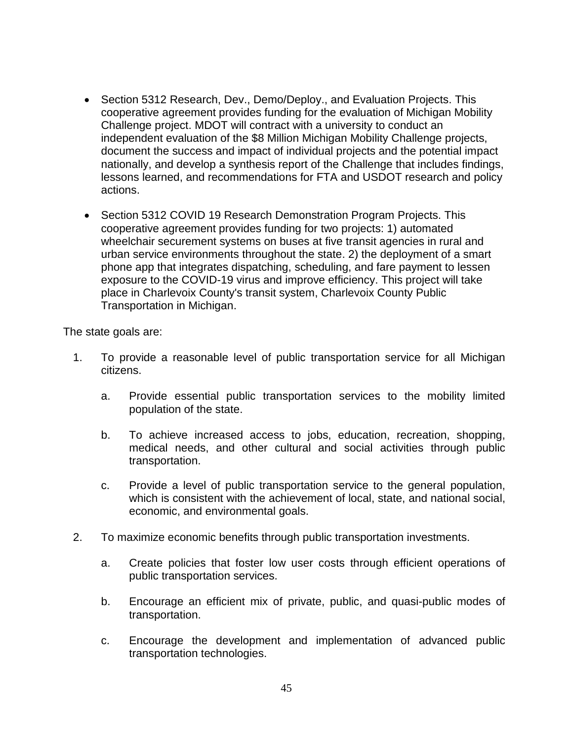- Section 5312 Research, Dev., Demo/Deploy., and Evaluation Projects. This cooperative agreement provides funding for the evaluation of Michigan Mobility Challenge project. MDOT will contract with a university to conduct an independent evaluation of the $8 Million Michigan Mobility Challenge projects, document the success and impact of individual projects and the potential impact nationally, and develop a synthesis report of the Challenge that includes findings, lessons learned, and recommendations for FTA and USDOT research and policy actions.
- Section 5312 COVID 19 Research Demonstration Program Projects. This cooperative agreement provides funding for two projects: 1) automated wheelchair securement systems on buses at five transit agencies in rural and urban service environments throughout the state. 2) the deployment of a smart phone app that integrates dispatching, scheduling, and fare payment to lessen exposure to the COVID-19 virus and improve efficiency. This project will take place in Charlevoix County's transit system, Charlevoix County Public Transportation in Michigan.

The state goals are:

1. To provide a reasonable level of public transportation service for all Michigan citizens.
   a. Provide essential public transportation services to the mobility limited population of the state.
   b. To achieve increased access to jobs, education, recreation, shopping, medical needs, and other cultural and social activities through public transportation.
   c. Provide a level of public transportation service to the general population, which is consistent with the achievement of local, state, and national social, economic, and environmental goals.
2. To maximize economic benefits through public transportation investments.
   a. Create policies that foster low user costs through efficient operations of public transportation services.
   b. Encourage an efficient mix of private, public, and quasi-public modes of transportation.
   c. Encourage the development and implementation of advanced public transportation technologies.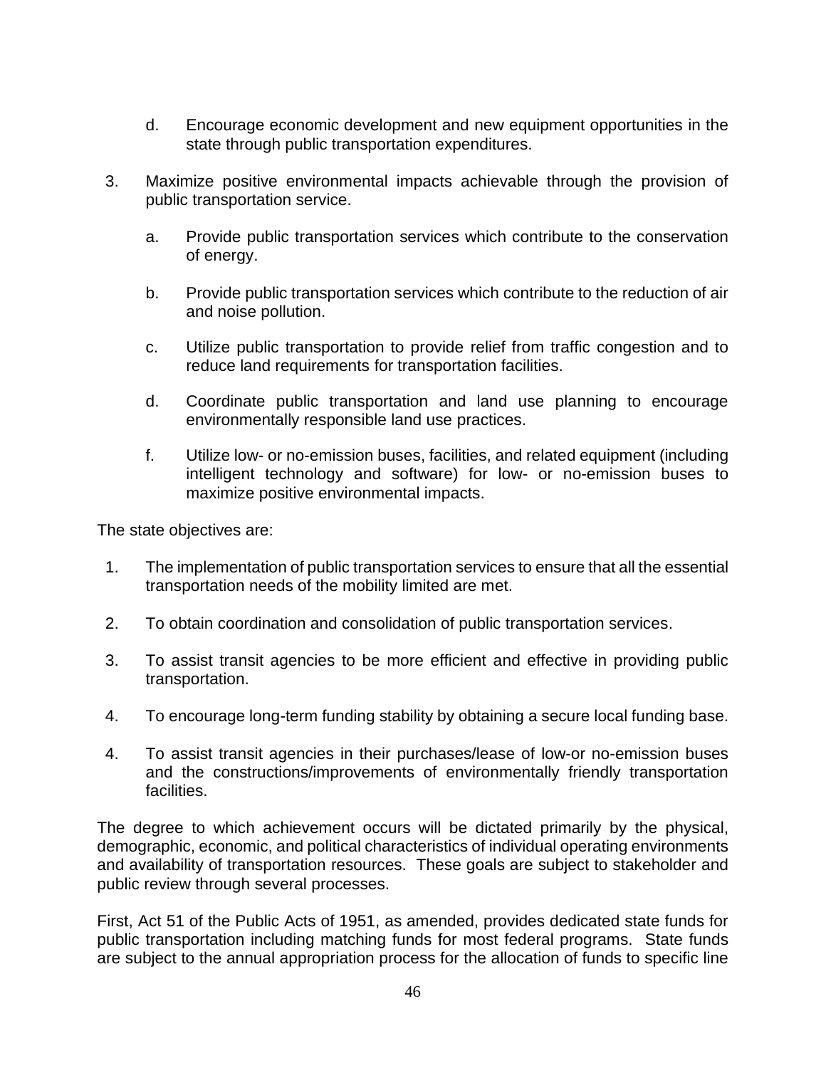d. Encourage economic development and new equipment opportunities in the state through public transportation expenditures.

3. Maximize positive environmental impacts achievable through the provision of public transportation service.

   a. Provide public transportation services which contribute to the conservation of energy.

   b. Provide public transportation services which contribute to the reduction of air and noise pollution.

   c. Utilize public transportation to provide relief from traffic congestion and to reduce land requirements for transportation facilities.

   d. Coordinate public transportation and land use planning to encourage environmentally responsible land use practices.

   f. Utilize low- or no-emission buses, facilities, and related equipment (including intelligent technology and software) for low- or no-emission buses to maximize positive environmental impacts.

The state objectives are:

1. The implementation of public transportation services to ensure that all the essential transportation needs of the mobility limited are met.

2. To obtain coordination and consolidation of public transportation services.

3. To assist transit agencies to be more efficient and effective in providing public transportation.

4. To encourage long-term funding stability by obtaining a secure local funding base.

4. To assist transit agencies in their purchases/lease of low-or no-emission buses and the constructions/improvements of environmentally friendly transportation facilities.

The degree to which achievement occurs will be dictated primarily by the physical, demographic, economic, and political characteristics of individual operating environments and availability of transportation resources. These goals are subject to stakeholder and public review through several processes.

First, Act 51 of the Public Acts of 1951, as amended, provides dedicated state funds for public transportation including matching funds for most federal programs. State funds are subject to the annual appropriation process for the allocation of funds to specific line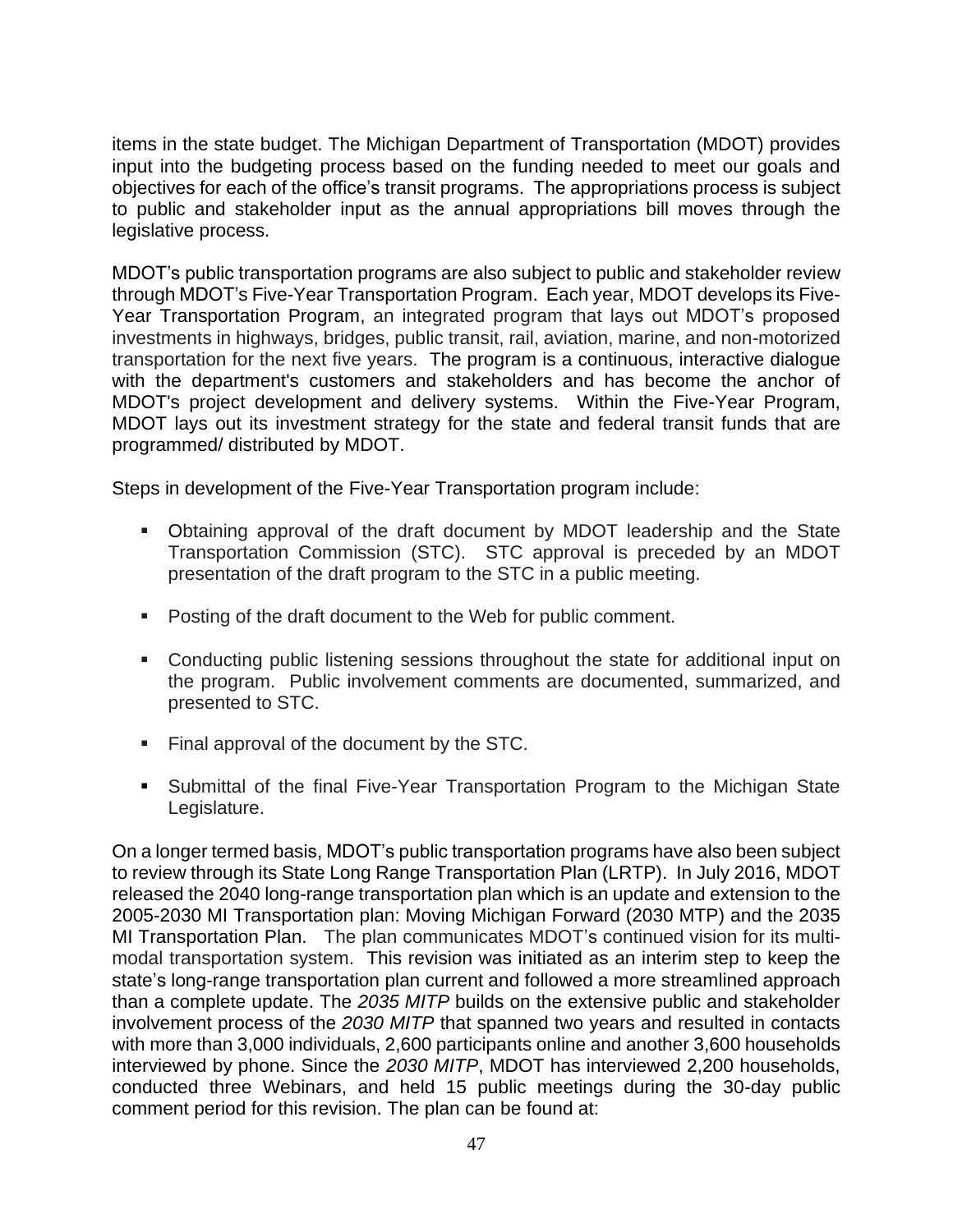items in the state budget. The Michigan Department of Transportation (MDOT) provides input into the budgeting process based on the funding needed to meet our goals and objectives for each of the office's transit programs. The appropriations process is subject to public and stakeholder input as the annual appropriations bill moves through the legislative process.

MDOT's public transportation programs are also subject to public and stakeholder review through MDOT's Five-Year Transportation Program. Each year, MDOT develops its Five-Year Transportation Program, an integrated program that lays out MDOT's proposed investments in highways, bridges, public transit, rail, aviation, marine, and non-motorized transportation for the next five years. The program is a continuous, interactive dialogue with the department's customers and stakeholders and has become the anchor of MDOT's project development and delivery systems. Within the Five-Year Program, MDOT lays out its investment strategy for the state and federal transit funds that are programmed/ distributed by MDOT.

Steps in development of the Five-Year Transportation program include:

- Obtaining approval of the draft document by MDOT leadership and the State Transportation Commission (STC). STC approval is preceded by an MDOT presentation of the draft program to the STC in a public meeting.
- Posting of the draft document to the Web for public comment.
- Conducting public listening sessions throughout the state for additional input on the program. Public involvement comments are documented, summarized, and presented to STC.
- Final approval of the document by the STC.
- Submittal of the final Five-Year Transportation Program to the Michigan State Legislature.

On a longer termed basis, MDOT's public transportation programs have also been subject to review through its State Long Range Transportation Plan (LRTP). In July 2016, MDOT released the 2040 long-range transportation plan which is an update and extension to the 2005-2030 MI Transportation plan: Moving Michigan Forward (2030 MTP) and the 2035 MI Transportation Plan. The plan communicates MDOT's continued vision for its multi-modal transportation system. This revision was initiated as an interim step to keep the state's long-range transportation plan current and followed a more streamlined approach than a complete update. The *2035 MITP* builds on the extensive public and stakeholder involvement process of the *2030 MITP* that spanned two years and resulted in contacts with more than 3,000 individuals, 2,600 participants online and another 3,600 households interviewed by phone. Since the *2030 MITP*, MDOT has interviewed 2,200 households, conducted three Webinars, and held 15 public meetings during the 30-day public comment period for this revision. The plan can be found at: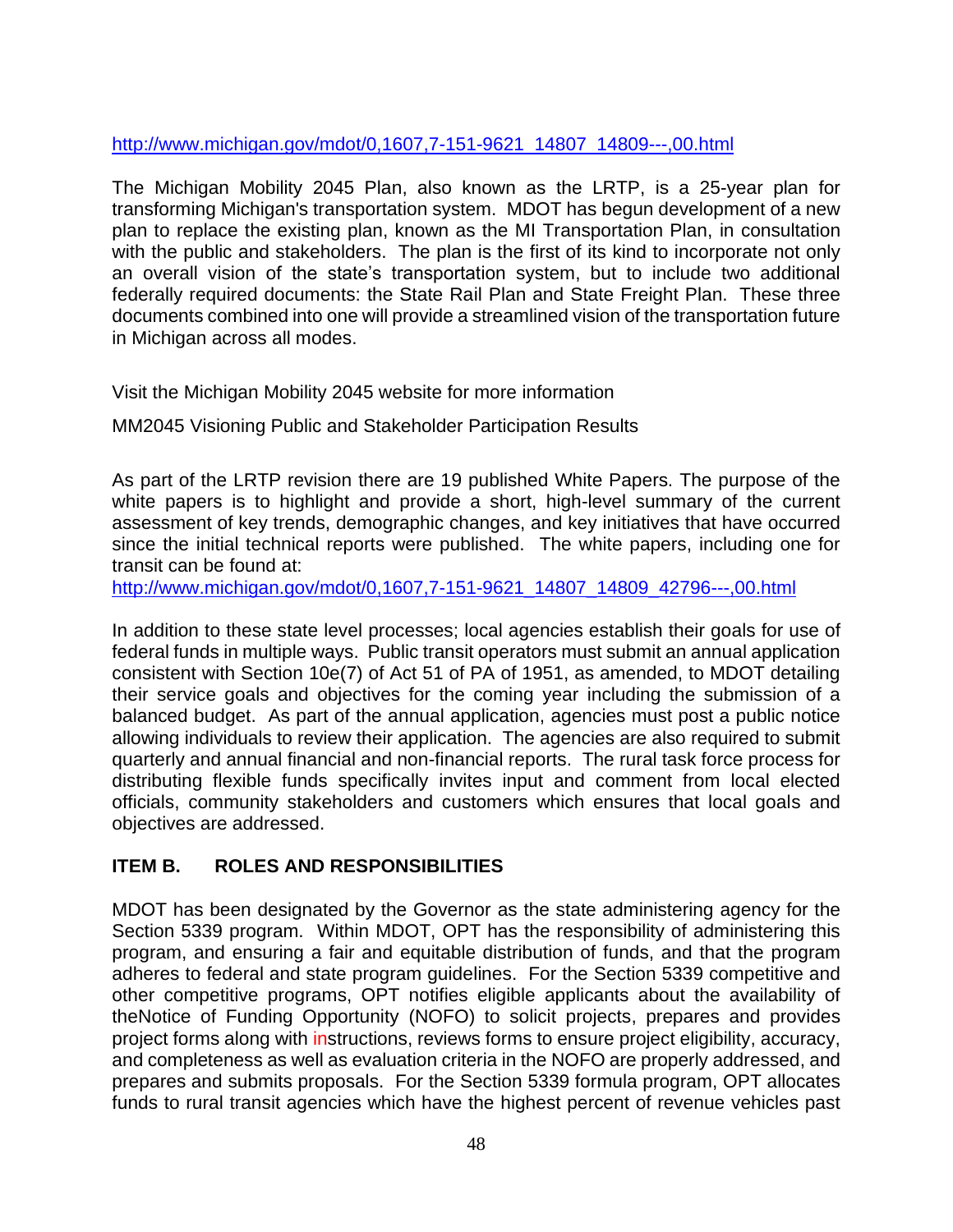http://www.michigan.gov/mdot/0,1607,7-151-9621_14807_14809---,00.html

The Michigan Mobility 2045 Plan, also known as the LRTP, is a 25-year plan for transforming Michigan's transportation system. MDOT has begun development of a new plan to replace the existing plan, known as the MI Transportation Plan, in consultation with the public and stakeholders. The plan is the first of its kind to incorporate not only an overall vision of the state's transportation system, but to include two additional federally required documents: the State Rail Plan and State Freight Plan. These three documents combined into one will provide a streamlined vision of the transportation future in Michigan across all modes.

Visit the Michigan Mobility 2045 website for more information

MM2045 Visioning Public and Stakeholder Participation Results

As part of the LRTP revision there are 19 published White Papers. The purpose of the white papers is to highlight and provide a short, high-level summary of the current assessment of key trends, demographic changes, and key initiatives that have occurred since the initial technical reports were published. The white papers, including one for transit can be found at:
http://www.michigan.gov/mdot/0,1607,7-151-9621_14807_14809_42796---,00.html

In addition to these state level processes; local agencies establish their goals for use of federal funds in multiple ways. Public transit operators must submit an annual application consistent with Section 10e(7) of Act 51 of PA of 1951, as amended, to MDOT detailing their service goals and objectives for the coming year including the submission of a balanced budget. As part of the annual application, agencies must post a public notice allowing individuals to review their application. The agencies are also required to submit quarterly and annual financial and non-financial reports. The rural task force process for distributing flexible funds specifically invites input and comment from local elected officials, community stakeholders and customers which ensures that local goals and objectives are addressed.

## ITEM B. ROLES AND RESPONSIBILITIES

MDOT has been designated by the Governor as the state administering agency for the Section 5339 program. Within MDOT, OPT has the responsibility of administering this program, and ensuring a fair and equitable distribution of funds, and that the program adheres to federal and state program guidelines. For the Section 5339 competitive and other competitive programs, OPT notifies eligible applicants about the availability of theNotice of Funding Opportunity (NOFO) to solicit projects, prepares and provides project forms along with instructions, reviews forms to ensure project eligibility, accuracy, and completeness as well as evaluation criteria in the NOFO are properly addressed, and prepares and submits proposals. For the Section 5339 formula program, OPT allocates funds to rural transit agencies which have the highest percent of revenue vehicles past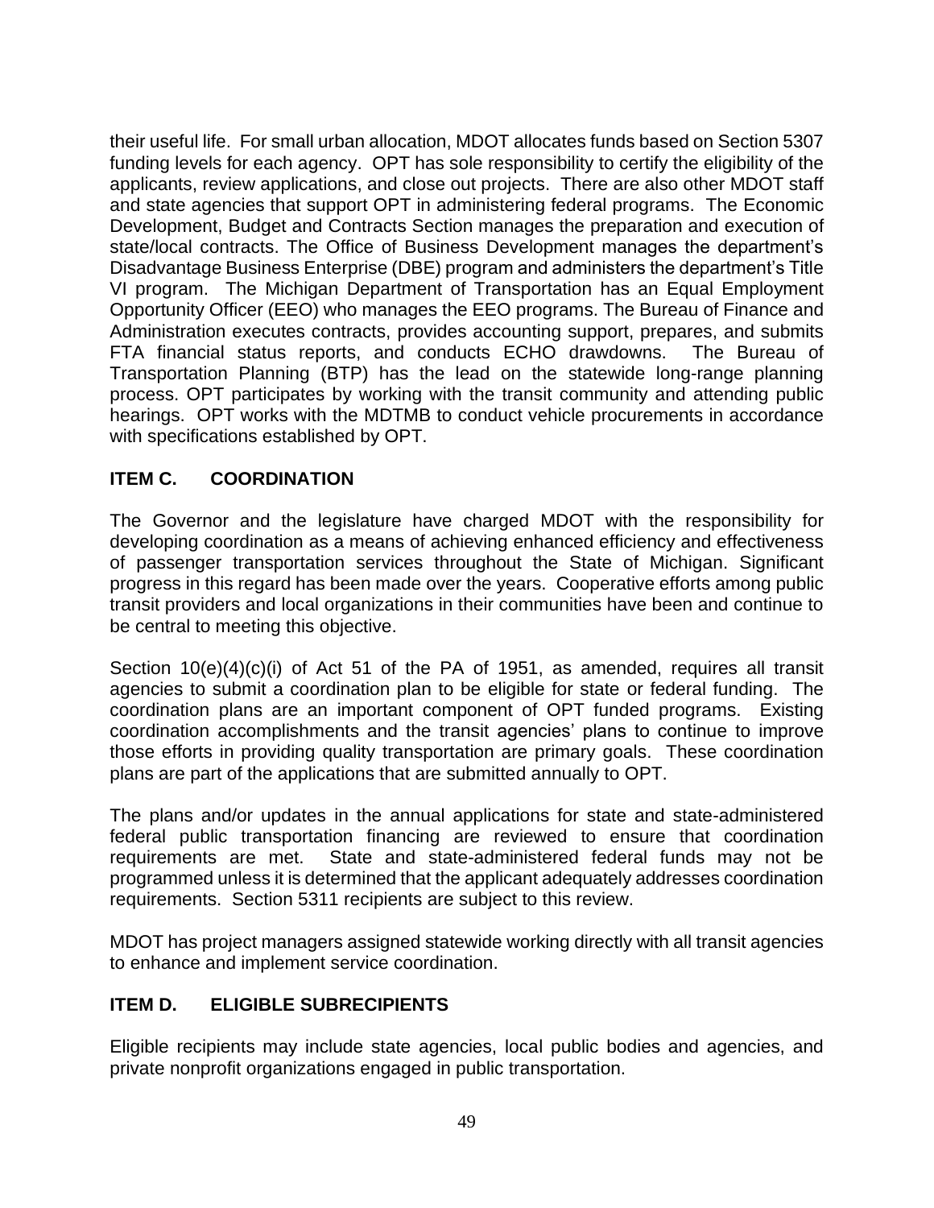their useful life. For small urban allocation, MDOT allocates funds based on Section 5307 funding levels for each agency. OPT has sole responsibility to certify the eligibility of the applicants, review applications, and close out projects. There are also other MDOT staff and state agencies that support OPT in administering federal programs. The Economic Development, Budget and Contracts Section manages the preparation and execution of state/local contracts. The Office of Business Development manages the department's Disadvantage Business Enterprise (DBE) program and administers the department's Title VI program. The Michigan Department of Transportation has an Equal Employment Opportunity Officer (EEO) who manages the EEO programs. The Bureau of Finance and Administration executes contracts, provides accounting support, prepares, and submits FTA financial status reports, and conducts ECHO drawdowns. The Bureau of Transportation Planning (BTP) has the lead on the statewide long-range planning process. OPT participates by working with the transit community and attending public hearings. OPT works with the MDTMB to conduct vehicle procurements in accordance with specifications established by OPT.

## ITEM C. COORDINATION

The Governor and the legislature have charged MDOT with the responsibility for developing coordination as a means of achieving enhanced efficiency and effectiveness of passenger transportation services throughout the State of Michigan. Significant progress in this regard has been made over the years. Cooperative efforts among public transit providers and local organizations in their communities have been and continue to be central to meeting this objective.

Section 10(e)(4)(c)(i) of Act 51 of the PA of 1951, as amended, requires all transit agencies to submit a coordination plan to be eligible for state or federal funding. The coordination plans are an important component of OPT funded programs. Existing coordination accomplishments and the transit agencies' plans to continue to improve those efforts in providing quality transportation are primary goals. These coordination plans are part of the applications that are submitted annually to OPT.

The plans and/or updates in the annual applications for state and state-administered federal public transportation financing are reviewed to ensure that coordination requirements are met. State and state-administered federal funds may not be programmed unless it is determined that the applicant adequately addresses coordination requirements. Section 5311 recipients are subject to this review.

MDOT has project managers assigned statewide working directly with all transit agencies to enhance and implement service coordination.

## ITEM D. ELIGIBLE SUBRECIPIENTS

Eligible recipients may include state agencies, local public bodies and agencies, and private nonprofit organizations engaged in public transportation.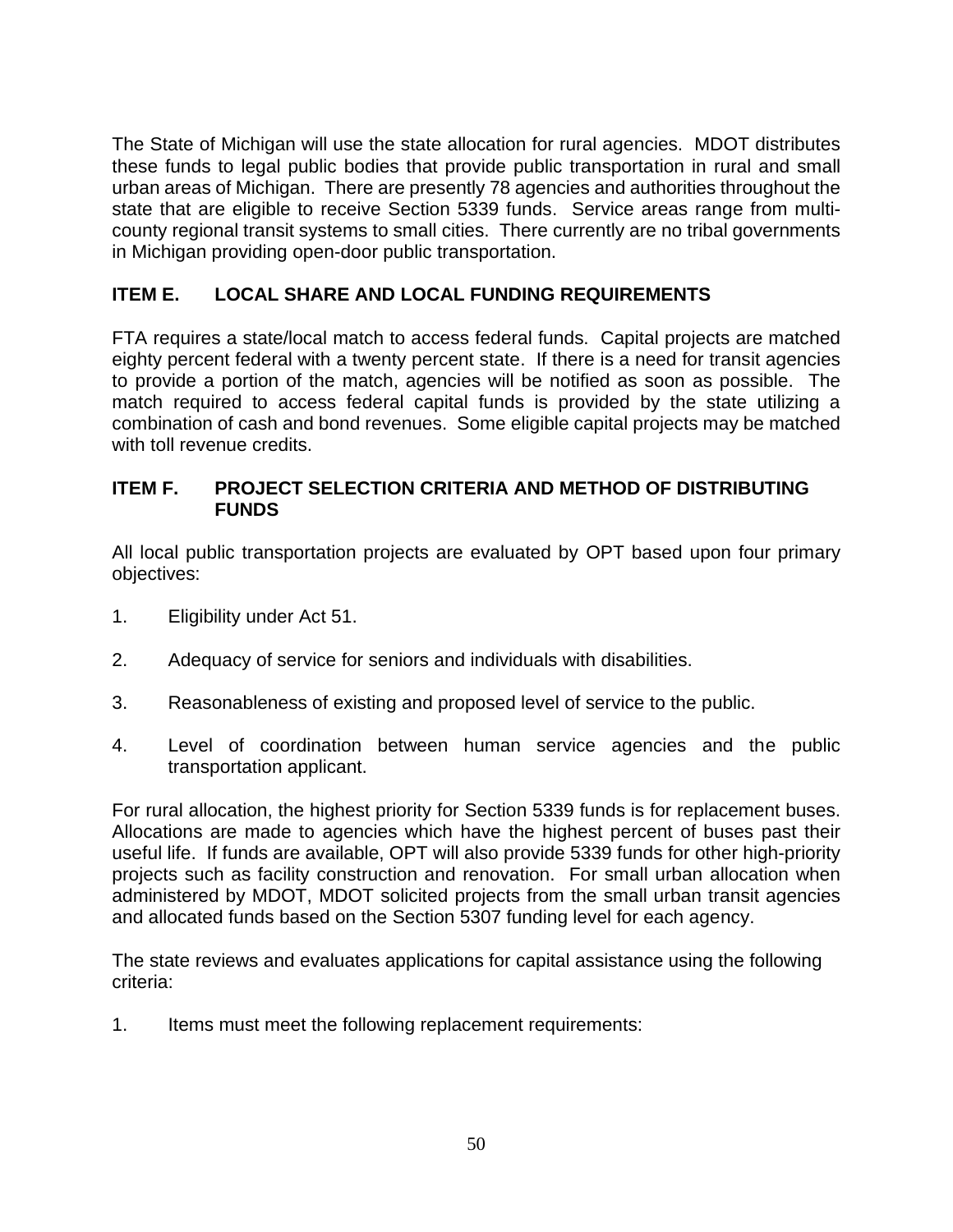The State of Michigan will use the state allocation for rural agencies. MDOT distributes these funds to legal public bodies that provide public transportation in rural and small urban areas of Michigan. There are presently 78 agencies and authorities throughout the state that are eligible to receive Section 5339 funds. Service areas range from multi-county regional transit systems to small cities. There currently are no tribal governments in Michigan providing open-door public transportation.

## ITEM E. LOCAL SHARE AND LOCAL FUNDING REQUIREMENTS

FTA requires a state/local match to access federal funds. Capital projects are matched eighty percent federal with a twenty percent state. If there is a need for transit agencies to provide a portion of the match, agencies will be notified as soon as possible. The match required to access federal capital funds is provided by the state utilizing a combination of cash and bond revenues. Some eligible capital projects may be matched with toll revenue credits.

## ITEM F. PROJECT SELECTION CRITERIA AND METHOD OF DISTRIBUTING FUNDS

All local public transportation projects are evaluated by OPT based upon four primary objectives:

1. Eligibility under Act 51.

2. Adequacy of service for seniors and individuals with disabilities.

3. Reasonableness of existing and proposed level of service to the public.

4. Level of coordination between human service agencies and the public transportation applicant.

For rural allocation, the highest priority for Section 5339 funds is for replacement buses. Allocations are made to agencies which have the highest percent of buses past their useful life. If funds are available, OPT will also provide 5339 funds for other high-priority projects such as facility construction and renovation. For small urban allocation when administered by MDOT, MDOT solicited projects from the small urban transit agencies and allocated funds based on the Section 5307 funding level for each agency.

The state reviews and evaluates applications for capital assistance using the following criteria:

1. Items must meet the following replacement requirements: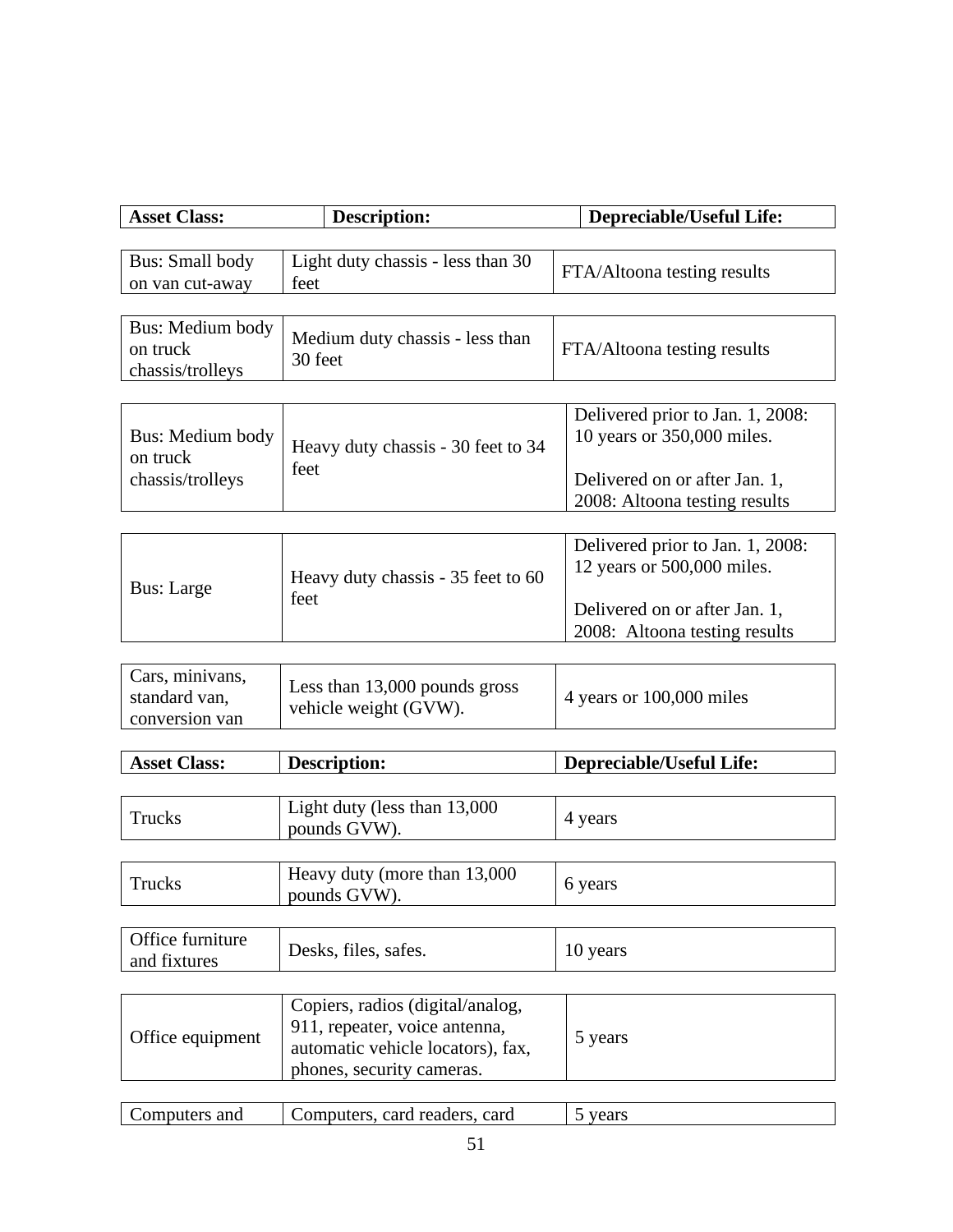| Asset Class: | Description: | Depreciable/Useful Life: |
|---|---|---|
| Bus: Small body on van cut-away | Light duty chassis - less than 30 feet | FTA/Altoona testing results |
| Bus: Medium body on truck chassis/trolleys | Medium duty chassis - less than 30 feet | FTA/Altoona testing results |
| Bus: Medium body on truck chassis/trolleys | Heavy duty chassis - 30 feet to 34 feet | Delivered prior to Jan. 1, 2008: 10 years or 350,000 miles.<br><br>Delivered on or after Jan. 1, 2008: Altoona testing results |
| Bus: Large | Heavy duty chassis - 35 feet to 60 feet | Delivered prior to Jan. 1, 2008: 12 years or 500,000 miles.<br><br>Delivered on or after Jan. 1, 2008: Altoona testing results |
| Cars, minivans, standard van, conversion van | Less than 13,000 pounds gross vehicle weight (GVW). | 4 years or 100,000 miles |

| Asset Class: | Description: | Depreciable/Useful Life: |
|---|---|---|
| Trucks | Light duty (less than 13,000 pounds GVW). | 4 years |
| Trucks | Heavy duty (more than 13,000 pounds GVW). | 6 years |
| Office furniture and fixtures | Desks, files, safes. | 10 years |
| Office equipment | Copiers, radios (digital/analog, 911, repeater, voice antenna, automatic vehicle locators), fax, phones, security cameras. | 5 years |
| Computers and | Computers, card readers, card | 5 years |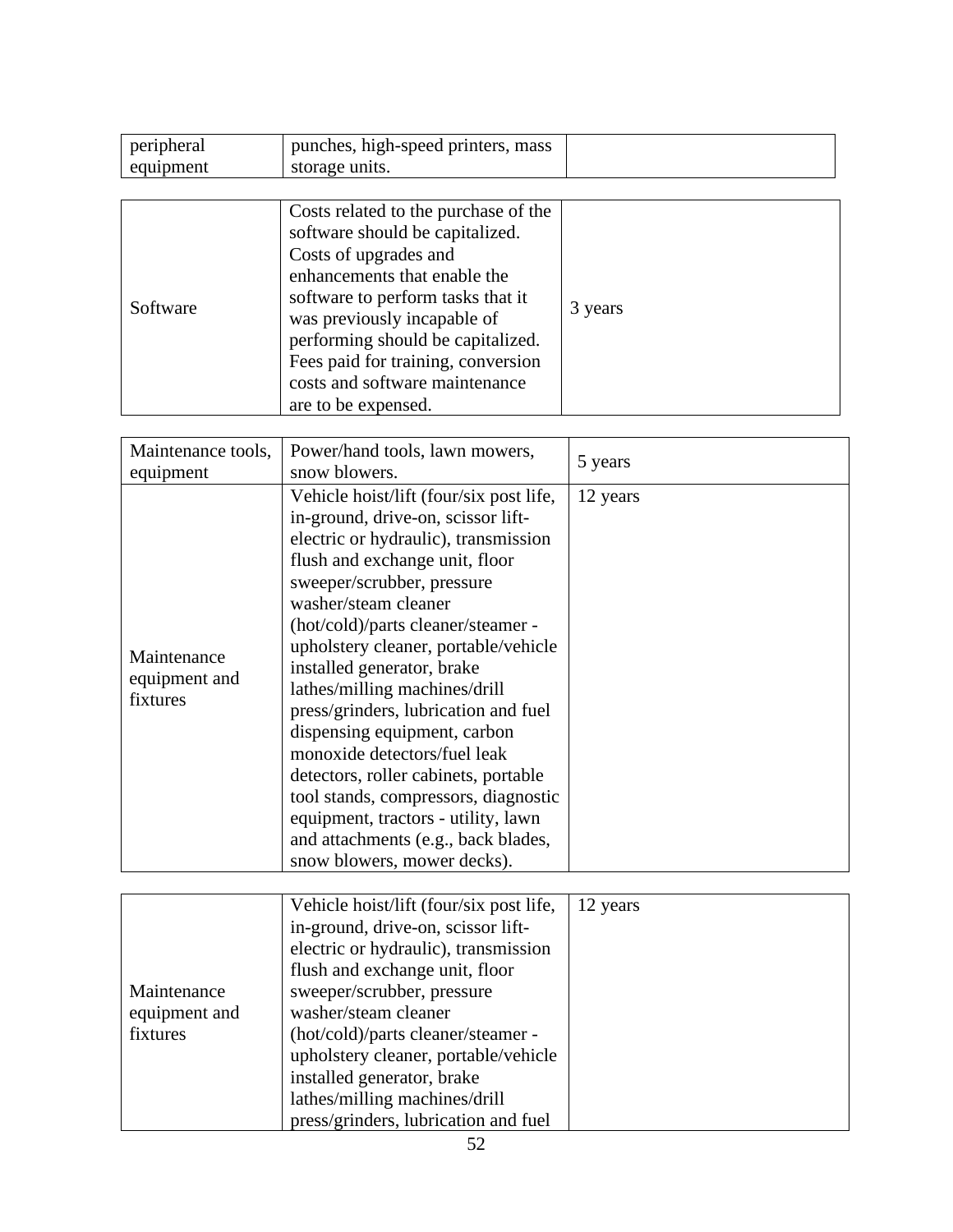| | | |
|---|---|---|
| peripheral equipment | punches, high-speed printers, mass storage units. | |

| | | |
|---|---|---|
| Software | Costs related to the purchase of the software should be capitalized. Costs of upgrades and enhancements that enable the software to perform tasks that it was previously incapable of performing should be capitalized. Fees paid for training, conversion costs and software maintenance are to be expensed. | 3 years |

| | | |
|---|---|---|
| Maintenance tools, equipment | Power/hand tools, lawn mowers, snow blowers. | 5 years |
| Maintenance equipment and fixtures | Vehicle hoist/lift (four/six post life, in-ground, drive-on, scissor lift-electric or hydraulic), transmission flush and exchange unit, floor sweeper/scrubber, pressure washer/steam cleaner (hot/cold)/parts cleaner/steamer - upholstery cleaner, portable/vehicle installed generator, brake lathes/milling machines/drill press/grinders, lubrication and fuel dispensing equipment, carbon monoxide detectors/fuel leak detectors, roller cabinets, portable tool stands, compressors, diagnostic equipment, tractors - utility, lawn and attachments (e.g., back blades, snow blowers, mower decks). | 12 years |

| | | |
|---|---|---|
| Maintenance equipment and fixtures | Vehicle hoist/lift (four/six post life, in-ground, drive-on, scissor lift-electric or hydraulic), transmission flush and exchange unit, floor sweeper/scrubber, pressure washer/steam cleaner (hot/cold)/parts cleaner/steamer - upholstery cleaner, portable/vehicle installed generator, brake lathes/milling machines/drill press/grinders, lubrication and fuel | 12 years |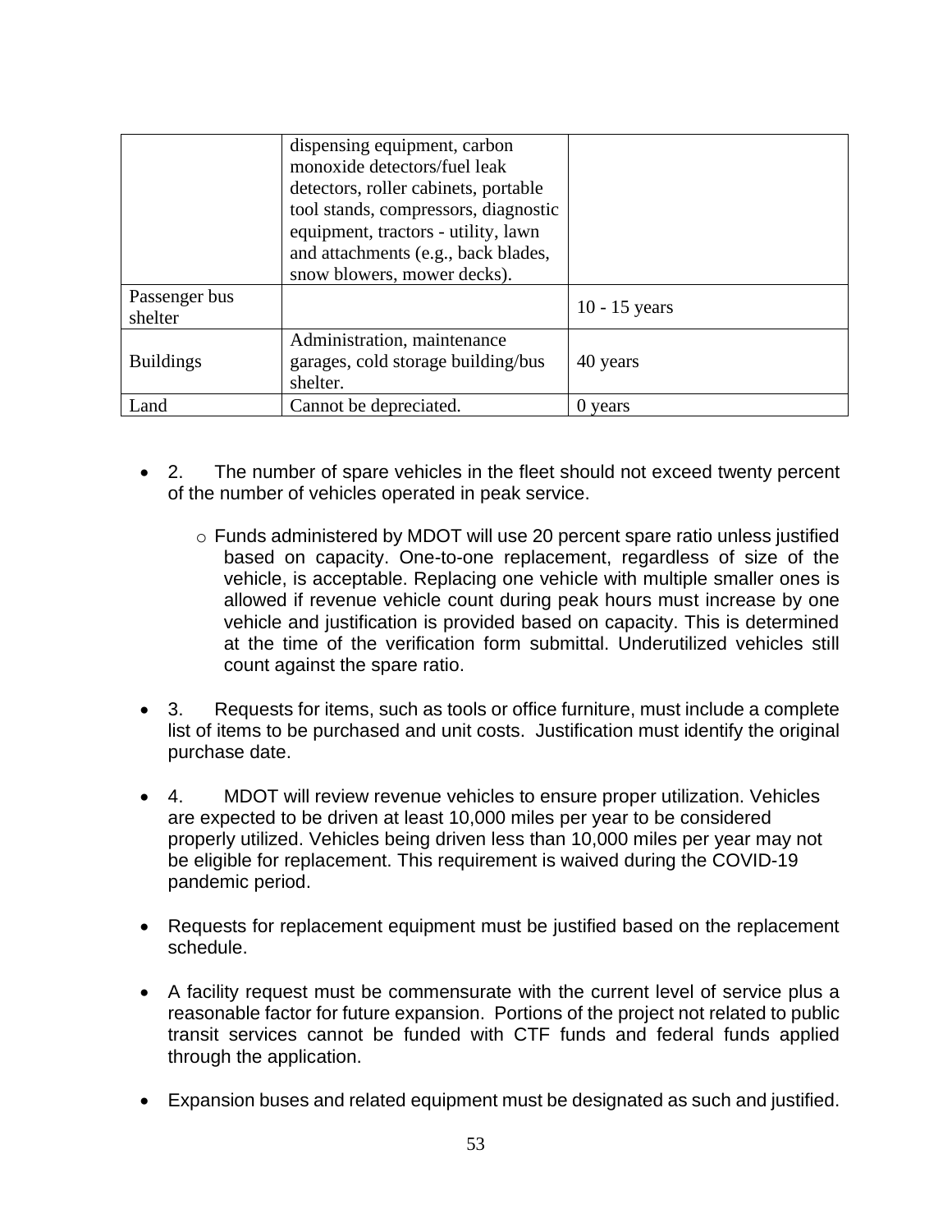| | | |
|---|---|---|
| | dispensing equipment, carbon monoxide detectors/fuel leak detectors, roller cabinets, portable tool stands, compressors, diagnostic equipment, tractors - utility, lawn and attachments (e.g., back blades, snow blowers, mower decks). | |
| Passenger bus shelter | | 10 - 15 years |
| Buildings | Administration, maintenance garages, cold storage building/bus shelter. | 40 years |
| Land | Cannot be depreciated. | 0 years |

- 2. The number of spare vehicles in the fleet should not exceed twenty percent of the number of vehicles operated in peak service.
  - Funds administered by MDOT will use 20 percent spare ratio unless justified based on capacity. One-to-one replacement, regardless of size of the vehicle, is acceptable. Replacing one vehicle with multiple smaller ones is allowed if revenue vehicle count during peak hours must increase by one vehicle and justification is provided based on capacity. This is determined at the time of the verification form submittal. Underutilized vehicles still count against the spare ratio.
- 3. Requests for items, such as tools or office furniture, must include a complete list of items to be purchased and unit costs. Justification must identify the original purchase date.
- 4. MDOT will review revenue vehicles to ensure proper utilization. Vehicles are expected to be driven at least 10,000 miles per year to be considered properly utilized. Vehicles being driven less than 10,000 miles per year may not be eligible for replacement. This requirement is waived during the COVID-19 pandemic period.
- Requests for replacement equipment must be justified based on the replacement schedule.
- A facility request must be commensurate with the current level of service plus a reasonable factor for future expansion. Portions of the project not related to public transit services cannot be funded with CTF funds and federal funds applied through the application.
- Expansion buses and related equipment must be designated as such and justified.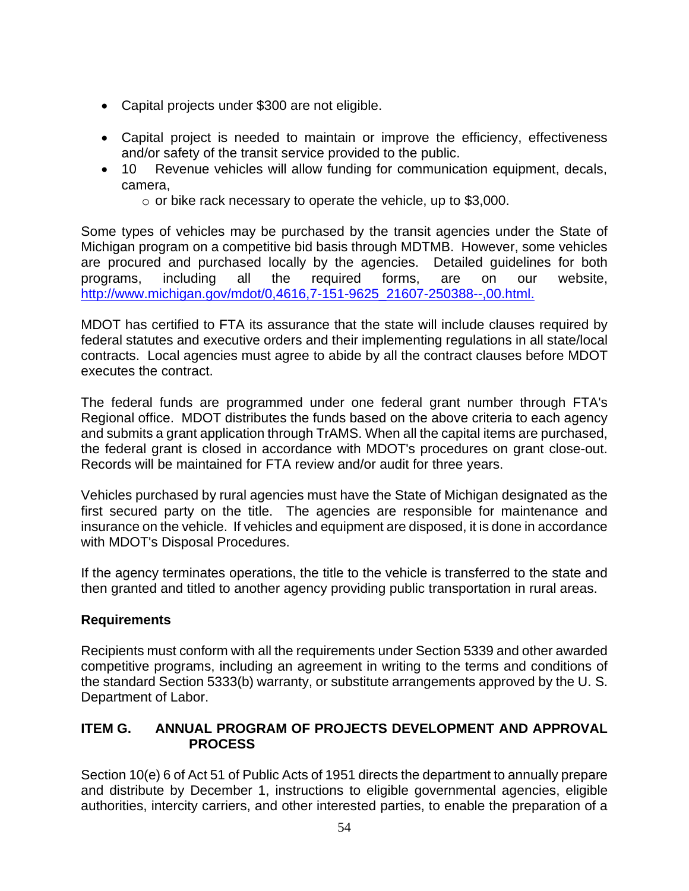- Capital projects under $300 are not eligible.
- Capital project is needed to maintain or improve the efficiency, effectiveness and/or safety of the transit service provided to the public.
- 10 Revenue vehicles will allow funding for communication equipment, decals, camera,
  - or bike rack necessary to operate the vehicle, up to $3,000.

Some types of vehicles may be purchased by the transit agencies under the State of Michigan program on a competitive bid basis through MDTMB. However, some vehicles are procured and purchased locally by the agencies. Detailed guidelines for both programs, including all the required forms, are on our website, [http://www.michigan.gov/mdot/0,4616,7-151-9625_21607-250388--,00.html.](http://www.michigan.gov/mdot/0,4616,7-151-9625_21607-250388--,00.html)

MDOT has certified to FTA its assurance that the state will include clauses required by federal statutes and executive orders and their implementing regulations in all state/local contracts. Local agencies must agree to abide by all the contract clauses before MDOT executes the contract.

The federal funds are programmed under one federal grant number through FTA's Regional office. MDOT distributes the funds based on the above criteria to each agency and submits a grant application through TrAMS. When all the capital items are purchased, the federal grant is closed in accordance with MDOT's procedures on grant close-out. Records will be maintained for FTA review and/or audit for three years.

Vehicles purchased by rural agencies must have the State of Michigan designated as the first secured party on the title. The agencies are responsible for maintenance and insurance on the vehicle. If vehicles and equipment are disposed, it is done in accordance with MDOT's Disposal Procedures.

If the agency terminates operations, the title to the vehicle is transferred to the state and then granted and titled to another agency providing public transportation in rural areas.

**Requirements**

Recipients must conform with all the requirements under Section 5339 and other awarded competitive programs, including an agreement in writing to the terms and conditions of the standard Section 5333(b) warranty, or substitute arrangements approved by the U. S. Department of Labor.

## ITEM G. ANNUAL PROGRAM OF PROJECTS DEVELOPMENT AND APPROVAL PROCESS

Section 10(e) 6 of Act 51 of Public Acts of 1951 directs the department to annually prepare and distribute by December 1, instructions to eligible governmental agencies, eligible authorities, intercity carriers, and other interested parties, to enable the preparation of a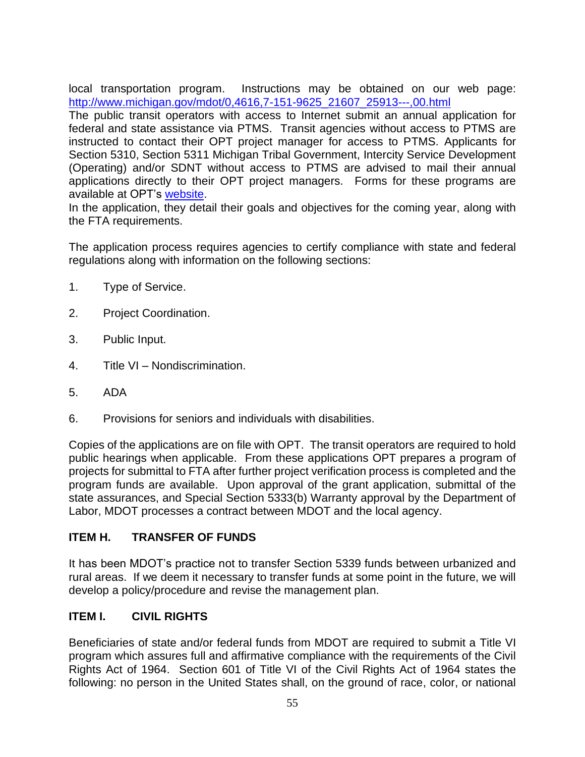local transportation program. Instructions may be obtained on our web page: [http://www.michigan.gov/mdot/0,4616,7-151-9625_21607_25913---,00.html](http://www.michigan.gov/mdot/0,4616,7-151-9625_21607_25913---,00.html)

The public transit operators with access to Internet submit an annual application for federal and state assistance via PTMS. Transit agencies without access to PTMS are instructed to contact their OPT project manager for access to PTMS. Applicants for Section 5310, Section 5311 Michigan Tribal Government, Intercity Service Development (Operating) and/or SDNT without access to PTMS are advised to mail their annual applications directly to their OPT project managers. Forms for these programs are available at OPT's website.

In the application, they detail their goals and objectives for the coming year, along with the FTA requirements.

The application process requires agencies to certify compliance with state and federal regulations along with information on the following sections:

1. Type of Service.
2. Project Coordination.
3. Public Input.
4. Title VI – Nondiscrimination.
5. ADA
6. Provisions for seniors and individuals with disabilities.

Copies of the applications are on file with OPT. The transit operators are required to hold public hearings when applicable. From these applications OPT prepares a program of projects for submittal to FTA after further project verification process is completed and the program funds are available. Upon approval of the grant application, submittal of the state assurances, and Special Section 5333(b) Warranty approval by the Department of Labor, MDOT processes a contract between MDOT and the local agency.

## ITEM H. TRANSFER OF FUNDS

It has been MDOT's practice not to transfer Section 5339 funds between urbanized and rural areas. If we deem it necessary to transfer funds at some point in the future, we will develop a policy/procedure and revise the management plan.

## ITEM I. CIVIL RIGHTS

Beneficiaries of state and/or federal funds from MDOT are required to submit a Title VI program which assures full and affirmative compliance with the requirements of the Civil Rights Act of 1964. Section 601 of Title VI of the Civil Rights Act of 1964 states the following: no person in the United States shall, on the ground of race, color, or national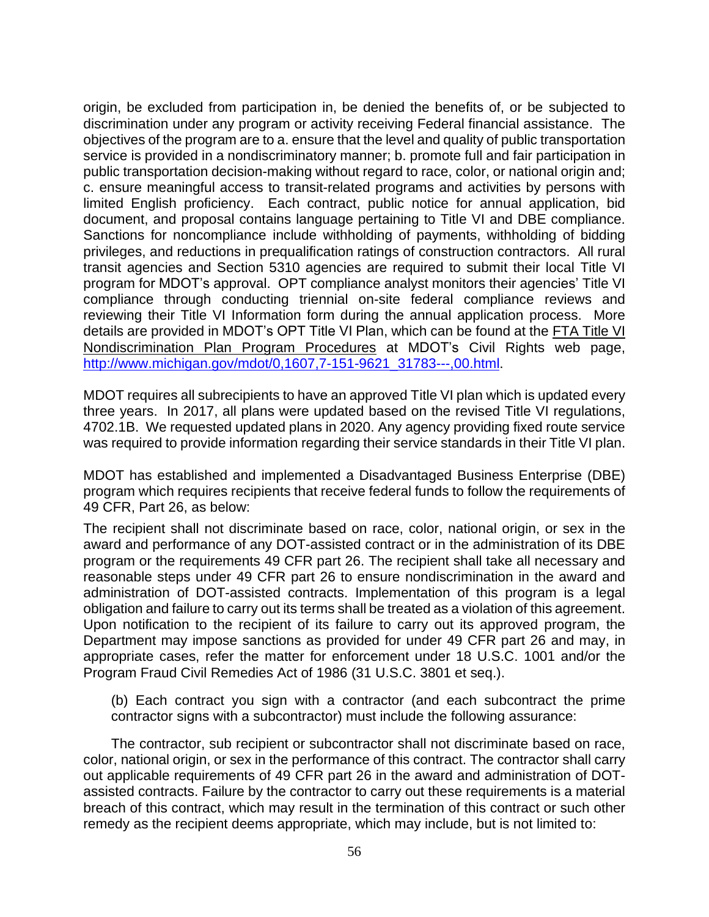origin, be excluded from participation in, be denied the benefits of, or be subjected to discrimination under any program or activity receiving Federal financial assistance. The objectives of the program are to a. ensure that the level and quality of public transportation service is provided in a nondiscriminatory manner; b. promote full and fair participation in public transportation decision-making without regard to race, color, or national origin and; c. ensure meaningful access to transit-related programs and activities by persons with limited English proficiency. Each contract, public notice for annual application, bid document, and proposal contains language pertaining to Title VI and DBE compliance. Sanctions for noncompliance include withholding of payments, withholding of bidding privileges, and reductions in prequalification ratings of construction contractors. All rural transit agencies and Section 5310 agencies are required to submit their local Title VI program for MDOT's approval. OPT compliance analyst monitors their agencies' Title VI compliance through conducting triennial on-site federal compliance reviews and reviewing their Title VI Information form during the annual application process. More details are provided in MDOT's OPT Title VI Plan, which can be found at the FTA Title VI Nondiscrimination Plan Program Procedures at MDOT's Civil Rights web page, http://www.michigan.gov/mdot/0,1607,7-151-9621_31783---,00.html.

MDOT requires all subrecipients to have an approved Title VI plan which is updated every three years. In 2017, all plans were updated based on the revised Title VI regulations, 4702.1B. We requested updated plans in 2020. Any agency providing fixed route service was required to provide information regarding their service standards in their Title VI plan.

MDOT has established and implemented a Disadvantaged Business Enterprise (DBE) program which requires recipients that receive federal funds to follow the requirements of 49 CFR, Part 26, as below:

The recipient shall not discriminate based on race, color, national origin, or sex in the award and performance of any DOT-assisted contract or in the administration of its DBE program or the requirements 49 CFR part 26. The recipient shall take all necessary and reasonable steps under 49 CFR part 26 to ensure nondiscrimination in the award and administration of DOT-assisted contracts. Implementation of this program is a legal obligation and failure to carry out its terms shall be treated as a violation of this agreement. Upon notification to the recipient of its failure to carry out its approved program, the Department may impose sanctions as provided for under 49 CFR part 26 and may, in appropriate cases, refer the matter for enforcement under 18 U.S.C. 1001 and/or the Program Fraud Civil Remedies Act of 1986 (31 U.S.C. 3801 et seq.).

(b) Each contract you sign with a contractor (and each subcontract the prime contractor signs with a subcontractor) must include the following assurance:

The contractor, sub recipient or subcontractor shall not discriminate based on race, color, national origin, or sex in the performance of this contract. The contractor shall carry out applicable requirements of 49 CFR part 26 in the award and administration of DOT-assisted contracts. Failure by the contractor to carry out these requirements is a material breach of this contract, which may result in the termination of this contract or such other remedy as the recipient deems appropriate, which may include, but is not limited to: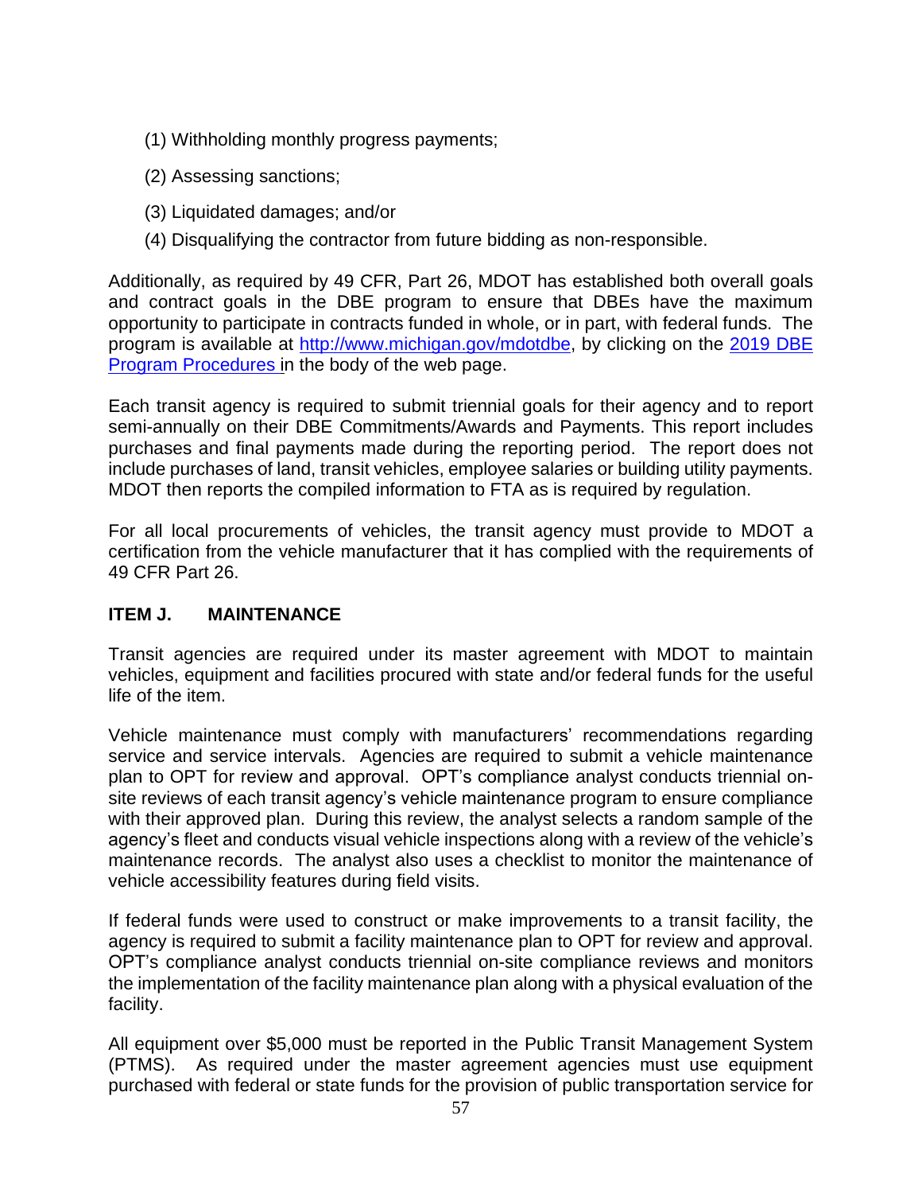(1) Withholding monthly progress payments;

(2) Assessing sanctions;

(3) Liquidated damages; and/or

(4) Disqualifying the contractor from future bidding as non-responsible.

Additionally, as required by 49 CFR, Part 26, MDOT has established both overall goals and contract goals in the DBE program to ensure that DBEs have the maximum opportunity to participate in contracts funded in whole, or in part, with federal funds. The program is available at [http://www.michigan.gov/mdotdbe](http://www.michigan.gov/mdotdbe), by clicking on the [2019 DBE Program Procedures](#) in the body of the web page.

Each transit agency is required to submit triennial goals for their agency and to report semi-annually on their DBE Commitments/Awards and Payments. This report includes purchases and final payments made during the reporting period. The report does not include purchases of land, transit vehicles, employee salaries or building utility payments. MDOT then reports the compiled information to FTA as is required by regulation.

For all local procurements of vehicles, the transit agency must provide to MDOT a certification from the vehicle manufacturer that it has complied with the requirements of 49 CFR Part 26.

## ITEM J. MAINTENANCE

Transit agencies are required under its master agreement with MDOT to maintain vehicles, equipment and facilities procured with state and/or federal funds for the useful life of the item.

Vehicle maintenance must comply with manufacturers' recommendations regarding service and service intervals. Agencies are required to submit a vehicle maintenance plan to OPT for review and approval. OPT's compliance analyst conducts triennial on-site reviews of each transit agency's vehicle maintenance program to ensure compliance with their approved plan. During this review, the analyst selects a random sample of the agency's fleet and conducts visual vehicle inspections along with a review of the vehicle's maintenance records. The analyst also uses a checklist to monitor the maintenance of vehicle accessibility features during field visits.

If federal funds were used to construct or make improvements to a transit facility, the agency is required to submit a facility maintenance plan to OPT for review and approval. OPT's compliance analyst conducts triennial on-site compliance reviews and monitors the implementation of the facility maintenance plan along with a physical evaluation of the facility.

All equipment over $5,000 must be reported in the Public Transit Management System (PTMS). As required under the master agreement agencies must use equipment purchased with federal or state funds for the provision of public transportation service for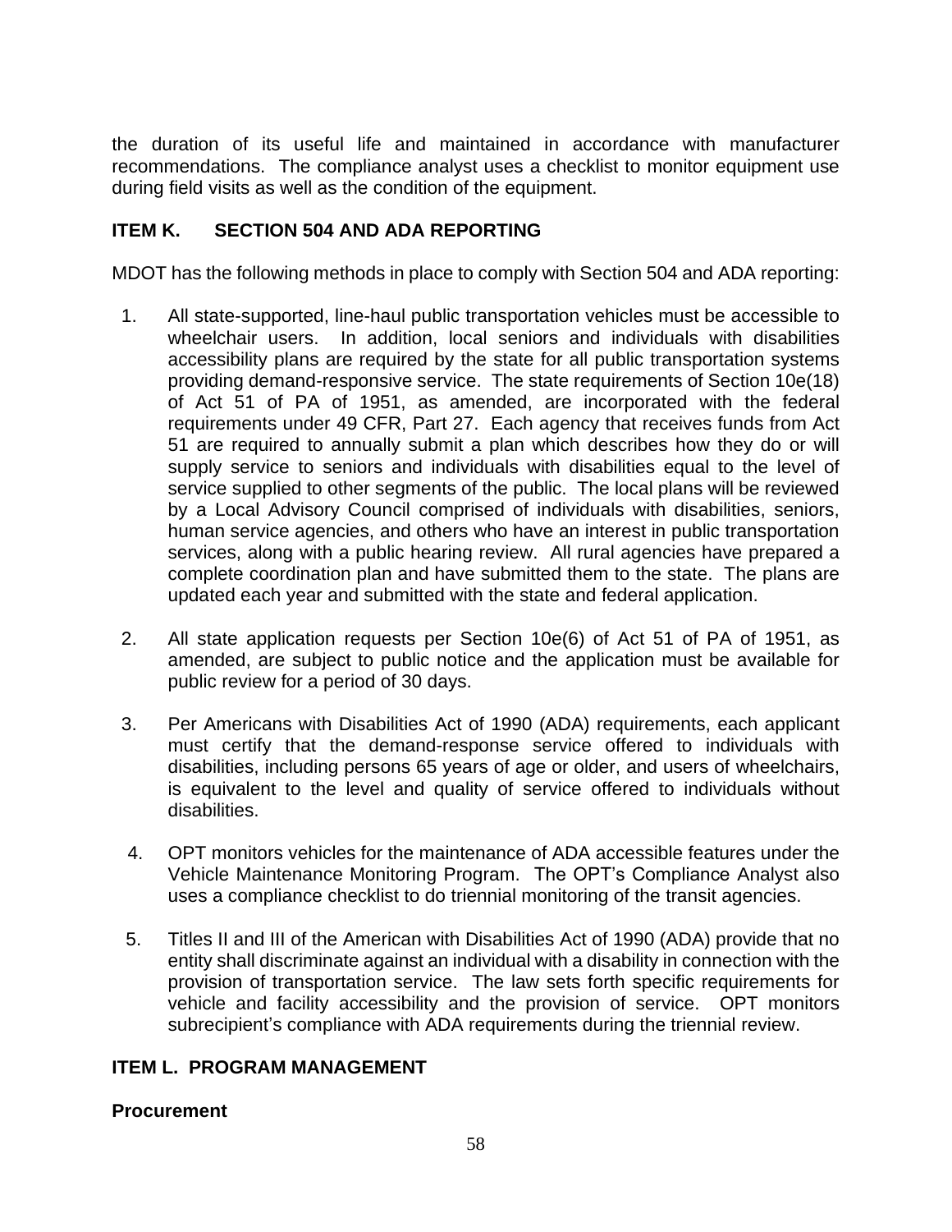the duration of its useful life and maintained in accordance with manufacturer recommendations. The compliance analyst uses a checklist to monitor equipment use during field visits as well as the condition of the equipment.

## ITEM K. SECTION 504 AND ADA REPORTING

MDOT has the following methods in place to comply with Section 504 and ADA reporting:

1. All state-supported, line-haul public transportation vehicles must be accessible to wheelchair users. In addition, local seniors and individuals with disabilities accessibility plans are required by the state for all public transportation systems providing demand-responsive service. The state requirements of Section 10e(18) of Act 51 of PA of 1951, as amended, are incorporated with the federal requirements under 49 CFR, Part 27. Each agency that receives funds from Act 51 are required to annually submit a plan which describes how they do or will supply service to seniors and individuals with disabilities equal to the level of service supplied to other segments of the public. The local plans will be reviewed by a Local Advisory Council comprised of individuals with disabilities, seniors, human service agencies, and others who have an interest in public transportation services, along with a public hearing review. All rural agencies have prepared a complete coordination plan and have submitted them to the state. The plans are updated each year and submitted with the state and federal application.

2. All state application requests per Section 10e(6) of Act 51 of PA of 1951, as amended, are subject to public notice and the application must be available for public review for a period of 30 days.

3. Per Americans with Disabilities Act of 1990 (ADA) requirements, each applicant must certify that the demand-response service offered to individuals with disabilities, including persons 65 years of age or older, and users of wheelchairs, is equivalent to the level and quality of service offered to individuals without disabilities.

4. OPT monitors vehicles for the maintenance of ADA accessible features under the Vehicle Maintenance Monitoring Program. The OPT's Compliance Analyst also uses a compliance checklist to do triennial monitoring of the transit agencies.

5. Titles II and III of the American with Disabilities Act of 1990 (ADA) provide that no entity shall discriminate against an individual with a disability in connection with the provision of transportation service. The law sets forth specific requirements for vehicle and facility accessibility and the provision of service. OPT monitors subrecipient's compliance with ADA requirements during the triennial review.

## ITEM L. PROGRAM MANAGEMENT

### Procurement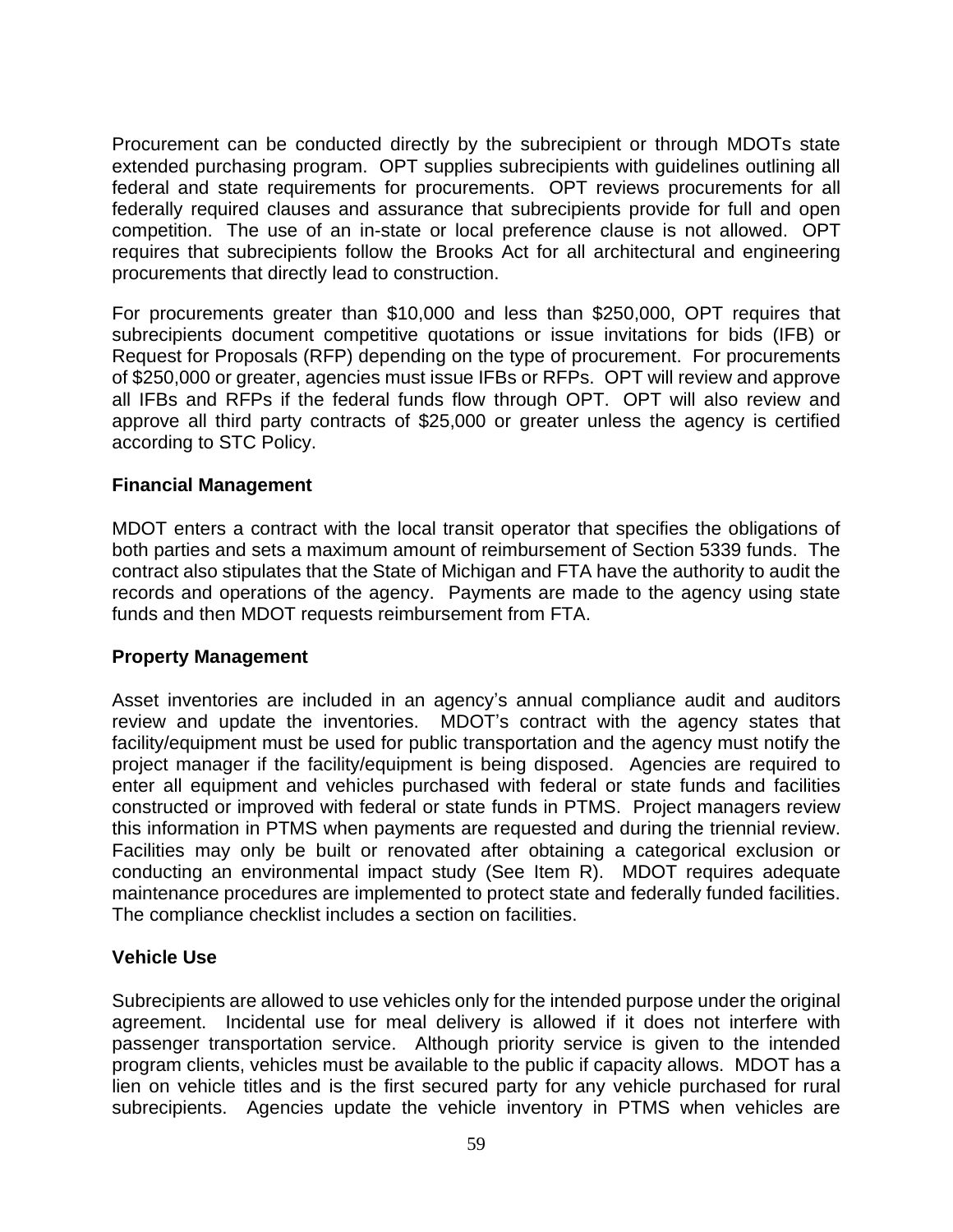Procurement can be conducted directly by the subrecipient or through MDOTs state extended purchasing program. OPT supplies subrecipients with guidelines outlining all federal and state requirements for procurements. OPT reviews procurements for all federally required clauses and assurance that subrecipients provide for full and open competition. The use of an in-state or local preference clause is not allowed. OPT requires that subrecipients follow the Brooks Act for all architectural and engineering procurements that directly lead to construction.

For procurements greater than $10,000 and less than $250,000, OPT requires that subrecipients document competitive quotations or issue invitations for bids (IFB) or Request for Proposals (RFP) depending on the type of procurement. For procurements of $250,000 or greater, agencies must issue IFBs or RFPs. OPT will review and approve all IFBs and RFPs if the federal funds flow through OPT. OPT will also review and approve all third party contracts of $25,000 or greater unless the agency is certified according to STC Policy.

**Financial Management**

MDOT enters a contract with the local transit operator that specifies the obligations of both parties and sets a maximum amount of reimbursement of Section 5339 funds. The contract also stipulates that the State of Michigan and FTA have the authority to audit the records and operations of the agency. Payments are made to the agency using state funds and then MDOT requests reimbursement from FTA.

**Property Management**

Asset inventories are included in an agency's annual compliance audit and auditors review and update the inventories. MDOT's contract with the agency states that facility/equipment must be used for public transportation and the agency must notify the project manager if the facility/equipment is being disposed. Agencies are required to enter all equipment and vehicles purchased with federal or state funds and facilities constructed or improved with federal or state funds in PTMS. Project managers review this information in PTMS when payments are requested and during the triennial review. Facilities may only be built or renovated after obtaining a categorical exclusion or conducting an environmental impact study (See Item R). MDOT requires adequate maintenance procedures are implemented to protect state and federally funded facilities. The compliance checklist includes a section on facilities.

**Vehicle Use**

Subrecipients are allowed to use vehicles only for the intended purpose under the original agreement. Incidental use for meal delivery is allowed if it does not interfere with passenger transportation service. Although priority service is given to the intended program clients, vehicles must be available to the public if capacity allows. MDOT has a lien on vehicle titles and is the first secured party for any vehicle purchased for rural subrecipients. Agencies update the vehicle inventory in PTMS when vehicles are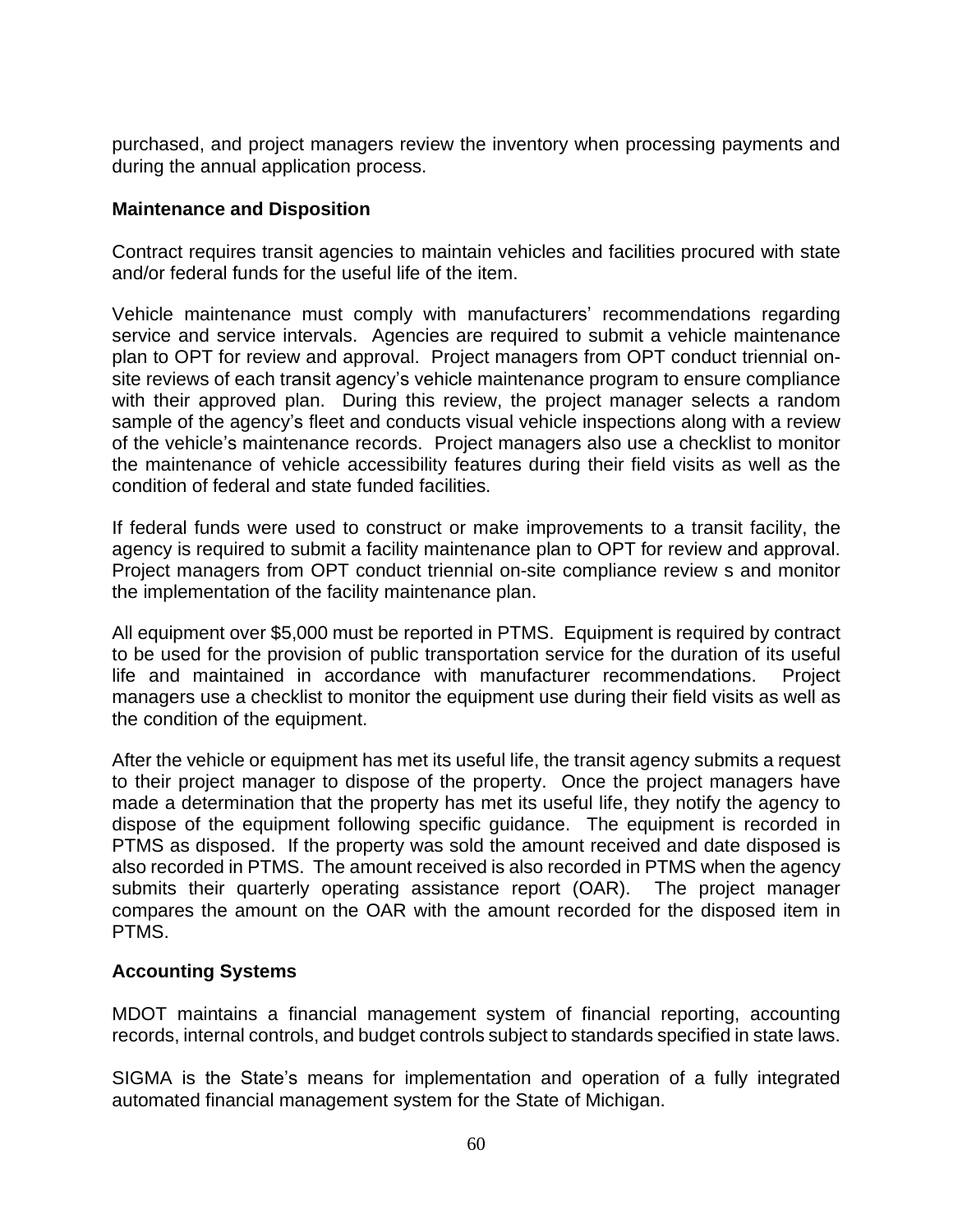purchased, and project managers review the inventory when processing payments and during the annual application process.

**Maintenance and Disposition**

Contract requires transit agencies to maintain vehicles and facilities procured with state and/or federal funds for the useful life of the item.

Vehicle maintenance must comply with manufacturers' recommendations regarding service and service intervals. Agencies are required to submit a vehicle maintenance plan to OPT for review and approval. Project managers from OPT conduct triennial on-site reviews of each transit agency's vehicle maintenance program to ensure compliance with their approved plan. During this review, the project manager selects a random sample of the agency's fleet and conducts visual vehicle inspections along with a review of the vehicle's maintenance records. Project managers also use a checklist to monitor the maintenance of vehicle accessibility features during their field visits as well as the condition of federal and state funded facilities.

If federal funds were used to construct or make improvements to a transit facility, the agency is required to submit a facility maintenance plan to OPT for review and approval. Project managers from OPT conduct triennial on-site compliance review s and monitor the implementation of the facility maintenance plan.

All equipment over $5,000 must be reported in PTMS. Equipment is required by contract to be used for the provision of public transportation service for the duration of its useful life and maintained in accordance with manufacturer recommendations. Project managers use a checklist to monitor the equipment use during their field visits as well as the condition of the equipment.

After the vehicle or equipment has met its useful life, the transit agency submits a request to their project manager to dispose of the property. Once the project managers have made a determination that the property has met its useful life, they notify the agency to dispose of the equipment following specific guidance. The equipment is recorded in PTMS as disposed. If the property was sold the amount received and date disposed is also recorded in PTMS. The amount received is also recorded in PTMS when the agency submits their quarterly operating assistance report (OAR). The project manager compares the amount on the OAR with the amount recorded for the disposed item in PTMS.

**Accounting Systems**

MDOT maintains a financial management system of financial reporting, accounting records, internal controls, and budget controls subject to standards specified in state laws.

SIGMA is the State's means for implementation and operation of a fully integrated automated financial management system for the State of Michigan.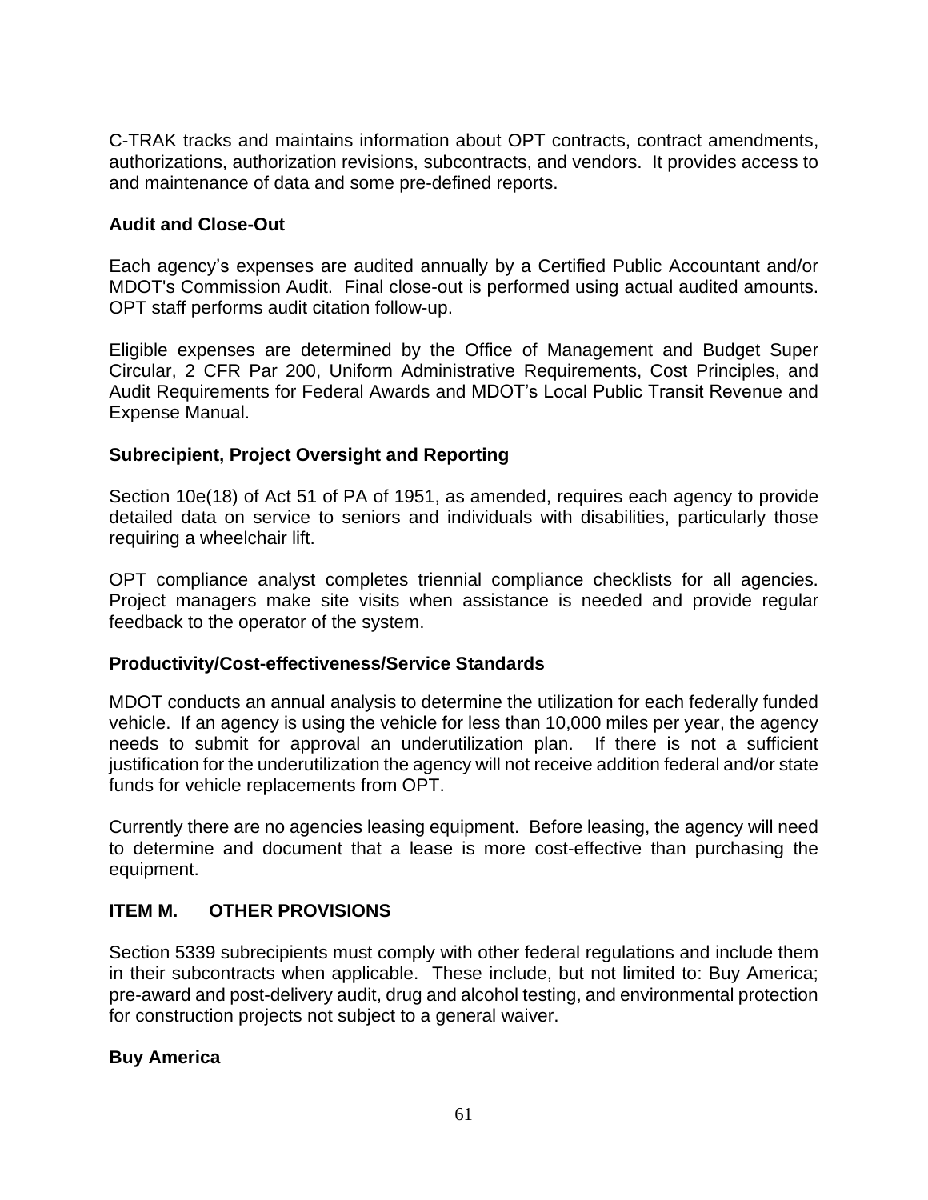C-TRAK tracks and maintains information about OPT contracts, contract amendments, authorizations, authorization revisions, subcontracts, and vendors. It provides access to and maintenance of data and some pre-defined reports.

**Audit and Close-Out**

Each agency's expenses are audited annually by a Certified Public Accountant and/or MDOT's Commission Audit. Final close-out is performed using actual audited amounts. OPT staff performs audit citation follow-up.

Eligible expenses are determined by the Office of Management and Budget Super Circular, 2 CFR Par 200, Uniform Administrative Requirements, Cost Principles, and Audit Requirements for Federal Awards and MDOT's Local Public Transit Revenue and Expense Manual.

**Subrecipient, Project Oversight and Reporting**

Section 10e(18) of Act 51 of PA of 1951, as amended, requires each agency to provide detailed data on service to seniors and individuals with disabilities, particularly those requiring a wheelchair lift.

OPT compliance analyst completes triennial compliance checklists for all agencies. Project managers make site visits when assistance is needed and provide regular feedback to the operator of the system.

**Productivity/Cost-effectiveness/Service Standards**

MDOT conducts an annual analysis to determine the utilization for each federally funded vehicle. If an agency is using the vehicle for less than 10,000 miles per year, the agency needs to submit for approval an underutilization plan. If there is not a sufficient justification for the underutilization the agency will not receive addition federal and/or state funds for vehicle replacements from OPT.

Currently there are no agencies leasing equipment. Before leasing, the agency will need to determine and document that a lease is more cost-effective than purchasing the equipment.

## ITEM M. OTHER PROVISIONS

Section 5339 subrecipients must comply with other federal regulations and include them in their subcontracts when applicable. These include, but not limited to: Buy America; pre-award and post-delivery audit, drug and alcohol testing, and environmental protection for construction projects not subject to a general waiver.

**Buy America**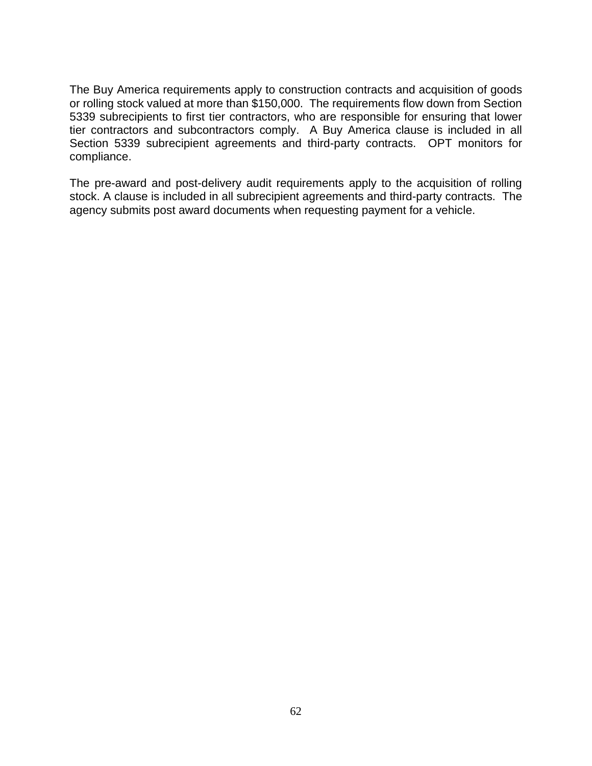The Buy America requirements apply to construction contracts and acquisition of goods or rolling stock valued at more than $150,000. The requirements flow down from Section 5339 subrecipients to first tier contractors, who are responsible for ensuring that lower tier contractors and subcontractors comply. A Buy America clause is included in all Section 5339 subrecipient agreements and third-party contracts. OPT monitors for compliance.

The pre-award and post-delivery audit requirements apply to the acquisition of rolling stock. A clause is included in all subrecipient agreements and third-party contracts. The agency submits post award documents when requesting payment for a vehicle.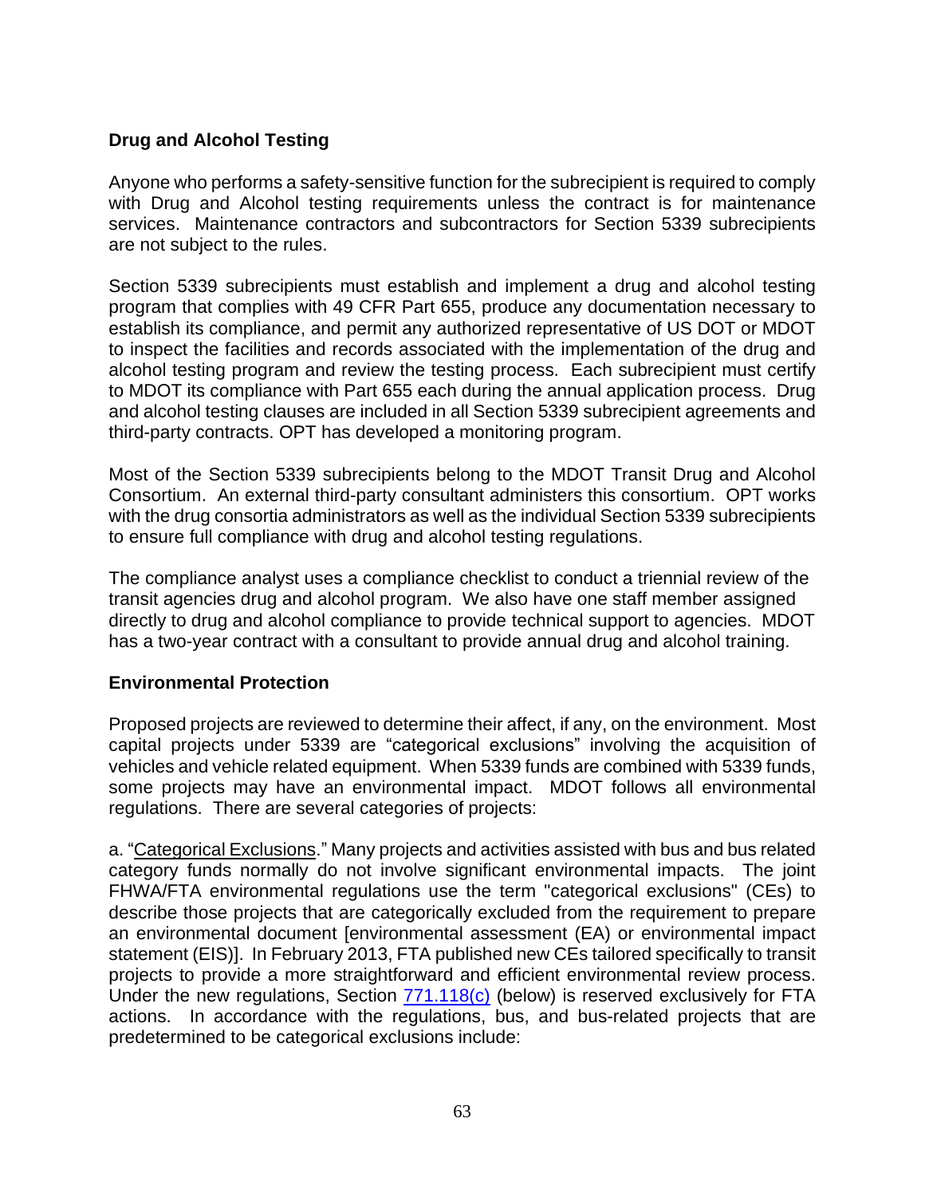**Drug and Alcohol Testing**

Anyone who performs a safety-sensitive function for the subrecipient is required to comply with Drug and Alcohol testing requirements unless the contract is for maintenance services. Maintenance contractors and subcontractors for Section 5339 subrecipients are not subject to the rules.

Section 5339 subrecipients must establish and implement a drug and alcohol testing program that complies with 49 CFR Part 655, produce any documentation necessary to establish its compliance, and permit any authorized representative of US DOT or MDOT to inspect the facilities and records associated with the implementation of the drug and alcohol testing program and review the testing process. Each subrecipient must certify to MDOT its compliance with Part 655 each during the annual application process. Drug and alcohol testing clauses are included in all Section 5339 subrecipient agreements and third-party contracts. OPT has developed a monitoring program.

Most of the Section 5339 subrecipients belong to the MDOT Transit Drug and Alcohol Consortium. An external third-party consultant administers this consortium. OPT works with the drug consortia administrators as well as the individual Section 5339 subrecipients to ensure full compliance with drug and alcohol testing regulations.

The compliance analyst uses a compliance checklist to conduct a triennial review of the transit agencies drug and alcohol program. We also have one staff member assigned directly to drug and alcohol compliance to provide technical support to agencies. MDOT has a two-year contract with a consultant to provide annual drug and alcohol training.

**Environmental Protection**

Proposed projects are reviewed to determine their affect, if any, on the environment. Most capital projects under 5339 are "categorical exclusions" involving the acquisition of vehicles and vehicle related equipment. When 5339 funds are combined with 5339 funds, some projects may have an environmental impact. MDOT follows all environmental regulations. There are several categories of projects:

a. "Categorical Exclusions." Many projects and activities assisted with bus and bus related category funds normally do not involve significant environmental impacts. The joint FHWA/FTA environmental regulations use the term "categorical exclusions" (CEs) to describe those projects that are categorically excluded from the requirement to prepare an environmental document [environmental assessment (EA) or environmental impact statement (EIS)]. In February 2013, FTA published new CEs tailored specifically to transit projects to provide a more straightforward and efficient environmental review process. Under the new regulations, Section 771.118(c) (below) is reserved exclusively for FTA actions. In accordance with the regulations, bus, and bus-related projects that are predetermined to be categorical exclusions include: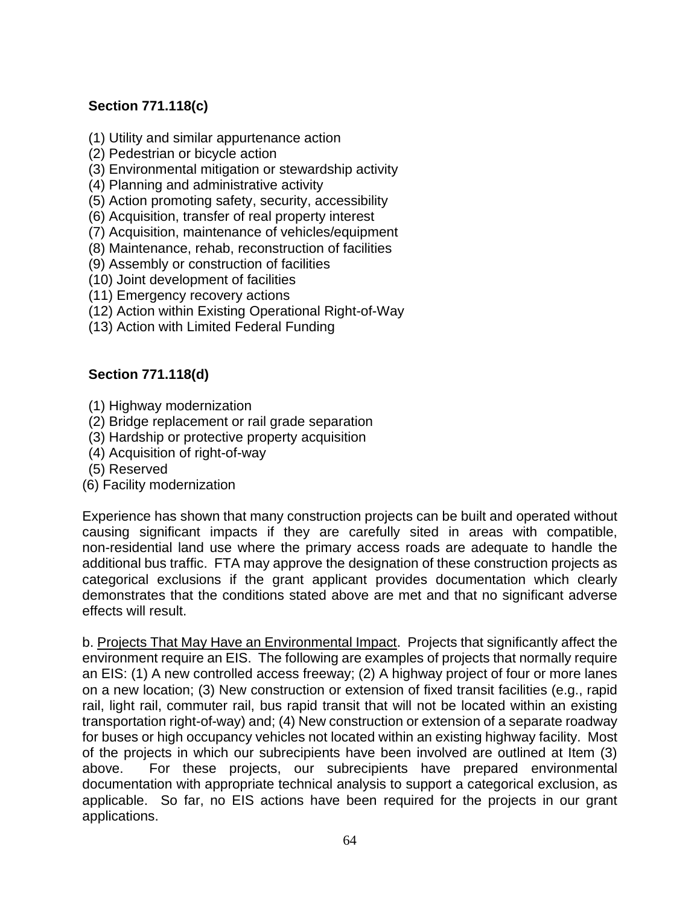**Section 771.118(c)**

(1) Utility and similar appurtenance action
(2) Pedestrian or bicycle action
(3) Environmental mitigation or stewardship activity
(4) Planning and administrative activity
(5) Action promoting safety, security, accessibility
(6) Acquisition, transfer of real property interest
(7) Acquisition, maintenance of vehicles/equipment
(8) Maintenance, rehab, reconstruction of facilities
(9) Assembly or construction of facilities
(10) Joint development of facilities
(11) Emergency recovery actions
(12) Action within Existing Operational Right-of-Way
(13) Action with Limited Federal Funding

**Section 771.118(d)**

(1) Highway modernization
(2) Bridge replacement or rail grade separation
(3) Hardship or protective property acquisition
(4) Acquisition of right-of-way
(5) Reserved
(6) Facility modernization

Experience has shown that many construction projects can be built and operated without causing significant impacts if they are carefully sited in areas with compatible, non-residential land use where the primary access roads are adequate to handle the additional bus traffic. FTA may approve the designation of these construction projects as categorical exclusions if the grant applicant provides documentation which clearly demonstrates that the conditions stated above are met and that no significant adverse effects will result.

b. Projects That May Have an Environmental Impact. Projects that significantly affect the environment require an EIS. The following are examples of projects that normally require an EIS: (1) A new controlled access freeway; (2) A highway project of four or more lanes on a new location; (3) New construction or extension of fixed transit facilities (e.g., rapid rail, light rail, commuter rail, bus rapid transit that will not be located within an existing transportation right-of-way) and; (4) New construction or extension of a separate roadway for buses or high occupancy vehicles not located within an existing highway facility. Most of the projects in which our subrecipients have been involved are outlined at Item (3) above. For these projects, our subrecipients have prepared environmental documentation with appropriate technical analysis to support a categorical exclusion, as applicable. So far, no EIS actions have been required for the projects in our grant applications.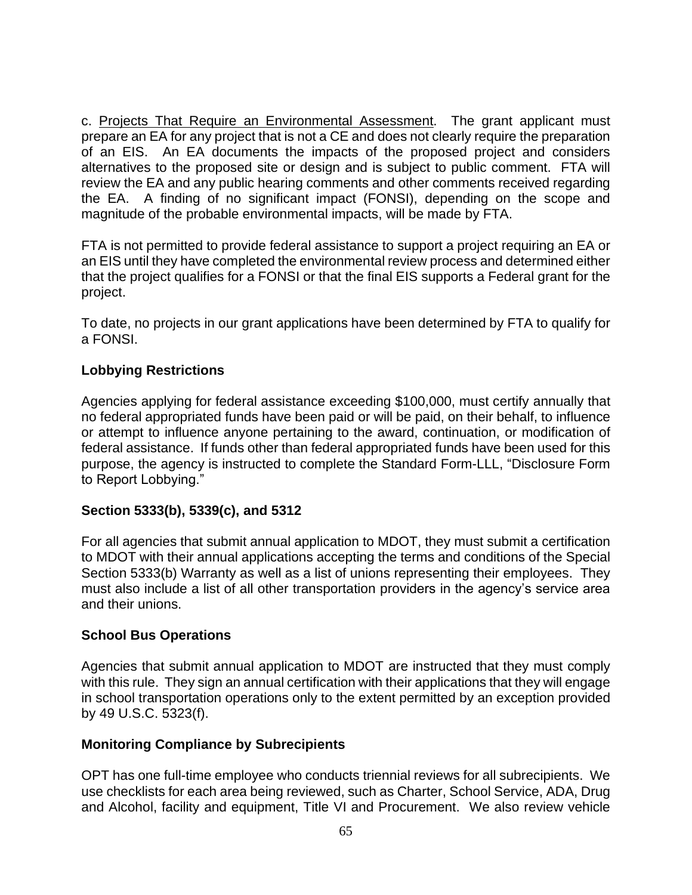c. Projects That Require an Environmental Assessment. The grant applicant must prepare an EA for any project that is not a CE and does not clearly require the preparation of an EIS. An EA documents the impacts of the proposed project and considers alternatives to the proposed site or design and is subject to public comment. FTA will review the EA and any public hearing comments and other comments received regarding the EA. A finding of no significant impact (FONSI), depending on the scope and magnitude of the probable environmental impacts, will be made by FTA.

FTA is not permitted to provide federal assistance to support a project requiring an EA or an EIS until they have completed the environmental review process and determined either that the project qualifies for a FONSI or that the final EIS supports a Federal grant for the project.

To date, no projects in our grant applications have been determined by FTA to qualify for a FONSI.

**Lobbying Restrictions**

Agencies applying for federal assistance exceeding $100,000, must certify annually that no federal appropriated funds have been paid or will be paid, on their behalf, to influence or attempt to influence anyone pertaining to the award, continuation, or modification of federal assistance. If funds other than federal appropriated funds have been used for this purpose, the agency is instructed to complete the Standard Form-LLL, "Disclosure Form to Report Lobbying."

**Section 5333(b), 5339(c), and 5312**

For all agencies that submit annual application to MDOT, they must submit a certification to MDOT with their annual applications accepting the terms and conditions of the Special Section 5333(b) Warranty as well as a list of unions representing their employees. They must also include a list of all other transportation providers in the agency's service area and their unions.

**School Bus Operations**

Agencies that submit annual application to MDOT are instructed that they must comply with this rule. They sign an annual certification with their applications that they will engage in school transportation operations only to the extent permitted by an exception provided by 49 U.S.C. 5323(f).

**Monitoring Compliance by Subrecipients**

OPT has one full-time employee who conducts triennial reviews for all subrecipients. We use checklists for each area being reviewed, such as Charter, School Service, ADA, Drug and Alcohol, facility and equipment, Title VI and Procurement. We also review vehicle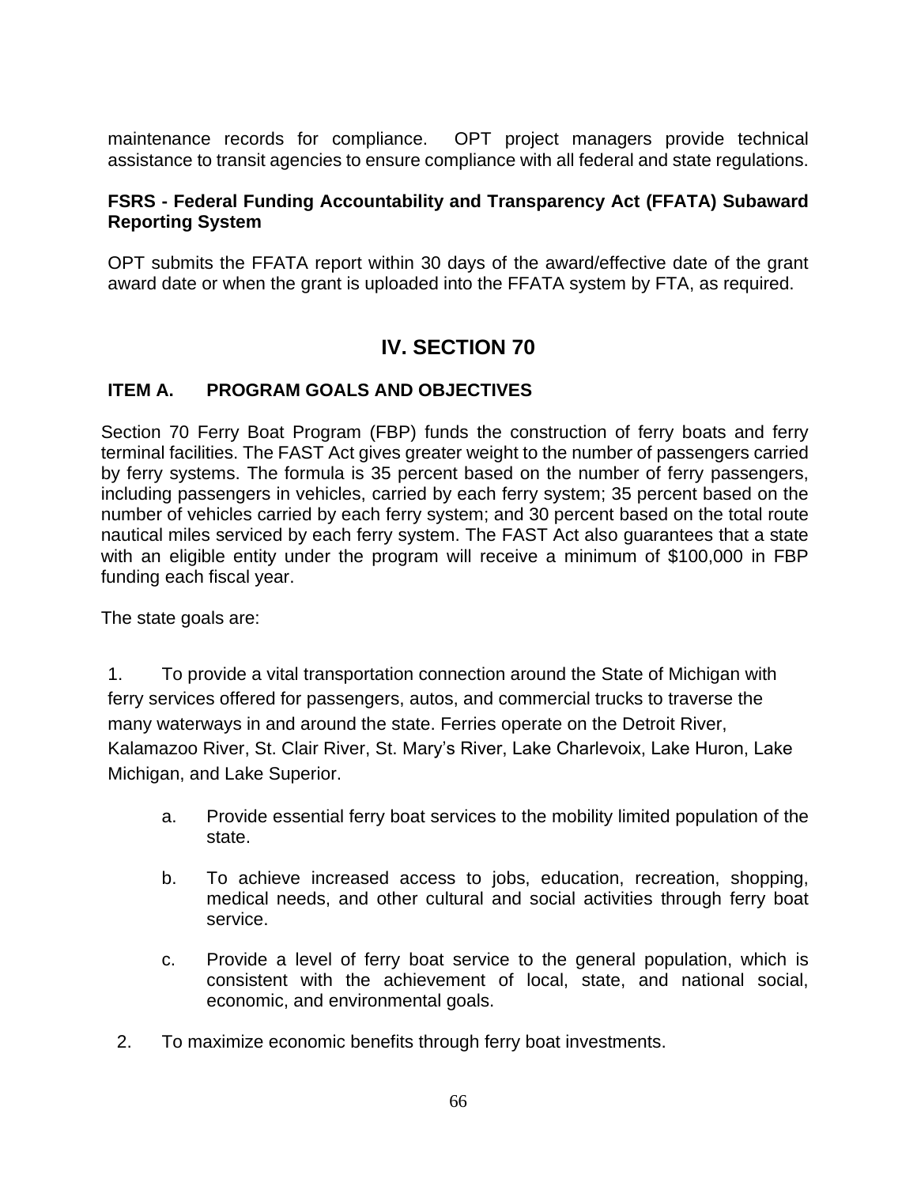maintenance records for compliance. OPT project managers provide technical assistance to transit agencies to ensure compliance with all federal and state regulations.

**FSRS - Federal Funding Accountability and Transparency Act (FFATA) Subaward Reporting System**

OPT submits the FFATA report within 30 days of the award/effective date of the grant award date or when the grant is uploaded into the FFATA system by FTA, as required.

# IV. SECTION 70

## ITEM A. PROGRAM GOALS AND OBJECTIVES

Section 70 Ferry Boat Program (FBP) funds the construction of ferry boats and ferry terminal facilities. The FAST Act gives greater weight to the number of passengers carried by ferry systems. The formula is 35 percent based on the number of ferry passengers, including passengers in vehicles, carried by each ferry system; 35 percent based on the number of vehicles carried by each ferry system; and 30 percent based on the total route nautical miles serviced by each ferry system. The FAST Act also guarantees that a state with an eligible entity under the program will receive a minimum of $100,000 in FBP funding each fiscal year.

The state goals are:

1. To provide a vital transportation connection around the State of Michigan with ferry services offered for passengers, autos, and commercial trucks to traverse the many waterways in and around the state. Ferries operate on the Detroit River, Kalamazoo River, St. Clair River, St. Mary's River, Lake Charlevoix, Lake Huron, Lake Michigan, and Lake Superior.

    a. Provide essential ferry boat services to the mobility limited population of the state.

    b. To achieve increased access to jobs, education, recreation, shopping, medical needs, and other cultural and social activities through ferry boat service.

    c. Provide a level of ferry boat service to the general population, which is consistent with the achievement of local, state, and national social, economic, and environmental goals.

2. To maximize economic benefits through ferry boat investments.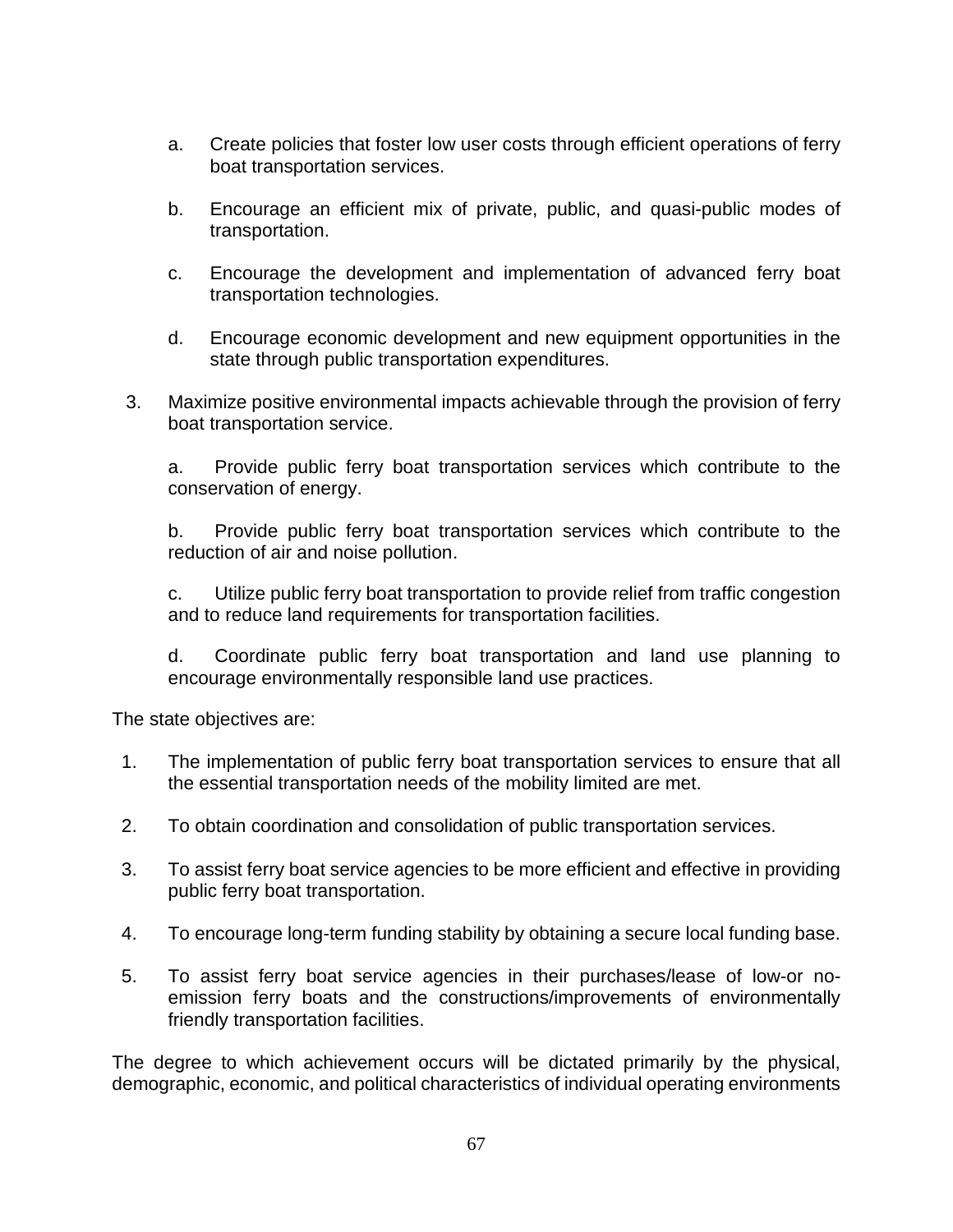a. Create policies that foster low user costs through efficient operations of ferry boat transportation services.

b. Encourage an efficient mix of private, public, and quasi-public modes of transportation.

c. Encourage the development and implementation of advanced ferry boat transportation technologies.

d. Encourage economic development and new equipment opportunities in the state through public transportation expenditures.

3. Maximize positive environmental impacts achievable through the provision of ferry boat transportation service.

   a. Provide public ferry boat transportation services which contribute to the conservation of energy.

   b. Provide public ferry boat transportation services which contribute to the reduction of air and noise pollution.

   c. Utilize public ferry boat transportation to provide relief from traffic congestion and to reduce land requirements for transportation facilities.

   d. Coordinate public ferry boat transportation and land use planning to encourage environmentally responsible land use practices.

The state objectives are:

1. The implementation of public ferry boat transportation services to ensure that all the essential transportation needs of the mobility limited are met.
2. To obtain coordination and consolidation of public transportation services.
3. To assist ferry boat service agencies to be more efficient and effective in providing public ferry boat transportation.
4. To encourage long-term funding stability by obtaining a secure local funding base.
5. To assist ferry boat service agencies in their purchases/lease of low-or no-emission ferry boats and the constructions/improvements of environmentally friendly transportation facilities.

The degree to which achievement occurs will be dictated primarily by the physical, demographic, economic, and political characteristics of individual operating environments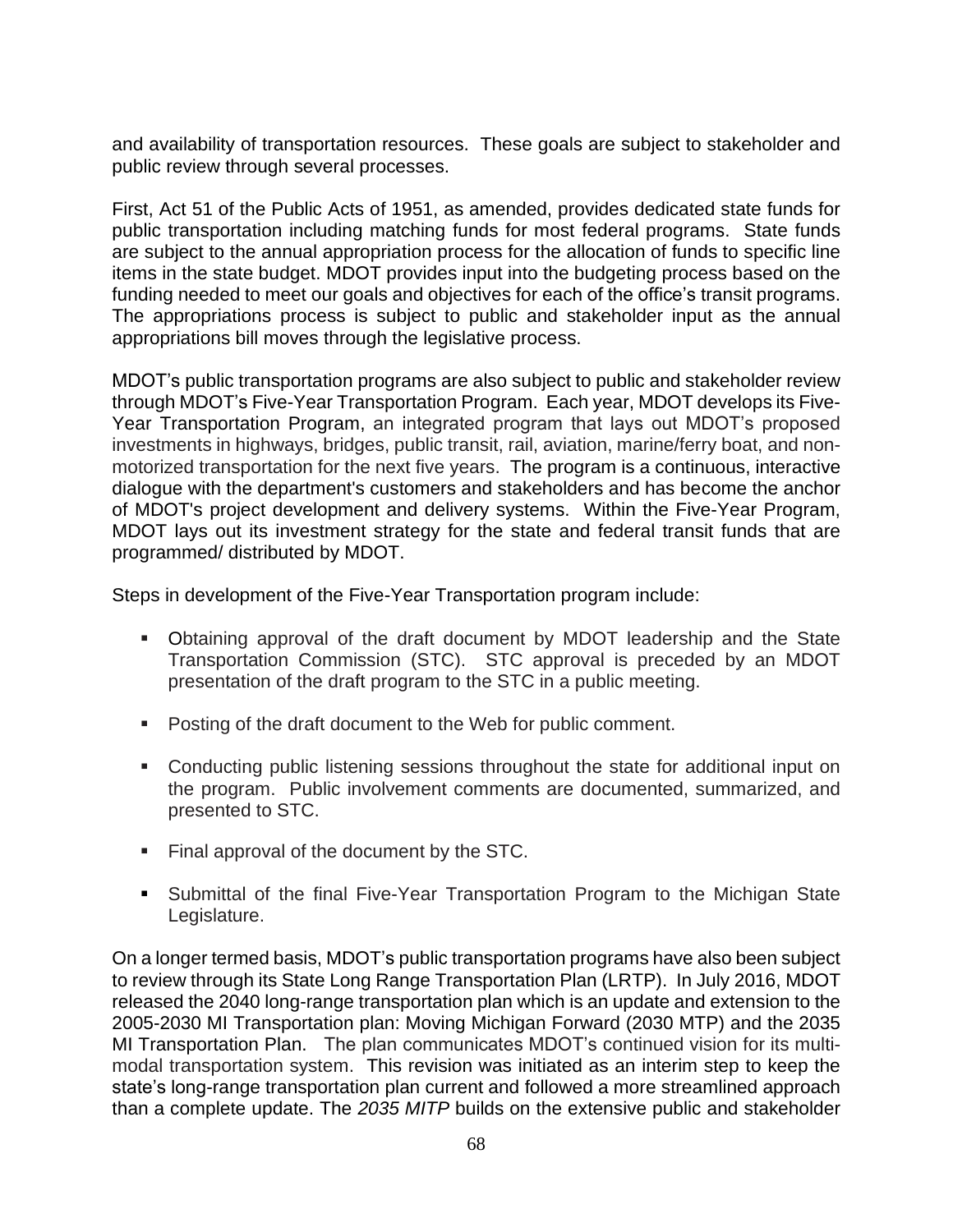and availability of transportation resources. These goals are subject to stakeholder and public review through several processes.

First, Act 51 of the Public Acts of 1951, as amended, provides dedicated state funds for public transportation including matching funds for most federal programs. State funds are subject to the annual appropriation process for the allocation of funds to specific line items in the state budget. MDOT provides input into the budgeting process based on the funding needed to meet our goals and objectives for each of the office's transit programs. The appropriations process is subject to public and stakeholder input as the annual appropriations bill moves through the legislative process.

MDOT's public transportation programs are also subject to public and stakeholder review through MDOT's Five-Year Transportation Program. Each year, MDOT develops its Five-Year Transportation Program, an integrated program that lays out MDOT's proposed investments in highways, bridges, public transit, rail, aviation, marine/ferry boat, and non-motorized transportation for the next five years. The program is a continuous, interactive dialogue with the department's customers and stakeholders and has become the anchor of MDOT's project development and delivery systems. Within the Five-Year Program, MDOT lays out its investment strategy for the state and federal transit funds that are programmed/ distributed by MDOT.

Steps in development of the Five-Year Transportation program include:

- Obtaining approval of the draft document by MDOT leadership and the State Transportation Commission (STC). STC approval is preceded by an MDOT presentation of the draft program to the STC in a public meeting.
- Posting of the draft document to the Web for public comment.
- Conducting public listening sessions throughout the state for additional input on the program. Public involvement comments are documented, summarized, and presented to STC.
- Final approval of the document by the STC.
- Submittal of the final Five-Year Transportation Program to the Michigan State Legislature.

On a longer termed basis, MDOT's public transportation programs have also been subject to review through its State Long Range Transportation Plan (LRTP). In July 2016, MDOT released the 2040 long-range transportation plan which is an update and extension to the 2005-2030 MI Transportation plan: Moving Michigan Forward (2030 MTP) and the 2035 MI Transportation Plan. The plan communicates MDOT's continued vision for its multi-modal transportation system. This revision was initiated as an interim step to keep the state's long-range transportation plan current and followed a more streamlined approach than a complete update. The *2035 MITP* builds on the extensive public and stakeholder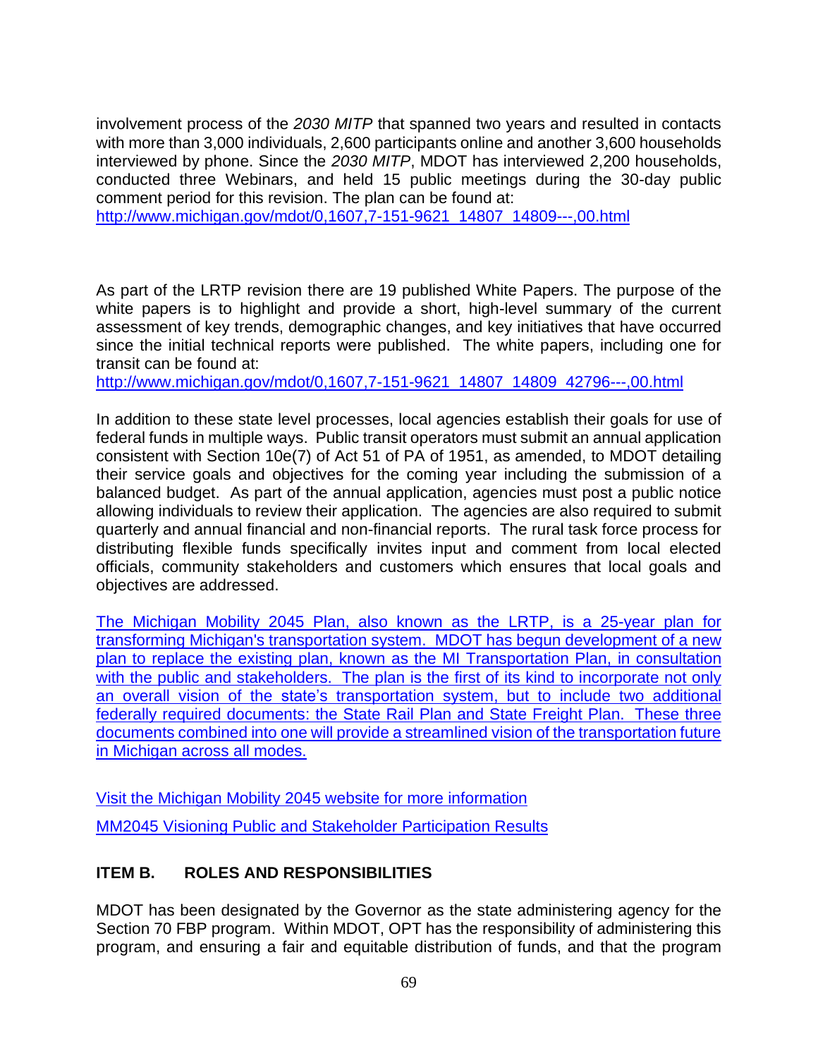involvement process of the *2030 MITP* that spanned two years and resulted in contacts with more than 3,000 individuals, 2,600 participants online and another 3,600 households interviewed by phone. Since the *2030 MITP*, MDOT has interviewed 2,200 households, conducted three Webinars, and held 15 public meetings during the 30-day public comment period for this revision. The plan can be found at:
http://www.michigan.gov/mdot/0,1607,7-151-9621_14807_14809---,00.html

As part of the LRTP revision there are 19 published White Papers. The purpose of the white papers is to highlight and provide a short, high-level summary of the current assessment of key trends, demographic changes, and key initiatives that have occurred since the initial technical reports were published. The white papers, including one for transit can be found at:
http://www.michigan.gov/mdot/0,1607,7-151-9621_14807_14809_42796---,00.html

In addition to these state level processes, local agencies establish their goals for use of federal funds in multiple ways. Public transit operators must submit an annual application consistent with Section 10e(7) of Act 51 of PA of 1951, as amended, to MDOT detailing their service goals and objectives for the coming year including the submission of a balanced budget. As part of the annual application, agencies must post a public notice allowing individuals to review their application. The agencies are also required to submit quarterly and annual financial and non-financial reports. The rural task force process for distributing flexible funds specifically invites input and comment from local elected officials, community stakeholders and customers which ensures that local goals and objectives are addressed.

The Michigan Mobility 2045 Plan, also known as the LRTP, is a 25-year plan for transforming Michigan's transportation system. MDOT has begun development of a new plan to replace the existing plan, known as the MI Transportation Plan, in consultation with the public and stakeholders. The plan is the first of its kind to incorporate not only an overall vision of the state's transportation system, but to include two additional federally required documents: the State Rail Plan and State Freight Plan. These three documents combined into one will provide a streamlined vision of the transportation future in Michigan across all modes.

Visit the Michigan Mobility 2045 website for more information

MM2045 Visioning Public and Stakeholder Participation Results

## ITEM B. ROLES AND RESPONSIBILITIES

MDOT has been designated by the Governor as the state administering agency for the Section 70 FBP program. Within MDOT, OPT has the responsibility of administering this program, and ensuring a fair and equitable distribution of funds, and that the program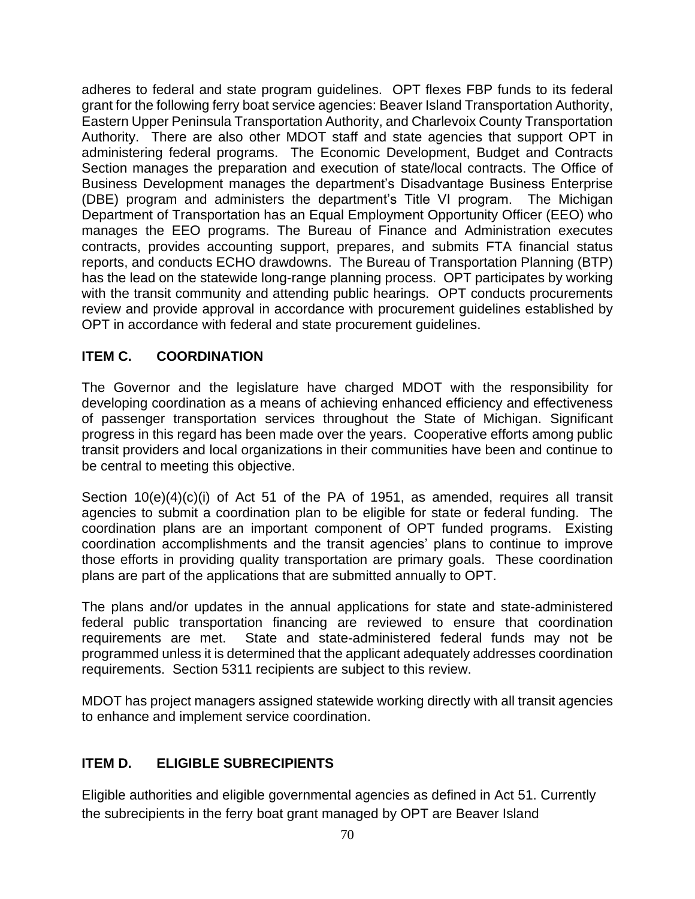adheres to federal and state program guidelines. OPT flexes FBP funds to its federal grant for the following ferry boat service agencies: Beaver Island Transportation Authority, Eastern Upper Peninsula Transportation Authority, and Charlevoix County Transportation Authority. There are also other MDOT staff and state agencies that support OPT in administering federal programs. The Economic Development, Budget and Contracts Section manages the preparation and execution of state/local contracts. The Office of Business Development manages the department's Disadvantage Business Enterprise (DBE) program and administers the department's Title VI program. The Michigan Department of Transportation has an Equal Employment Opportunity Officer (EEO) who manages the EEO programs. The Bureau of Finance and Administration executes contracts, provides accounting support, prepares, and submits FTA financial status reports, and conducts ECHO drawdowns. The Bureau of Transportation Planning (BTP) has the lead on the statewide long-range planning process. OPT participates by working with the transit community and attending public hearings. OPT conducts procurements review and provide approval in accordance with procurement guidelines established by OPT in accordance with federal and state procurement guidelines.

## ITEM C. COORDINATION

The Governor and the legislature have charged MDOT with the responsibility for developing coordination as a means of achieving enhanced efficiency and effectiveness of passenger transportation services throughout the State of Michigan. Significant progress in this regard has been made over the years. Cooperative efforts among public transit providers and local organizations in their communities have been and continue to be central to meeting this objective.

Section 10(e)(4)(c)(i) of Act 51 of the PA of 1951, as amended, requires all transit agencies to submit a coordination plan to be eligible for state or federal funding. The coordination plans are an important component of OPT funded programs. Existing coordination accomplishments and the transit agencies' plans to continue to improve those efforts in providing quality transportation are primary goals. These coordination plans are part of the applications that are submitted annually to OPT.

The plans and/or updates in the annual applications for state and state-administered federal public transportation financing are reviewed to ensure that coordination requirements are met. State and state-administered federal funds may not be programmed unless it is determined that the applicant adequately addresses coordination requirements. Section 5311 recipients are subject to this review.

MDOT has project managers assigned statewide working directly with all transit agencies to enhance and implement service coordination.

## ITEM D. ELIGIBLE SUBRECIPIENTS

Eligible authorities and eligible governmental agencies as defined in Act 51. Currently the subrecipients in the ferry boat grant managed by OPT are Beaver Island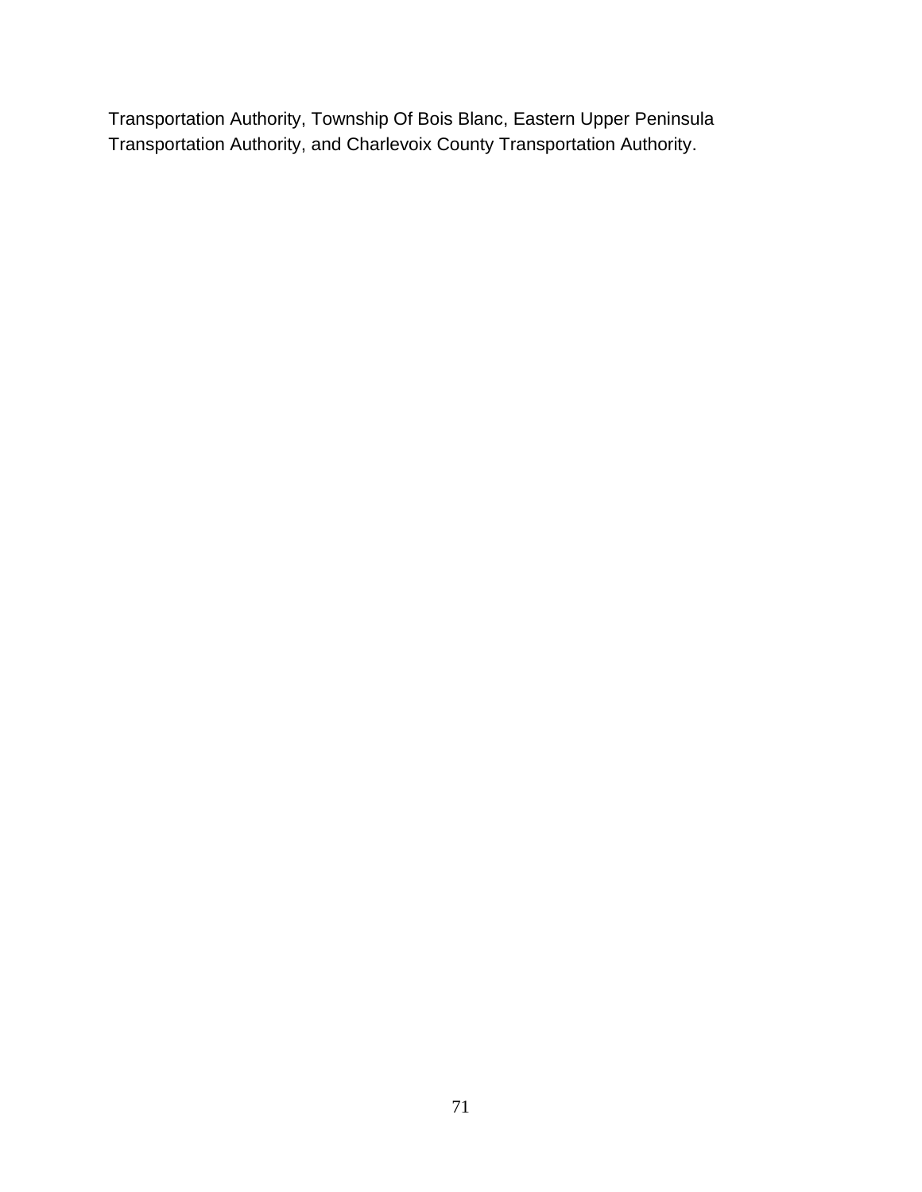Transportation Authority, Township Of Bois Blanc, Eastern Upper Peninsula Transportation Authority, and Charlevoix County Transportation Authority.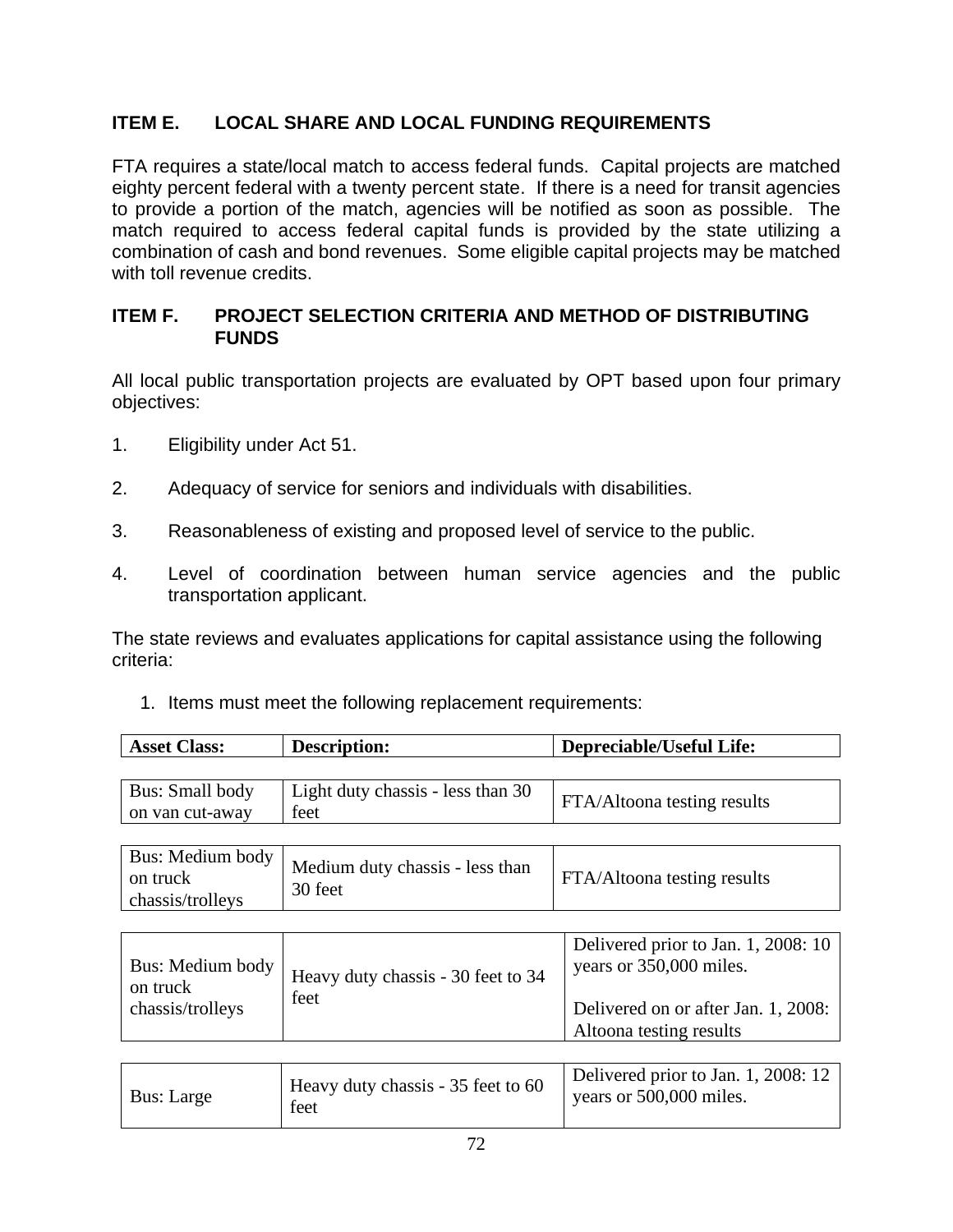## ITEM E. LOCAL SHARE AND LOCAL FUNDING REQUIREMENTS

FTA requires a state/local match to access federal funds. Capital projects are matched eighty percent federal with a twenty percent state. If there is a need for transit agencies to provide a portion of the match, agencies will be notified as soon as possible. The match required to access federal capital funds is provided by the state utilizing a combination of cash and bond revenues. Some eligible capital projects may be matched with toll revenue credits.

## ITEM F. PROJECT SELECTION CRITERIA AND METHOD OF DISTRIBUTING FUNDS

All local public transportation projects are evaluated by OPT based upon four primary objectives:

1. Eligibility under Act 51.

2. Adequacy of service for seniors and individuals with disabilities.

3. Reasonableness of existing and proposed level of service to the public.

4. Level of coordination between human service agencies and the public transportation applicant.

The state reviews and evaluates applications for capital assistance using the following criteria:

1. Items must meet the following replacement requirements:

| Asset Class: | Description: | Depreciable/Useful Life: |
|---|---|---|
| Bus: Small body on van cut-away | Light duty chassis - less than 30 feet | FTA/Altoona testing results |
| Bus: Medium body on truck chassis/trolleys | Medium duty chassis - less than 30 feet | FTA/Altoona testing results |
| Bus: Medium body on truck chassis/trolleys | Heavy duty chassis - 30 feet to 34 feet | Delivered prior to Jan. 1, 2008: 10 years or 350,000 miles.<br><br>Delivered on or after Jan. 1, 2008: Altoona testing results |
| Bus: Large | Heavy duty chassis - 35 feet to 60 feet | Delivered prior to Jan. 1, 2008: 12 years or 500,000 miles. |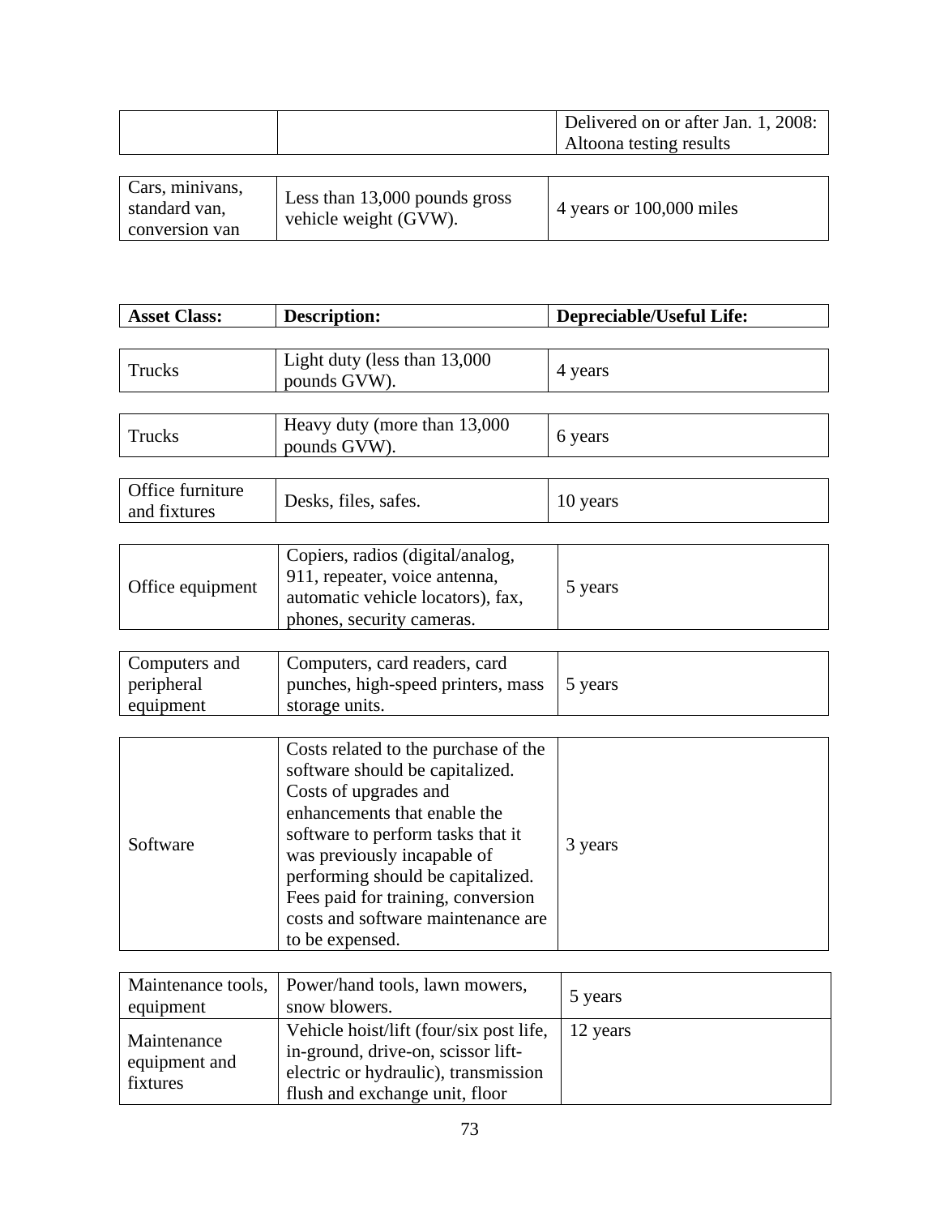| | | |
|---|---|---|
| | | Delivered on or after Jan. 1, 2008: Altoona testing results |
| Cars, minivans, standard van, conversion van | Less than 13,000 pounds gross vehicle weight (GVW). | 4 years or 100,000 miles |

| Asset Class: | Description: | Depreciable/Useful Life: |
|---|---|---|
| Trucks | Light duty (less than 13,000 pounds GVW). | 4 years |
| Trucks | Heavy duty (more than 13,000 pounds GVW). | 6 years |
| Office furniture and fixtures | Desks, files, safes. | 10 years |
| Office equipment | Copiers, radios (digital/analog, 911, repeater, voice antenna, automatic vehicle locators), fax, phones, security cameras. | 5 years |
| Computers and peripheral equipment | Computers, card readers, card punches, high-speed printers, mass storage units. | 5 years |
| Software | Costs related to the purchase of the software should be capitalized. Costs of upgrades and enhancements that enable the software to perform tasks that it was previously incapable of performing should be capitalized. Fees paid for training, conversion costs and software maintenance are to be expensed. | 3 years |
| Maintenance tools, equipment | Power/hand tools, lawn mowers, snow blowers. | 5 years |
| Maintenance equipment and fixtures | Vehicle hoist/lift (four/six post life, in-ground, drive-on, scissor lift-electric or hydraulic), transmission flush and exchange unit, floor | 12 years |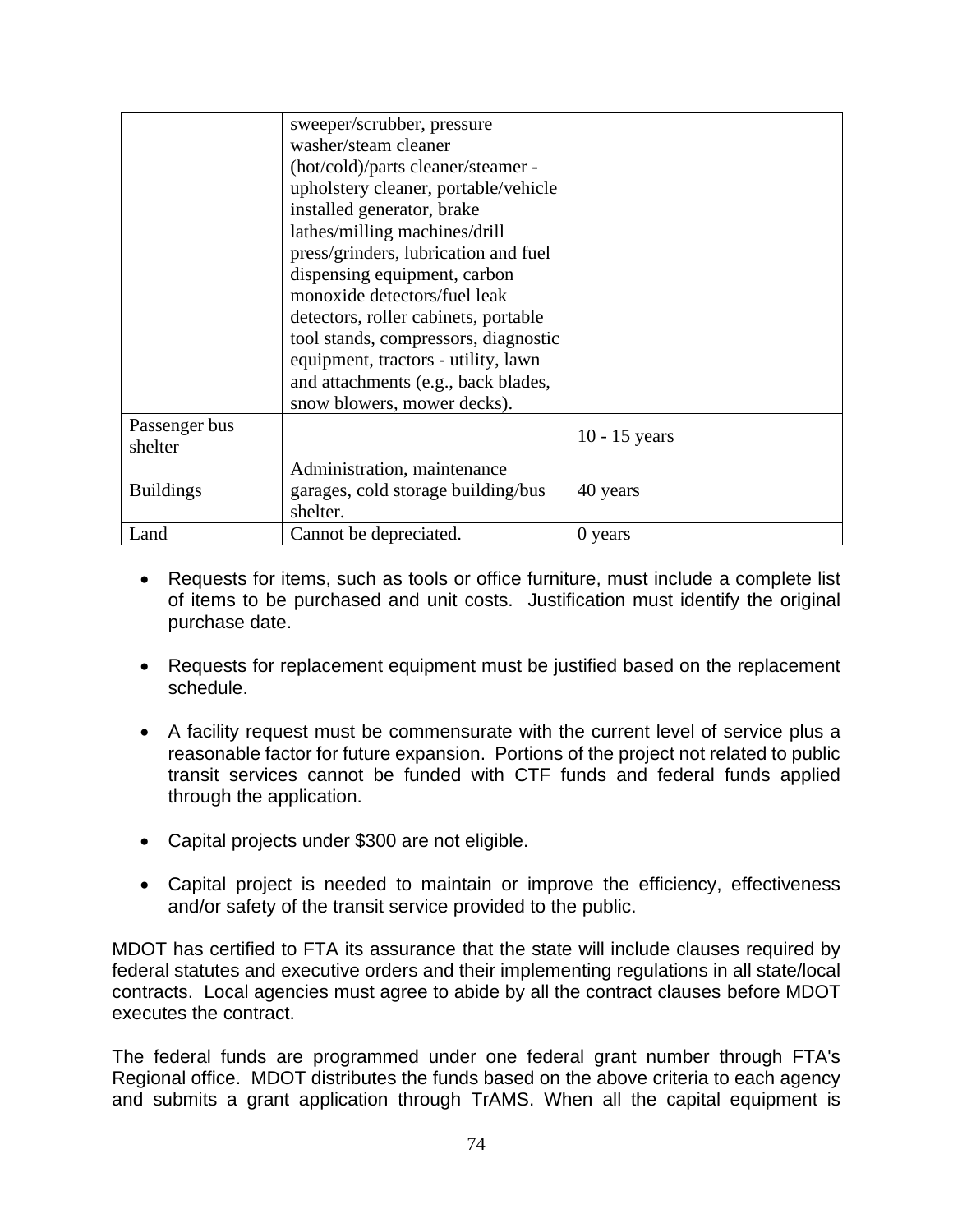| | | |
|---|---|---|
| | sweeper/scrubber, pressure washer/steam cleaner (hot/cold)/parts cleaner/steamer - upholstery cleaner, portable/vehicle installed generator, brake lathes/milling machines/drill press/grinders, lubrication and fuel dispensing equipment, carbon monoxide detectors/fuel leak detectors, roller cabinets, portable tool stands, compressors, diagnostic equipment, tractors - utility, lawn and attachments (e.g., back blades, snow blowers, mower decks). | |
| Passenger bus shelter | | 10 - 15 years |
| Buildings | Administration, maintenance garages, cold storage building/bus shelter. | 40 years |
| Land | Cannot be depreciated. | 0 years |

- Requests for items, such as tools or office furniture, must include a complete list of items to be purchased and unit costs. Justification must identify the original purchase date.

- Requests for replacement equipment must be justified based on the replacement schedule.

- A facility request must be commensurate with the current level of service plus a reasonable factor for future expansion. Portions of the project not related to public transit services cannot be funded with CTF funds and federal funds applied through the application.

- Capital projects under $300 are not eligible.

- Capital project is needed to maintain or improve the efficiency, effectiveness and/or safety of the transit service provided to the public.

MDOT has certified to FTA its assurance that the state will include clauses required by federal statutes and executive orders and their implementing regulations in all state/local contracts. Local agencies must agree to abide by all the contract clauses before MDOT executes the contract.

The federal funds are programmed under one federal grant number through FTA's Regional office. MDOT distributes the funds based on the above criteria to each agency and submits a grant application through TrAMS. When all the capital equipment is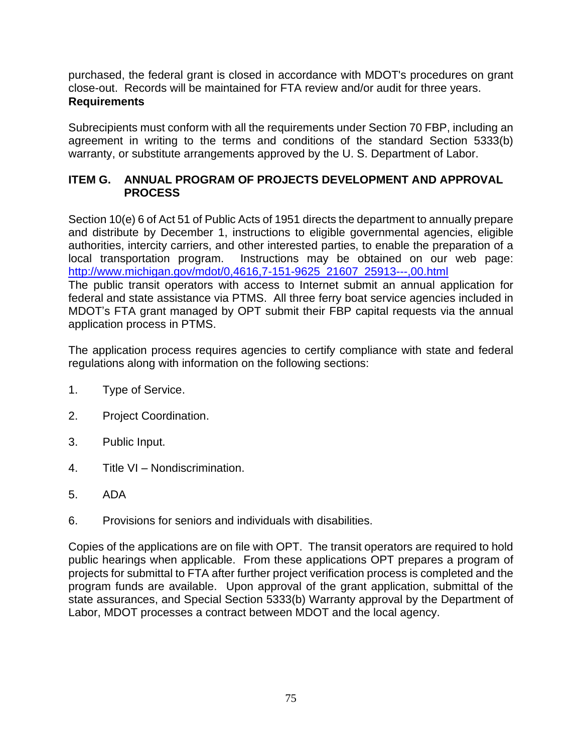purchased, the federal grant is closed in accordance with MDOT's procedures on grant close-out. Records will be maintained for FTA review and/or audit for three years.

**Requirements**

Subrecipients must conform with all the requirements under Section 70 FBP, including an agreement in writing to the terms and conditions of the standard Section 5333(b) warranty, or substitute arrangements approved by the U. S. Department of Labor.

## ITEM G. ANNUAL PROGRAM OF PROJECTS DEVELOPMENT AND APPROVAL PROCESS

Section 10(e) 6 of Act 51 of Public Acts of 1951 directs the department to annually prepare and distribute by December 1, instructions to eligible governmental agencies, eligible authorities, intercity carriers, and other interested parties, to enable the preparation of a local transportation program. Instructions may be obtained on our web page: http://www.michigan.gov/mdot/0,4616,7-151-9625_21607_25913---,00.html

The public transit operators with access to Internet submit an annual application for federal and state assistance via PTMS. All three ferry boat service agencies included in MDOT's FTA grant managed by OPT submit their FBP capital requests via the annual application process in PTMS.

The application process requires agencies to certify compliance with state and federal regulations along with information on the following sections:

1. Type of Service.
2. Project Coordination.
3. Public Input.
4. Title VI – Nondiscrimination.
5. ADA
6. Provisions for seniors and individuals with disabilities.

Copies of the applications are on file with OPT. The transit operators are required to hold public hearings when applicable. From these applications OPT prepares a program of projects for submittal to FTA after further project verification process is completed and the program funds are available. Upon approval of the grant application, submittal of the state assurances, and Special Section 5333(b) Warranty approval by the Department of Labor, MDOT processes a contract between MDOT and the local agency.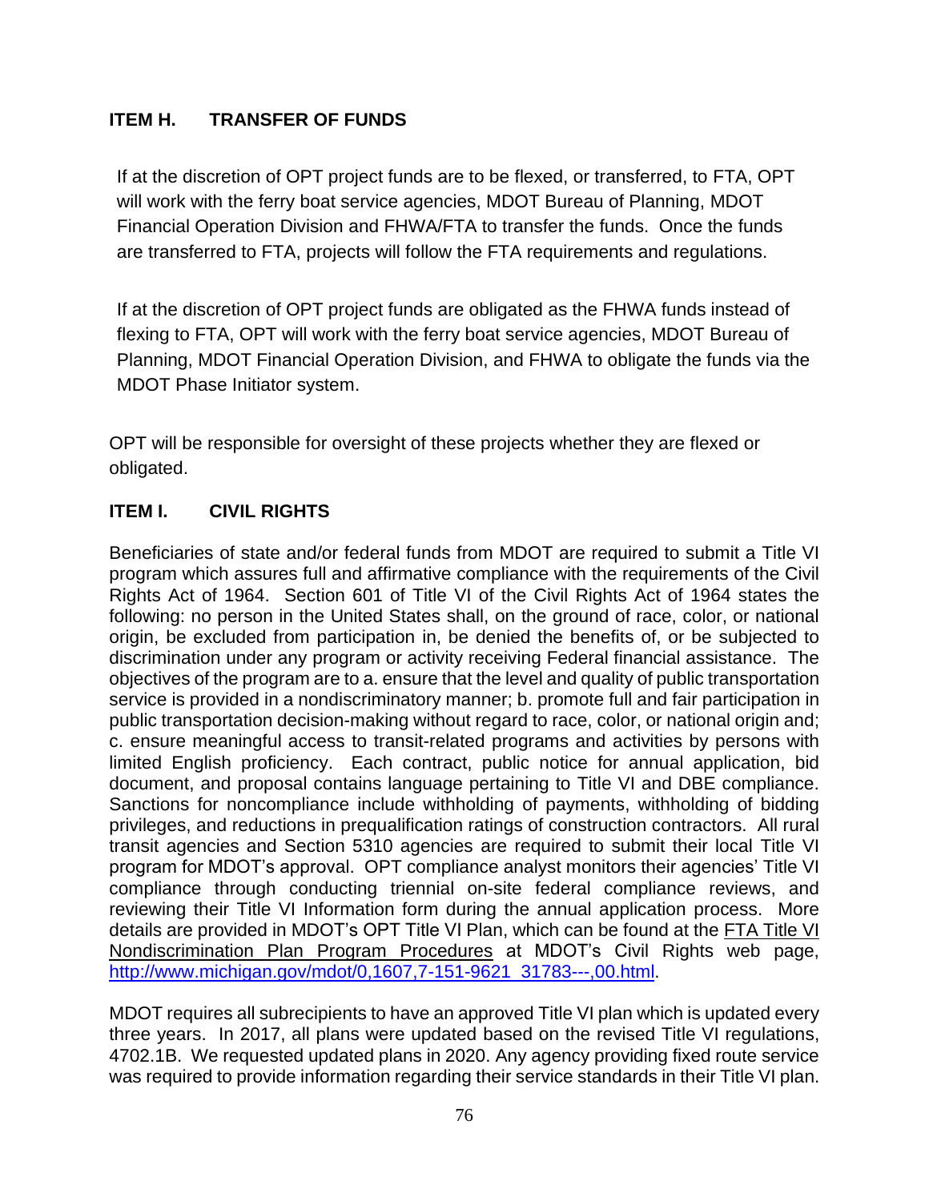## ITEM H. TRANSFER OF FUNDS

If at the discretion of OPT project funds are to be flexed, or transferred, to FTA, OPT will work with the ferry boat service agencies, MDOT Bureau of Planning, MDOT Financial Operation Division and FHWA/FTA to transfer the funds. Once the funds are transferred to FTA, projects will follow the FTA requirements and regulations.

If at the discretion of OPT project funds are obligated as the FHWA funds instead of flexing to FTA, OPT will work with the ferry boat service agencies, MDOT Bureau of Planning, MDOT Financial Operation Division, and FHWA to obligate the funds via the MDOT Phase Initiator system.

OPT will be responsible for oversight of these projects whether they are flexed or obligated.

## ITEM I. CIVIL RIGHTS

Beneficiaries of state and/or federal funds from MDOT are required to submit a Title VI program which assures full and affirmative compliance with the requirements of the Civil Rights Act of 1964. Section 601 of Title VI of the Civil Rights Act of 1964 states the following: no person in the United States shall, on the ground of race, color, or national origin, be excluded from participation in, be denied the benefits of, or be subjected to discrimination under any program or activity receiving Federal financial assistance. The objectives of the program are to a. ensure that the level and quality of public transportation service is provided in a nondiscriminatory manner; b. promote full and fair participation in public transportation decision-making without regard to race, color, or national origin and; c. ensure meaningful access to transit-related programs and activities by persons with limited English proficiency. Each contract, public notice for annual application, bid document, and proposal contains language pertaining to Title VI and DBE compliance. Sanctions for noncompliance include withholding of payments, withholding of bidding privileges, and reductions in prequalification ratings of construction contractors. All rural transit agencies and Section 5310 agencies are required to submit their local Title VI program for MDOT's approval. OPT compliance analyst monitors their agencies' Title VI compliance through conducting triennial on-site federal compliance reviews, and reviewing their Title VI Information form during the annual application process. More details are provided in MDOT's OPT Title VI Plan, which can be found at the FTA Title VI Nondiscrimination Plan Program Procedures at MDOT's Civil Rights web page, http://www.michigan.gov/mdot/0,1607,7-151-9621_31783---,00.html.

MDOT requires all subrecipients to have an approved Title VI plan which is updated every three years. In 2017, all plans were updated based on the revised Title VI regulations, 4702.1B. We requested updated plans in 2020. Any agency providing fixed route service was required to provide information regarding their service standards in their Title VI plan.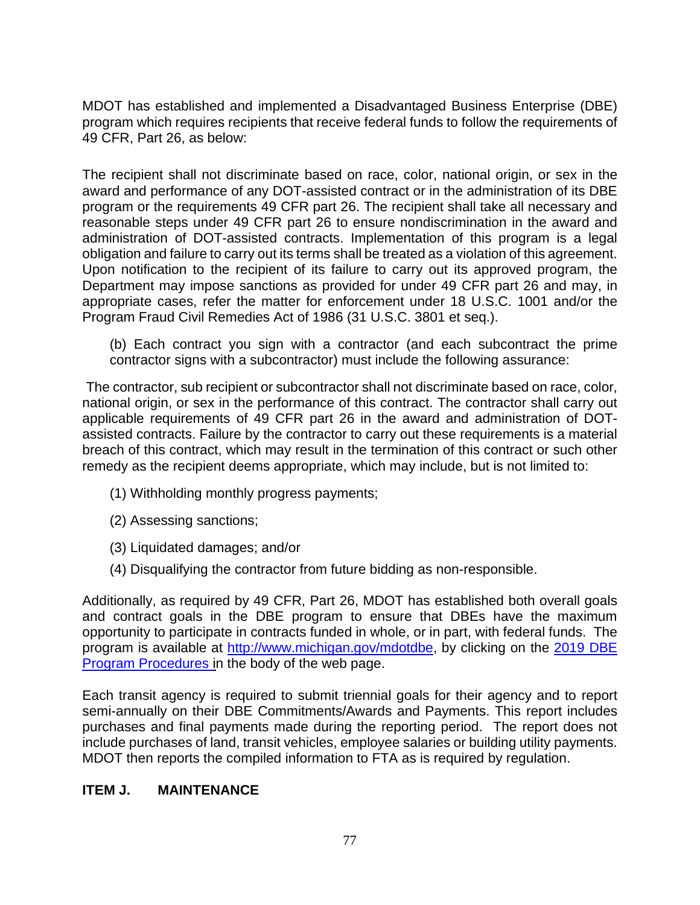MDOT has established and implemented a Disadvantaged Business Enterprise (DBE) program which requires recipients that receive federal funds to follow the requirements of 49 CFR, Part 26, as below:

The recipient shall not discriminate based on race, color, national origin, or sex in the award and performance of any DOT-assisted contract or in the administration of its DBE program or the requirements 49 CFR part 26. The recipient shall take all necessary and reasonable steps under 49 CFR part 26 to ensure nondiscrimination in the award and administration of DOT-assisted contracts. Implementation of this program is a legal obligation and failure to carry out its terms shall be treated as a violation of this agreement. Upon notification to the recipient of its failure to carry out its approved program, the Department may impose sanctions as provided for under 49 CFR part 26 and may, in appropriate cases, refer the matter for enforcement under 18 U.S.C. 1001 and/or the Program Fraud Civil Remedies Act of 1986 (31 U.S.C. 3801 et seq.).

> (b) Each contract you sign with a contractor (and each subcontract the prime contractor signs with a subcontractor) must include the following assurance:

The contractor, sub recipient or subcontractor shall not discriminate based on race, color, national origin, or sex in the performance of this contract. The contractor shall carry out applicable requirements of 49 CFR part 26 in the award and administration of DOT-assisted contracts. Failure by the contractor to carry out these requirements is a material breach of this contract, which may result in the termination of this contract or such other remedy as the recipient deems appropriate, which may include, but is not limited to:

- (1) Withholding monthly progress payments;
- (2) Assessing sanctions;
- (3) Liquidated damages; and/or
- (4) Disqualifying the contractor from future bidding as non-responsible.

Additionally, as required by 49 CFR, Part 26, MDOT has established both overall goals and contract goals in the DBE program to ensure that DBEs have the maximum opportunity to participate in contracts funded in whole, or in part, with federal funds. The program is available at [http://www.michigan.gov/mdotdbe](http://www.michigan.gov/mdotdbe), by clicking on the 2019 DBE Program Procedures in the body of the web page.

Each transit agency is required to submit triennial goals for their agency and to report semi-annually on their DBE Commitments/Awards and Payments. This report includes purchases and final payments made during the reporting period. The report does not include purchases of land, transit vehicles, employee salaries or building utility payments. MDOT then reports the compiled information to FTA as is required by regulation.

## ITEM J. MAINTENANCE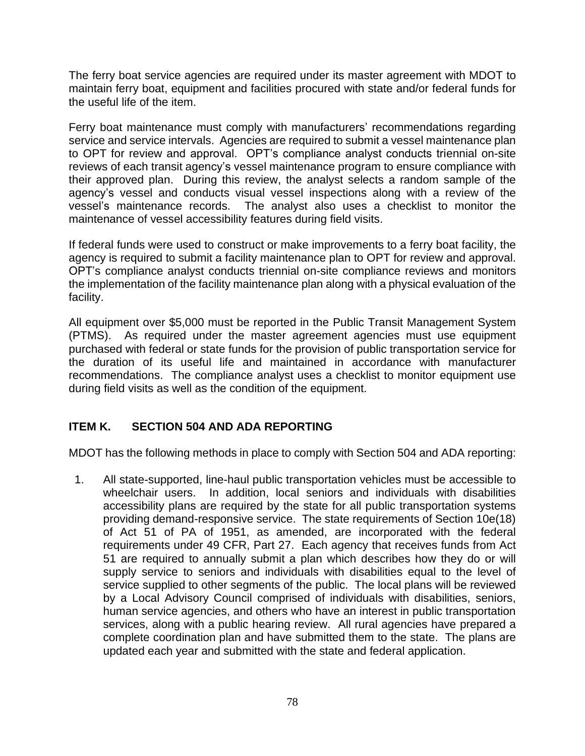The ferry boat service agencies are required under its master agreement with MDOT to maintain ferry boat, equipment and facilities procured with state and/or federal funds for the useful life of the item.

Ferry boat maintenance must comply with manufacturers' recommendations regarding service and service intervals. Agencies are required to submit a vessel maintenance plan to OPT for review and approval. OPT's compliance analyst conducts triennial on-site reviews of each transit agency's vessel maintenance program to ensure compliance with their approved plan. During this review, the analyst selects a random sample of the agency's vessel and conducts visual vessel inspections along with a review of the vessel's maintenance records. The analyst also uses a checklist to monitor the maintenance of vessel accessibility features during field visits.

If federal funds were used to construct or make improvements to a ferry boat facility, the agency is required to submit a facility maintenance plan to OPT for review and approval. OPT's compliance analyst conducts triennial on-site compliance reviews and monitors the implementation of the facility maintenance plan along with a physical evaluation of the facility.

All equipment over $5,000 must be reported in the Public Transit Management System (PTMS). As required under the master agreement agencies must use equipment purchased with federal or state funds for the provision of public transportation service for the duration of its useful life and maintained in accordance with manufacturer recommendations. The compliance analyst uses a checklist to monitor equipment use during field visits as well as the condition of the equipment.

## ITEM K. SECTION 504 AND ADA REPORTING

MDOT has the following methods in place to comply with Section 504 and ADA reporting:

1. All state-supported, line-haul public transportation vehicles must be accessible to wheelchair users. In addition, local seniors and individuals with disabilities accessibility plans are required by the state for all public transportation systems providing demand-responsive service. The state requirements of Section 10e(18) of Act 51 of PA of 1951, as amended, are incorporated with the federal requirements under 49 CFR, Part 27. Each agency that receives funds from Act 51 are required to annually submit a plan which describes how they do or will supply service to seniors and individuals with disabilities equal to the level of service supplied to other segments of the public. The local plans will be reviewed by a Local Advisory Council comprised of individuals with disabilities, seniors, human service agencies, and others who have an interest in public transportation services, along with a public hearing review. All rural agencies have prepared a complete coordination plan and have submitted them to the state. The plans are updated each year and submitted with the state and federal application.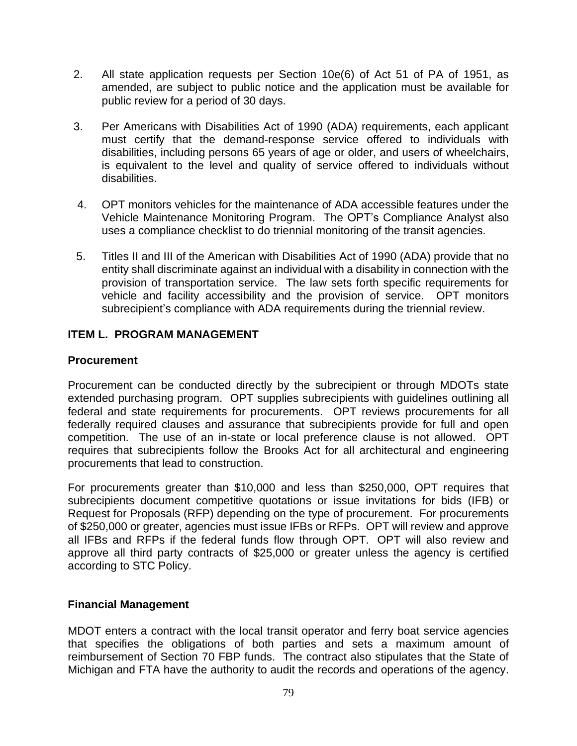2. All state application requests per Section 10e(6) of Act 51 of PA of 1951, as amended, are subject to public notice and the application must be available for public review for a period of 30 days.

3. Per Americans with Disabilities Act of 1990 (ADA) requirements, each applicant must certify that the demand-response service offered to individuals with disabilities, including persons 65 years of age or older, and users of wheelchairs, is equivalent to the level and quality of service offered to individuals without disabilities.

4. OPT monitors vehicles for the maintenance of ADA accessible features under the Vehicle Maintenance Monitoring Program. The OPT's Compliance Analyst also uses a compliance checklist to do triennial monitoring of the transit agencies.

5. Titles II and III of the American with Disabilities Act of 1990 (ADA) provide that no entity shall discriminate against an individual with a disability in connection with the provision of transportation service. The law sets forth specific requirements for vehicle and facility accessibility and the provision of service. OPT monitors subrecipient's compliance with ADA requirements during the triennial review.

## ITEM L. PROGRAM MANAGEMENT

### Procurement

Procurement can be conducted directly by the subrecipient or through MDOTs state extended purchasing program. OPT supplies subrecipients with guidelines outlining all federal and state requirements for procurements. OPT reviews procurements for all federally required clauses and assurance that subrecipients provide for full and open competition. The use of an in-state or local preference clause is not allowed. OPT requires that subrecipients follow the Brooks Act for all architectural and engineering procurements that lead to construction.

For procurements greater than $10,000 and less than $250,000, OPT requires that subrecipients document competitive quotations or issue invitations for bids (IFB) or Request for Proposals (RFP) depending on the type of procurement. For procurements of $250,000 or greater, agencies must issue IFBs or RFPs. OPT will review and approve all IFBs and RFPs if the federal funds flow through OPT. OPT will also review and approve all third party contracts of $25,000 or greater unless the agency is certified according to STC Policy.

### Financial Management

MDOT enters a contract with the local transit operator and ferry boat service agencies that specifies the obligations of both parties and sets a maximum amount of reimbursement of Section 70 FBP funds. The contract also stipulates that the State of Michigan and FTA have the authority to audit the records and operations of the agency.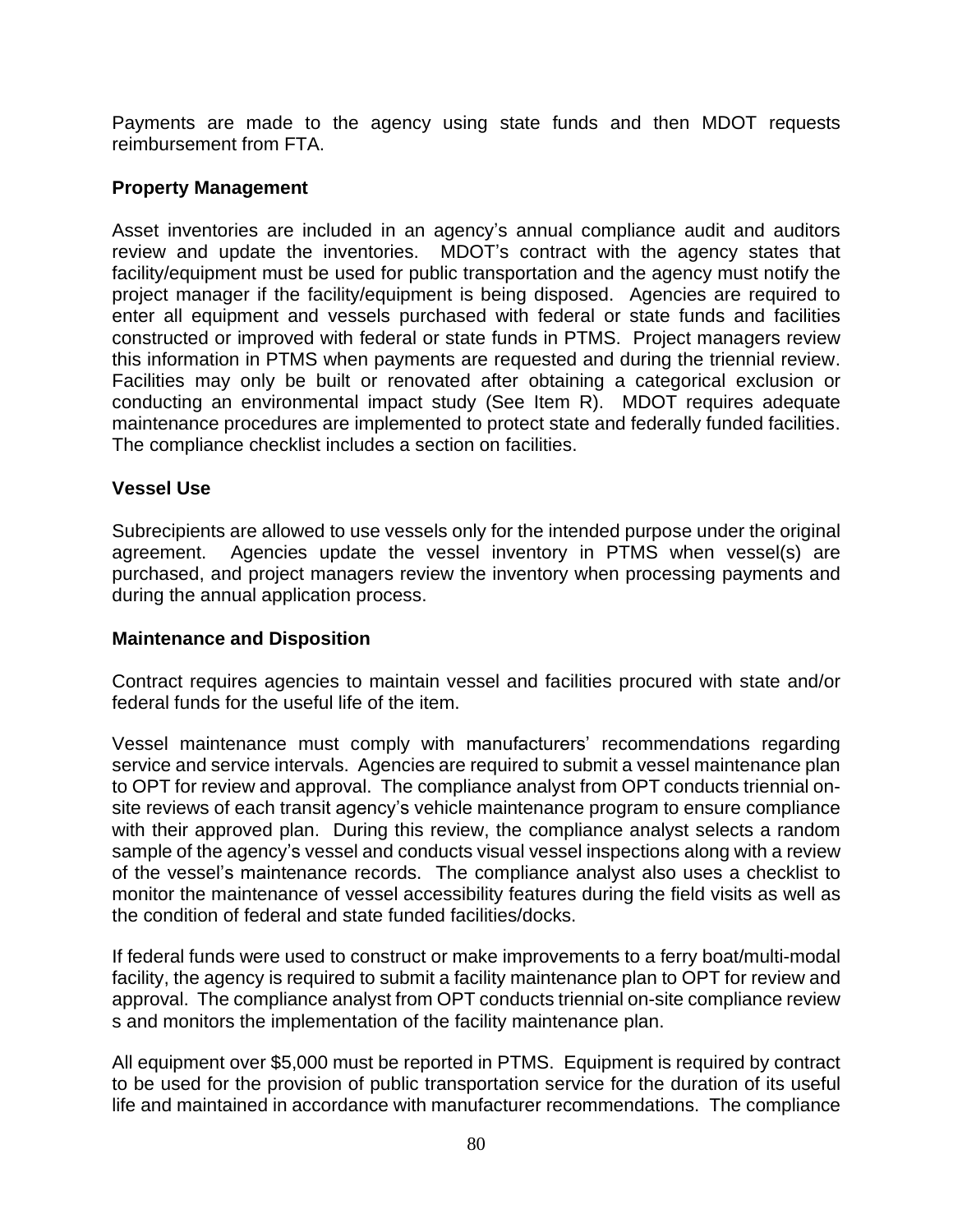Payments are made to the agency using state funds and then MDOT requests reimbursement from FTA.

**Property Management**

Asset inventories are included in an agency's annual compliance audit and auditors review and update the inventories. MDOT's contract with the agency states that facility/equipment must be used for public transportation and the agency must notify the project manager if the facility/equipment is being disposed. Agencies are required to enter all equipment and vessels purchased with federal or state funds and facilities constructed or improved with federal or state funds in PTMS. Project managers review this information in PTMS when payments are requested and during the triennial review. Facilities may only be built or renovated after obtaining a categorical exclusion or conducting an environmental impact study (See Item R). MDOT requires adequate maintenance procedures are implemented to protect state and federally funded facilities. The compliance checklist includes a section on facilities.

**Vessel Use**

Subrecipients are allowed to use vessels only for the intended purpose under the original agreement. Agencies update the vessel inventory in PTMS when vessel(s) are purchased, and project managers review the inventory when processing payments and during the annual application process.

**Maintenance and Disposition**

Contract requires agencies to maintain vessel and facilities procured with state and/or federal funds for the useful life of the item.

Vessel maintenance must comply with manufacturers' recommendations regarding service and service intervals. Agencies are required to submit a vessel maintenance plan to OPT for review and approval. The compliance analyst from OPT conducts triennial on-site reviews of each transit agency's vehicle maintenance program to ensure compliance with their approved plan. During this review, the compliance analyst selects a random sample of the agency's vessel and conducts visual vessel inspections along with a review of the vessel's maintenance records. The compliance analyst also uses a checklist to monitor the maintenance of vessel accessibility features during the field visits as well as the condition of federal and state funded facilities/docks.

If federal funds were used to construct or make improvements to a ferry boat/multi-modal facility, the agency is required to submit a facility maintenance plan to OPT for review and approval. The compliance analyst from OPT conducts triennial on-site compliance review s and monitors the implementation of the facility maintenance plan.

All equipment over $5,000 must be reported in PTMS. Equipment is required by contract to be used for the provision of public transportation service for the duration of its useful life and maintained in accordance with manufacturer recommendations. The compliance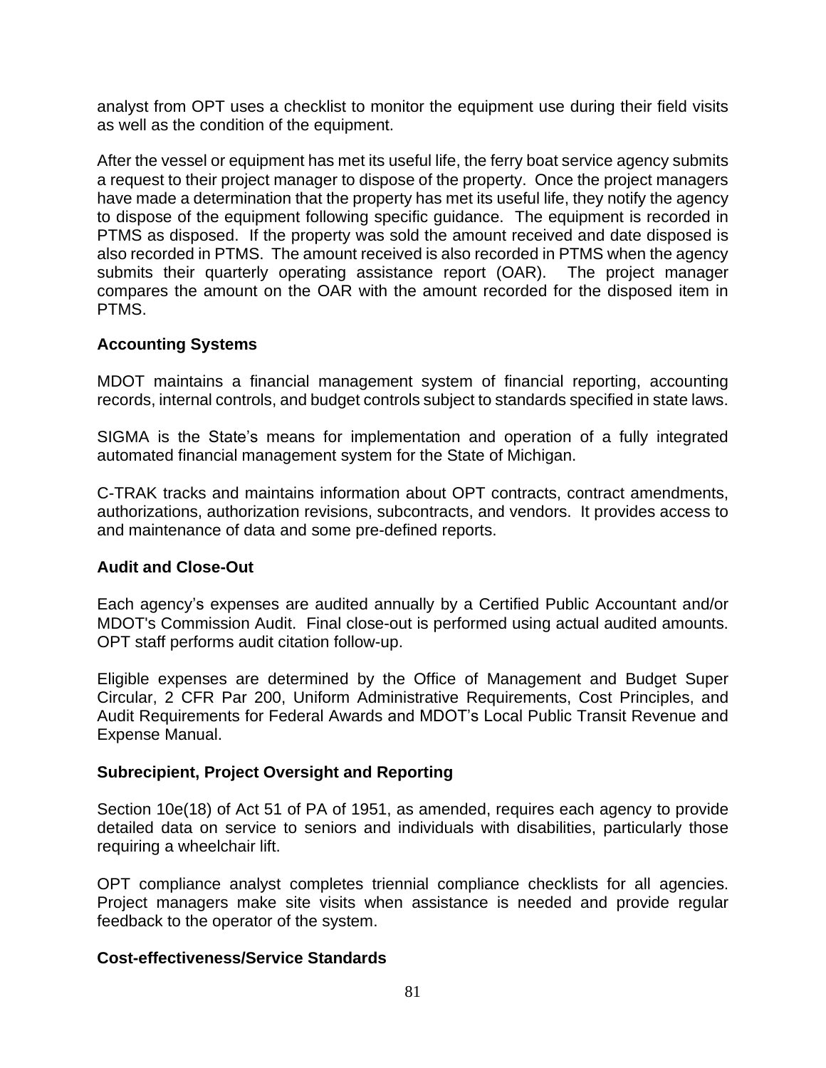analyst from OPT uses a checklist to monitor the equipment use during their field visits as well as the condition of the equipment.

After the vessel or equipment has met its useful life, the ferry boat service agency submits a request to their project manager to dispose of the property. Once the project managers have made a determination that the property has met its useful life, they notify the agency to dispose of the equipment following specific guidance. The equipment is recorded in PTMS as disposed. If the property was sold the amount received and date disposed is also recorded in PTMS. The amount received is also recorded in PTMS when the agency submits their quarterly operating assistance report (OAR). The project manager compares the amount on the OAR with the amount recorded for the disposed item in PTMS.

### Accounting Systems

MDOT maintains a financial management system of financial reporting, accounting records, internal controls, and budget controls subject to standards specified in state laws.

SIGMA is the State's means for implementation and operation of a fully integrated automated financial management system for the State of Michigan.

C-TRAK tracks and maintains information about OPT contracts, contract amendments, authorizations, authorization revisions, subcontracts, and vendors. It provides access to and maintenance of data and some pre-defined reports.

### Audit and Close-Out

Each agency's expenses are audited annually by a Certified Public Accountant and/or MDOT's Commission Audit. Final close-out is performed using actual audited amounts. OPT staff performs audit citation follow-up.

Eligible expenses are determined by the Office of Management and Budget Super Circular, 2 CFR Par 200, Uniform Administrative Requirements, Cost Principles, and Audit Requirements for Federal Awards and MDOT's Local Public Transit Revenue and Expense Manual.

### Subrecipient, Project Oversight and Reporting

Section 10e(18) of Act 51 of PA of 1951, as amended, requires each agency to provide detailed data on service to seniors and individuals with disabilities, particularly those requiring a wheelchair lift.

OPT compliance analyst completes triennial compliance checklists for all agencies. Project managers make site visits when assistance is needed and provide regular feedback to the operator of the system.

### Cost-effectiveness/Service Standards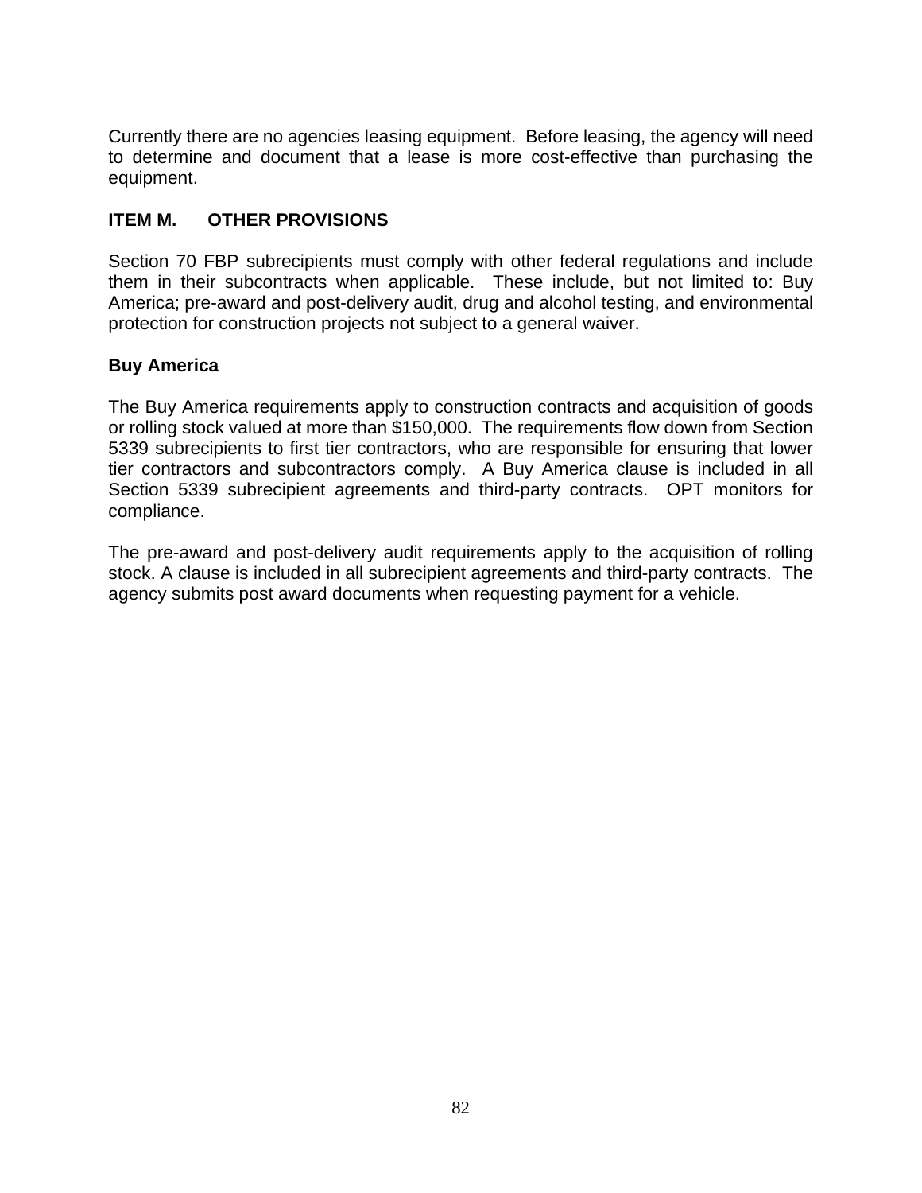Currently there are no agencies leasing equipment. Before leasing, the agency will need to determine and document that a lease is more cost-effective than purchasing the equipment.

## ITEM M. OTHER PROVISIONS

Section 70 FBP subrecipients must comply with other federal regulations and include them in their subcontracts when applicable. These include, but not limited to: Buy America; pre-award and post-delivery audit, drug and alcohol testing, and environmental protection for construction projects not subject to a general waiver.

### Buy America

The Buy America requirements apply to construction contracts and acquisition of goods or rolling stock valued at more than $150,000. The requirements flow down from Section 5339 subrecipients to first tier contractors, who are responsible for ensuring that lower tier contractors and subcontractors comply. A Buy America clause is included in all Section 5339 subrecipient agreements and third-party contracts. OPT monitors for compliance.

The pre-award and post-delivery audit requirements apply to the acquisition of rolling stock. A clause is included in all subrecipient agreements and third-party contracts. The agency submits post award documents when requesting payment for a vehicle.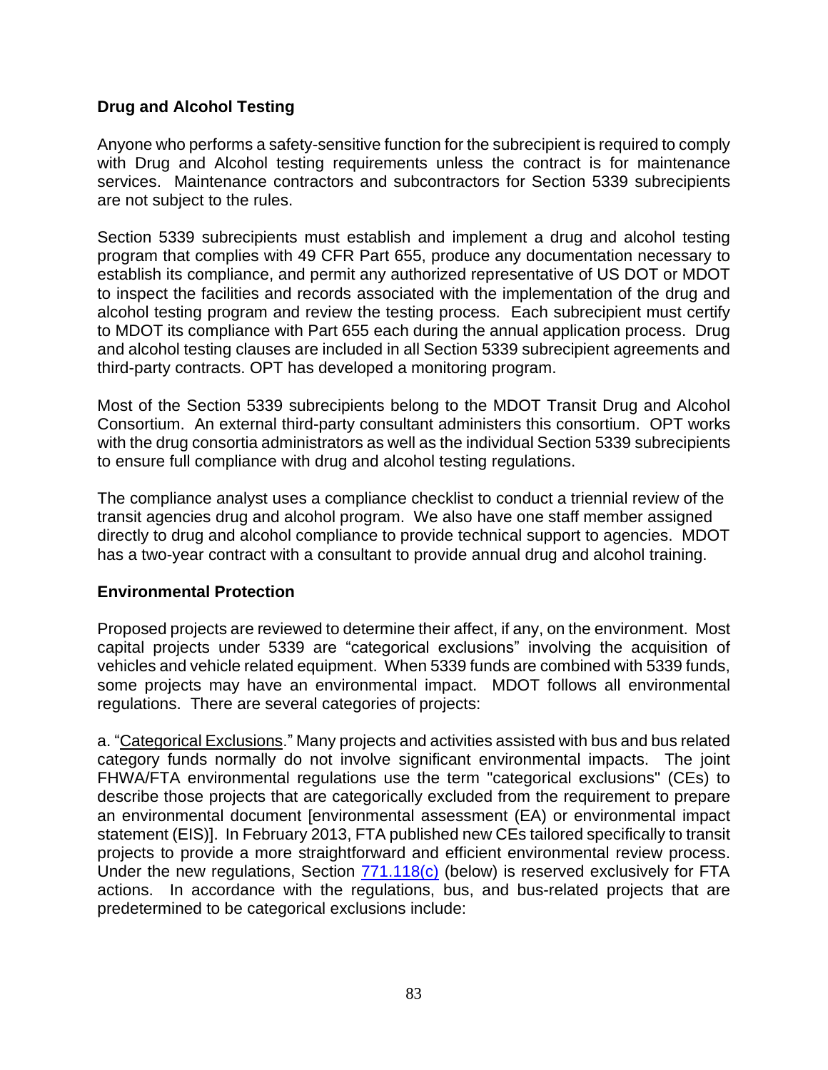**Drug and Alcohol Testing**

Anyone who performs a safety-sensitive function for the subrecipient is required to comply with Drug and Alcohol testing requirements unless the contract is for maintenance services. Maintenance contractors and subcontractors for Section 5339 subrecipients are not subject to the rules.

Section 5339 subrecipients must establish and implement a drug and alcohol testing program that complies with 49 CFR Part 655, produce any documentation necessary to establish its compliance, and permit any authorized representative of US DOT or MDOT to inspect the facilities and records associated with the implementation of the drug and alcohol testing program and review the testing process. Each subrecipient must certify to MDOT its compliance with Part 655 each during the annual application process. Drug and alcohol testing clauses are included in all Section 5339 subrecipient agreements and third-party contracts. OPT has developed a monitoring program.

Most of the Section 5339 subrecipients belong to the MDOT Transit Drug and Alcohol Consortium. An external third-party consultant administers this consortium. OPT works with the drug consortia administrators as well as the individual Section 5339 subrecipients to ensure full compliance with drug and alcohol testing regulations.

The compliance analyst uses a compliance checklist to conduct a triennial review of the transit agencies drug and alcohol program. We also have one staff member assigned directly to drug and alcohol compliance to provide technical support to agencies. MDOT has a two-year contract with a consultant to provide annual drug and alcohol training.

**Environmental Protection**

Proposed projects are reviewed to determine their affect, if any, on the environment. Most capital projects under 5339 are "categorical exclusions" involving the acquisition of vehicles and vehicle related equipment. When 5339 funds are combined with 5339 funds, some projects may have an environmental impact. MDOT follows all environmental regulations. There are several categories of projects:

a. "Categorical Exclusions." Many projects and activities assisted with bus and bus related category funds normally do not involve significant environmental impacts. The joint FHWA/FTA environmental regulations use the term "categorical exclusions" (CEs) to describe those projects that are categorically excluded from the requirement to prepare an environmental document [environmental assessment (EA) or environmental impact statement (EIS)]. In February 2013, FTA published new CEs tailored specifically to transit projects to provide a more straightforward and efficient environmental review process. Under the new regulations, Section 771.118(c) (below) is reserved exclusively for FTA actions. In accordance with the regulations, bus, and bus-related projects that are predetermined to be categorical exclusions include: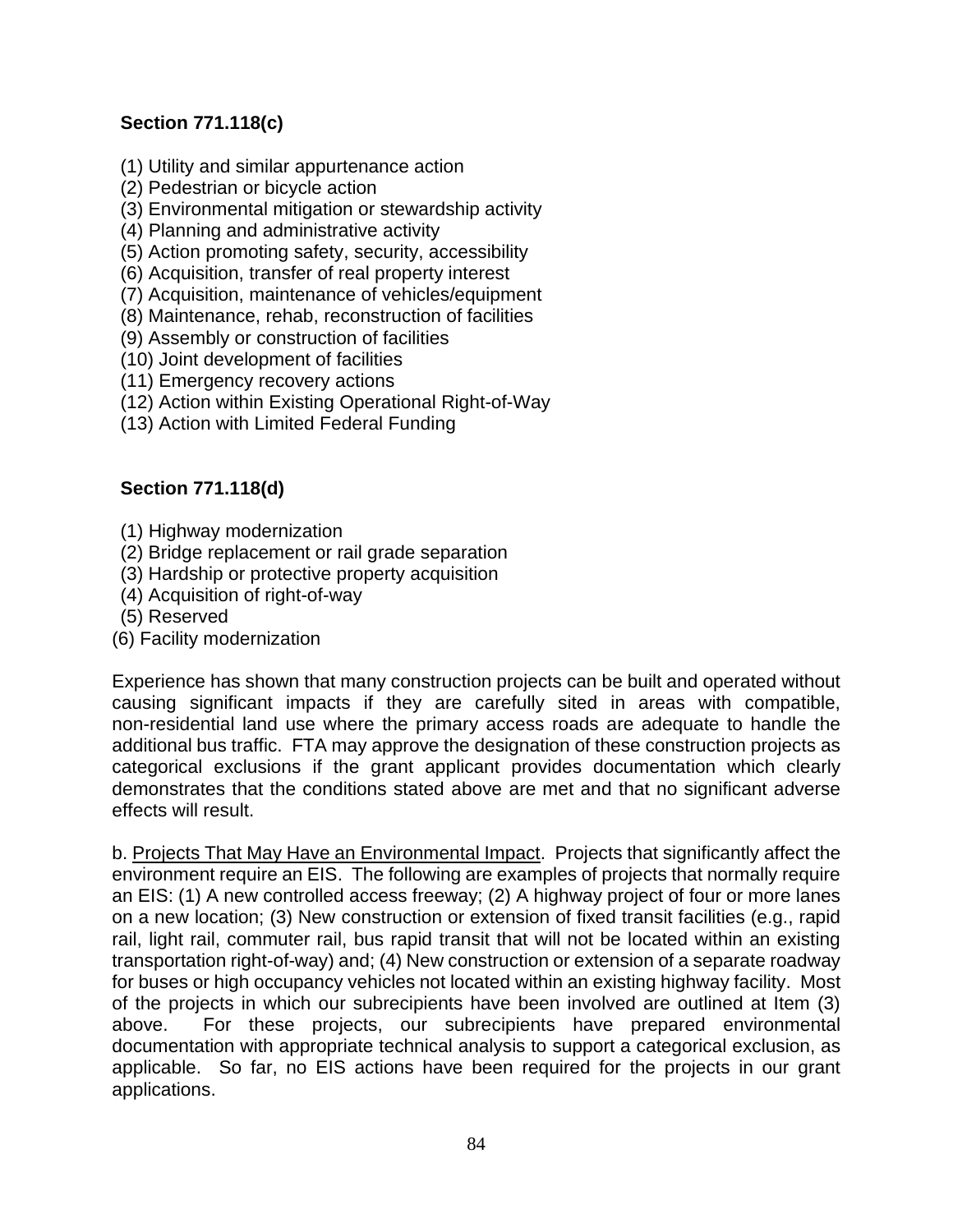**Section 771.118(c)**

(1) Utility and similar appurtenance action
(2) Pedestrian or bicycle action
(3) Environmental mitigation or stewardship activity
(4) Planning and administrative activity
(5) Action promoting safety, security, accessibility
(6) Acquisition, transfer of real property interest
(7) Acquisition, maintenance of vehicles/equipment
(8) Maintenance, rehab, reconstruction of facilities
(9) Assembly or construction of facilities
(10) Joint development of facilities
(11) Emergency recovery actions
(12) Action within Existing Operational Right-of-Way
(13) Action with Limited Federal Funding

**Section 771.118(d)**

(1) Highway modernization
(2) Bridge replacement or rail grade separation
(3) Hardship or protective property acquisition
(4) Acquisition of right-of-way
(5) Reserved
(6) Facility modernization

Experience has shown that many construction projects can be built and operated without causing significant impacts if they are carefully sited in areas with compatible, non-residential land use where the primary access roads are adequate to handle the additional bus traffic. FTA may approve the designation of these construction projects as categorical exclusions if the grant applicant provides documentation which clearly demonstrates that the conditions stated above are met and that no significant adverse effects will result.

b. Projects That May Have an Environmental Impact. Projects that significantly affect the environment require an EIS. The following are examples of projects that normally require an EIS: (1) A new controlled access freeway; (2) A highway project of four or more lanes on a new location; (3) New construction or extension of fixed transit facilities (e.g., rapid rail, light rail, commuter rail, bus rapid transit that will not be located within an existing transportation right-of-way) and; (4) New construction or extension of a separate roadway for buses or high occupancy vehicles not located within an existing highway facility. Most of the projects in which our subrecipients have been involved are outlined at Item (3) above. For these projects, our subrecipients have prepared environmental documentation with appropriate technical analysis to support a categorical exclusion, as applicable. So far, no EIS actions have been required for the projects in our grant applications.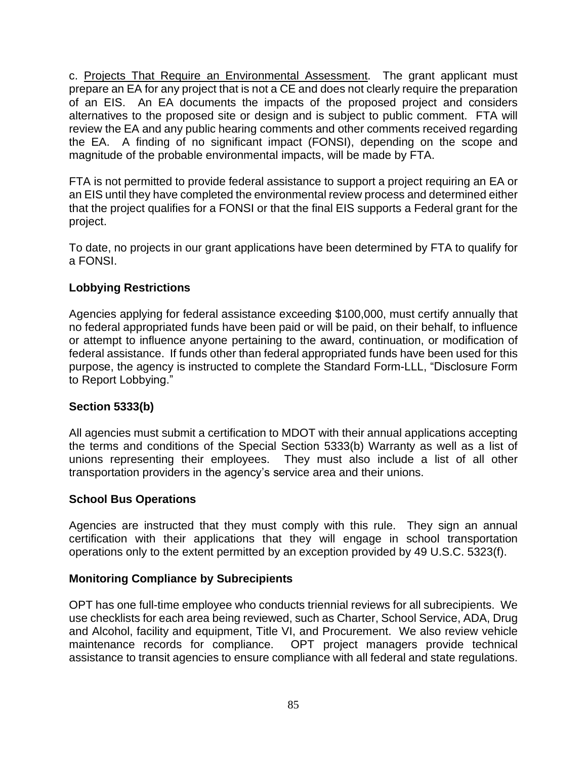c. <u>Projects That Require an Environmental Assessment</u>. The grant applicant must prepare an EA for any project that is not a CE and does not clearly require the preparation of an EIS. An EA documents the impacts of the proposed project and considers alternatives to the proposed site or design and is subject to public comment. FTA will review the EA and any public hearing comments and other comments received regarding the EA. A finding of no significant impact (FONSI), depending on the scope and magnitude of the probable environmental impacts, will be made by FTA.

FTA is not permitted to provide federal assistance to support a project requiring an EA or an EIS until they have completed the environmental review process and determined either that the project qualifies for a FONSI or that the final EIS supports a Federal grant for the project.

To date, no projects in our grant applications have been determined by FTA to qualify for a FONSI.

**Lobbying Restrictions**

Agencies applying for federal assistance exceeding $100,000, must certify annually that no federal appropriated funds have been paid or will be paid, on their behalf, to influence or attempt to influence anyone pertaining to the award, continuation, or modification of federal assistance. If funds other than federal appropriated funds have been used for this purpose, the agency is instructed to complete the Standard Form-LLL, "Disclosure Form to Report Lobbying."

**Section 5333(b)**

All agencies must submit a certification to MDOT with their annual applications accepting the terms and conditions of the Special Section 5333(b) Warranty as well as a list of unions representing their employees. They must also include a list of all other transportation providers in the agency's service area and their unions.

**School Bus Operations**

Agencies are instructed that they must comply with this rule. They sign an annual certification with their applications that they will engage in school transportation operations only to the extent permitted by an exception provided by 49 U.S.C. 5323(f).

**Monitoring Compliance by Subrecipients**

OPT has one full-time employee who conducts triennial reviews for all subrecipients. We use checklists for each area being reviewed, such as Charter, School Service, ADA, Drug and Alcohol, facility and equipment, Title VI, and Procurement. We also review vehicle maintenance records for compliance. OPT project managers provide technical assistance to transit agencies to ensure compliance with all federal and state regulations.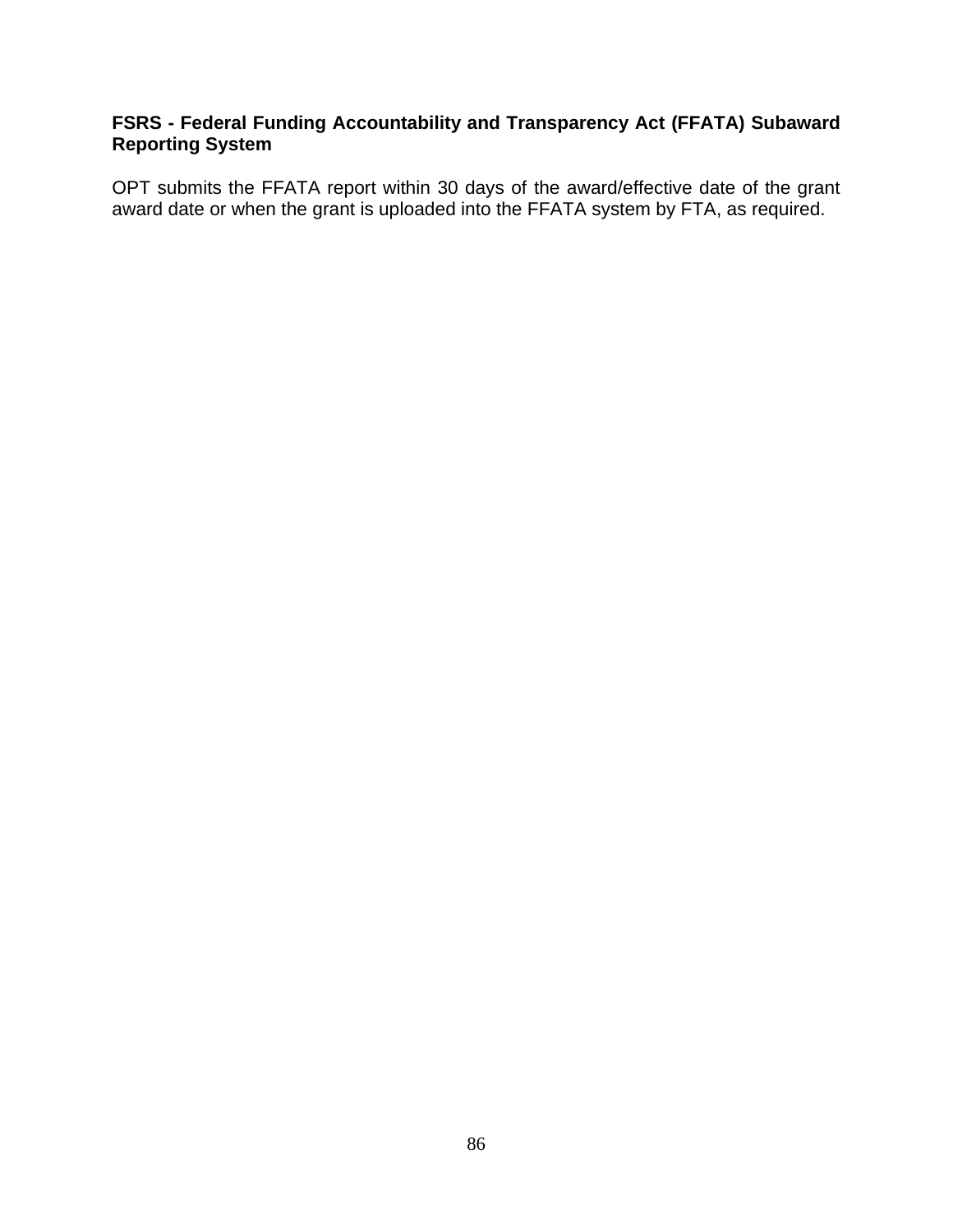**FSRS - Federal Funding Accountability and Transparency Act (FFATA) Subaward Reporting System**

OPT submits the FFATA report within 30 days of the award/effective date of the grant award date or when the grant is uploaded into the FFATA system by FTA, as required.